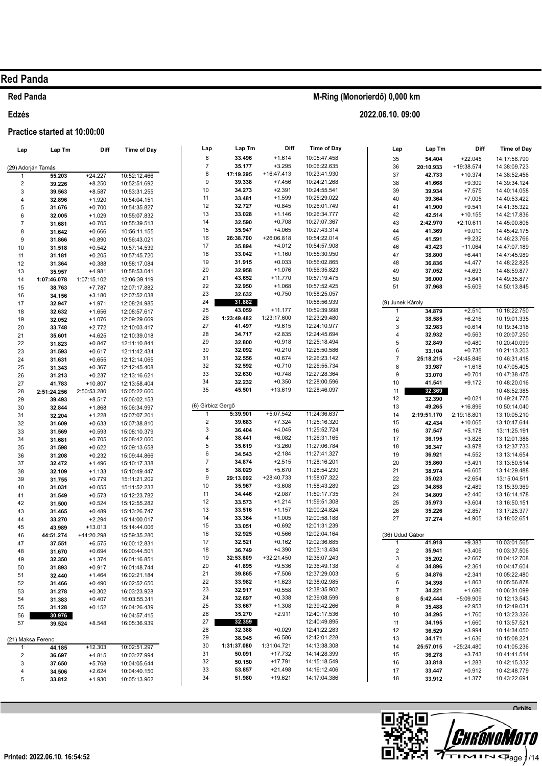# Red Panda

**Red Panda** — **M-Ring (Monorierdő) 0,000 km**

**Edzés** — **2022.06.10. 09:00**

**Practice started at 10:00:00**

| Lap | Lap Tm | Diff | Time of Day |
|---|---|---|---|
| **(29) Adorján Tamás** | | | |
| 1 | 55.203 | +24.227 | 10:52:12.466 |
| 2 | 39.226 | +8.250 | 10:52:51.692 |
| 3 | 39.563 | +8.587 | 10:53:31.255 |
| 4 | 32.896 | +1.920 | 10:54:04.151 |
| 5 | 31.676 | +0.700 | 10:54:35.827 |
| 6 | 32.005 | +1.029 | 10:55:07.832 |
| 7 | 31.681 | +0.705 | 10:55:39.513 |
| 8 | 31.642 | +0.666 | 10:56:11.155 |
| 9 | 31.866 | +0.890 | 10:56:43.021 |
| 10 | 31.518 | +0.542 | 10:57:14.539 |
| 11 | 31.181 | +0.205 | 10:57:45.720 |
| 12 | 31.364 | +0.388 | 10:58:17.084 |
| 13 | 35.957 | +4.981 | 10:58:53.041 |
| 14 | 1:07:46.078 | 1:07:15.102 | 12:06:39.119 |
| 15 | 38.763 | +7.787 | 12:07:17.882 |
| 16 | 34.156 | +3.180 | 12:07:52.038 |
| 17 | 32.947 | +1.971 | 12:08:24.985 |
| 18 | 32.632 | +1.656 | 12:08:57.617 |
| 19 | 32.052 | +1.076 | 12:09:29.669 |
| 20 | 33.748 | +2.772 | 12:10:03.417 |
| 21 | 35.601 | +4.625 | 12:10:39.018 |
| 22 | 31.823 | +0.847 | 12:11:10.841 |
| 23 | 31.593 | +0.617 | 12:11:42.434 |
| 24 | 31.631 | +0.655 | 12:12:14.065 |
| 25 | 31.343 | +0.367 | 12:12:45.408 |
| 26 | 31.213 | +0.237 | 12:13:16.621 |
| 27 | 41.783 | +10.807 | 12:13:58.404 |
| 28 | 2:51:24.256 | 2:50:53.280 | 15:05:22.660 |
| 29 | 39.493 | +8.517 | 15:06:02.153 |
| 30 | 32.844 | +1.868 | 15:06:34.997 |
| 31 | 32.204 | +1.228 | 15:07:07.201 |
| 32 | 31.609 | +0.633 | 15:07:38.810 |
| 33 | 31.569 | +0.593 | 15:08:10.379 |
| 34 | 31.681 | +0.705 | 15:08:42.060 |
| 35 | 31.598 | +0.622 | 15:09:13.658 |
| 36 | 31.208 | +0.232 | 15:09:44.866 |
| 37 | 32.472 | +1.496 | 15:10:17.338 |
| 38 | 32.109 | +1.133 | 15:10:49.447 |
| 39 | 31.755 | +0.779 | 15:11:21.202 |
| 40 | 31.031 | +0.055 | 15:11:52.233 |
| 41 | 31.549 | +0.573 | 15:12:23.782 |
| 42 | 31.500 | +0.524 | 15:12:55.282 |
| 43 | 31.465 | +0.489 | 15:13:26.747 |
| 44 | 33.270 | +2.294 | 15:14:00.017 |
| 45 | 43.989 | +13.013 | 15:14:44.006 |
| 46 | 44:51.274 | +44:20.298 | 15:59:35.280 |
| 47 | 37.551 | +6.575 | 16:00:12.831 |
| 48 | 31.670 | +0.694 | 16:00:44.501 |
| 49 | 32.350 | +1.374 | 16:01:16.851 |
| 50 | 31.893 | +0.917 | 16:01:48.744 |
| 51 | 32.440 | +1.464 | 16:02:21.184 |
| 52 | 31.466 | +0.490 | 16:02:52.650 |
| 53 | 31.278 | +0.302 | 16:03:23.928 |
| 54 | 31.383 | +0.407 | 16:03:55.311 |
| 55 | 31.128 | +0.152 | 16:04:26.439 |
| 56 | **30.976** | | 16:04:57.415 |
| 57 | 39.524 | +8.548 | 16:05:36.939 |
| **(21) Maksa Ferenc** | | | |
| 1 | 44.185 | +12.303 | 10:02:51.297 |
| 2 | 36.697 | +4.815 | 10:03:27.994 |
| 3 | 37.650 | +5.768 | 10:04:05.644 |
| 4 | 34.506 | +2.624 | 10:04:40.150 |
| 5 | 33.812 | +1.930 | 10:05:13.962 |
| 6 | 33.496 | +1.614 | 10:05:47.458 |
| 7 | 35.177 | +3.295 | 10:06:22.635 |
| 8 | 17:19.295 | +16:47.413 | 10:23:41.930 |
| 9 | 39.338 | +7.456 | 10:24:21.268 |
| 10 | 34.273 | +2.391 | 10:24:55.541 |
| 11 | 33.481 | +1.599 | 10:25:29.022 |
| 12 | 32.727 | +0.845 | 10:26:01.749 |
| 13 | 33.028 | +1.146 | 10:26:34.777 |
| 14 | 32.590 | +0.708 | 10:27:07.367 |
| 15 | 35.947 | +4.065 | 10:27:43.314 |
| 16 | 26:38.700 | +26:06.818 | 10:54:22.014 |
| 17 | 35.894 | +4.012 | 10:54:57.908 |
| 18 | 33.042 | +1.160 | 10:55:30.950 |
| 19 | 31.915 | +0.033 | 10:56:02.865 |
| 20 | 32.958 | +1.076 | 10:56:35.823 |
| 21 | 43.652 | +11.770 | 10:57:19.475 |
| 22 | 32.950 | +1.068 | 10:57:52.425 |
| 23 | 32.632 | +0.750 | 10:58:25.057 |
| 24 | **31.882** | | 10:58:56.939 |
| 25 | 43.059 | +11.177 | 10:59:39.998 |
| 26 | 1:23:49.482 | 1:23:17.600 | 12:23:29.480 |
| 27 | 41.497 | +9.615 | 12:24:10.977 |
| 28 | 34.717 | +2.835 | 12:24:45.694 |
| 29 | 32.800 | +0.918 | 12:25:18.494 |
| 30 | 32.092 | +0.210 | 12:25:50.586 |
| 31 | 32.556 | +0.674 | 12:26:23.142 |
| 32 | 32.592 | +0.710 | 12:26:55.734 |
| 33 | 32.630 | +0.748 | 12:27:28.364 |
| 34 | 32.232 | +0.350 | 12:28:00.596 |
| 35 | 45.501 | +13.619 | 12:28:46.097 |
| **(6) Girbicz Gergő** | | | |
| 1 | 5:39.901 | +5:07.542 | 11:24:36.637 |
| 2 | 39.683 | +7.324 | 11:25:16.320 |
| 3 | 36.404 | +4.045 | 11:25:52.724 |
| 4 | 38.441 | +6.082 | 11:26:31.165 |
| 5 | 35.619 | +3.260 | 11:27:06.784 |
| 6 | 34.543 | +2.184 | 11:27:41.327 |
| 7 | 34.874 | +2.515 | 11:28:16.201 |
| 8 | 38.029 | +5.670 | 11:28:54.230 |
| 9 | 29:13.092 | +28:40.733 | 11:58:07.322 |
| 10 | 35.967 | +3.608 | 11:58:43.289 |
| 11 | 34.446 | +2.087 | 11:59:17.735 |
| 12 | 33.573 | +1.214 | 11:59:51.308 |
| 13 | 33.516 | +1.157 | 12:00:24.824 |
| 14 | 33.364 | +1.005 | 12:00:58.188 |
| 15 | 33.051 | +0.692 | 12:01:31.239 |
| 16 | 32.925 | +0.566 | 12:02:04.164 |
| 17 | 32.521 | +0.162 | 12:02:36.685 |
| 18 | 36.749 | +4.390 | 12:03:13.434 |
| 19 | 32:53.809 | +32:21.450 | 12:36:07.243 |
| 20 | 41.895 | +9.536 | 12:36:49.138 |
| 21 | 39.865 | +7.506 | 12:37:29.003 |
| 22 | 33.982 | +1.623 | 12:38:02.985 |
| 23 | 32.917 | +0.558 | 12:38:35.902 |
| 24 | 32.697 | +0.338 | 12:39:08.599 |
| 25 | 33.667 | +1.308 | 12:39:42.266 |
| 26 | 35.270 | +2.911 | 12:40:17.536 |
| 27 | **32.359** | | 12:40:49.895 |
| 28 | 32.388 | +0.029 | 12:41:22.283 |
| 29 | 38.945 | +6.586 | 12:42:01.228 |
| 30 | 1:31:37.080 | 1:31:04.721 | 14:13:38.308 |
| 31 | 50.091 | +17.732 | 14:14:28.399 |
| 32 | 50.150 | +17.791 | 14:15:18.549 |
| 33 | 53.857 | +21.498 | 14:16:12.406 |
| 34 | 51.980 | +19.621 | 14:17:04.386 |
| 35 | 54.404 | +22.045 | 14:17:58.790 |
| 36 | 20:10.933 | +19:38.574 | 14:38:09.723 |
| 37 | 42.733 | +10.374 | 14:38:52.456 |
| 38 | 41.668 | +9.309 | 14:39:34.124 |
| 39 | 39.934 | +7.575 | 14:40:14.058 |
| 40 | 39.364 | +7.005 | 14:40:53.422 |
| 41 | 41.900 | +9.541 | 14:41:35.322 |
| 42 | 42.514 | +10.155 | 14:42:17.836 |
| 43 | 2:42.970 | +2:10.611 | 14:45:00.806 |
| 44 | 41.369 | +9.010 | 14:45:42.175 |
| 45 | 41.591 | +9.232 | 14:46:23.766 |
| 46 | 43.423 | +11.064 | 14:47:07.189 |
| 47 | 38.800 | +6.441 | 14:47:45.989 |
| 48 | 36.836 | +4.477 | 14:48:22.825 |
| 49 | 37.052 | +4.693 | 14:48:59.877 |
| 50 | 36.000 | +3.641 | 14:49:35.877 |
| 51 | 37.968 | +5.609 | 14:50:13.845 |
| **(9) Junek Károly** | | | |
| 1 | 34.879 | +2.510 | 10:18:22.750 |
| 2 | 38.585 | +6.216 | 10:19:01.335 |
| 3 | 32.983 | +0.614 | 10:19:34.318 |
| 4 | 32.932 | +0.563 | 10:20:07.250 |
| 5 | 32.849 | +0.480 | 10:20:40.099 |
| 6 | 33.104 | +0.735 | 10:21:13.203 |
| 7 | 25:18.215 | +24:45.846 | 10:46:31.418 |
| 8 | 33.987 | +1.618 | 10:47:05.405 |
| 9 | 33.070 | +0.701 | 10:47:38.475 |
| 10 | 41.541 | +9.172 | 10:48:20.016 |
| 11 | **32.369** | | 10:48:52.385 |
| 12 | 32.390 | +0.021 | 10:49:24.775 |
| 13 | 49.265 | +16.896 | 10:50:14.040 |
| 14 | 2:19:51.170 | 2:19:18.801 | 13:10:05.210 |
| 15 | 42.434 | +10.065 | 13:10:47.644 |
| 16 | 37.547 | +5.178 | 13:11:25.191 |
| 17 | 36.195 | +3.826 | 13:12:01.386 |
| 18 | 36.347 | +3.978 | 13:12:37.733 |
| 19 | 36.921 | +4.552 | 13:13:14.654 |
| 20 | 35.860 | +3.491 | 13:13:50.514 |
| 21 | 38.974 | +6.605 | 13:14:29.488 |
| 22 | 35.023 | +2.654 | 13:15:04.511 |
| 23 | 34.858 | +2.489 | 13:15:39.369 |
| 24 | 34.809 | +2.440 | 13:16:14.178 |
| 25 | 35.973 | +3.604 | 13:16:50.151 |
| 26 | 35.226 | +2.857 | 13:17:25.377 |
| 27 | 37.274 | +4.905 | 13:18:02.651 |
| **(36) Udud Gábor** | | | |
| 1 | 41.918 | +9.383 | 10:03:01.565 |
| 2 | 35.941 | +3.406 | 10:03:37.506 |
| 3 | 35.202 | +2.667 | 10:04:12.708 |
| 4 | 34.896 | +2.361 | 10:04:47.604 |
| 5 | 34.876 | +2.341 | 10:05:22.480 |
| 6 | 34.398 | +1.863 | 10:05:56.878 |
| 7 | 34.221 | +1.686 | 10:06:31.099 |
| 8 | 5:42.444 | +5:09.909 | 10:12:13.543 |
| 9 | 35.488 | +2.953 | 10:12:49.031 |
| 10 | 34.295 | +1.760 | 10:13:23.326 |
| 11 | 34.195 | +1.660 | 10:13:57.521 |
| 12 | 36.529 | +3.994 | 10:14:34.050 |
| 13 | 34.171 | +1.636 | 10:15:08.221 |
| 14 | 25:57.015 | +25:24.480 | 10:41:05.236 |
| 15 | 36.278 | +3.743 | 10:41:41.514 |
| 16 | 33.818 | +1.283 | 10:42:15.332 |
| 17 | 33.447 | +0.912 | 10:42:48.779 |
| 18 | 33.912 | +1.377 | 10:43:22.691 |

Printed: 2022.06.10. 16:54:52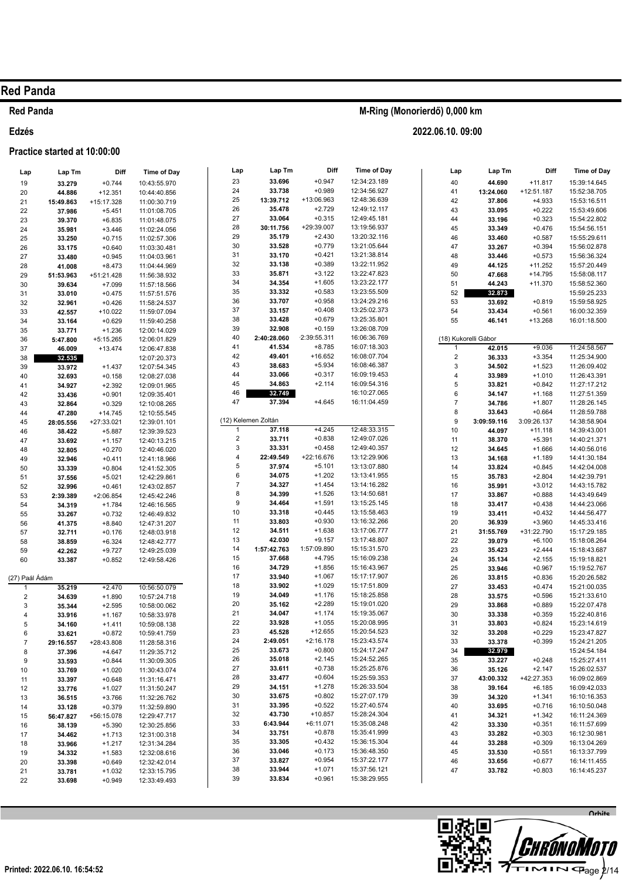# Red Panda

## Red Panda

**M-Ring (Monorierdő) 0,000 km**

**Edzés**

**2022.06.10. 09:00**

**Practice started at 10:00:00**

| Lap | Lap Tm | Diff | Time of Day |
|---|---|---|---|
| 19 | **33.279** | +0.744 | 10:43:55.970 |
| 20 | **44.886** | +12.351 | 10:44:40.856 |
| 21 | **15:49.863** | +15:17.328 | 11:00:30.719 |
| 22 | **37.986** | +5.451 | 11:01:08.705 |
| 23 | **39.370** | +6.835 | 11:01:48.075 |
| 24 | **35.981** | +3.446 | 11:02:24.056 |
| 25 | **33.250** | +0.715 | 11:02:57.306 |
| 26 | **33.175** | +0.640 | 11:03:30.481 |
| 27 | **33.480** | +0.945 | 11:04:03.961 |
| 28 | **41.008** | +8.473 | 11:04:44.969 |
| 29 | **51:53.963** | +51:21.428 | 11:56:38.932 |
| 30 | **39.634** | +7.099 | 11:57:18.566 |
| 31 | **33.010** | +0.475 | 11:57:51.576 |
| 32 | **32.961** | +0.426 | 11:58:24.537 |
| 33 | **42.557** | +10.022 | 11:59:07.094 |
| 34 | **33.164** | +0.629 | 11:59:40.258 |
| 35 | **33.771** | +1.236 | 12:00:14.029 |
| 36 | **5:47.800** | +5:15.265 | 12:06:01.829 |
| 37 | **46.009** | +13.474 | 12:06:47.838 |
| 38 | **32.535** | | 12:07:20.373 |
| 39 | **33.972** | +1.437 | 12:07:54.345 |
| 40 | **32.693** | +0.158 | 12:08:27.038 |
| 41 | **34.927** | +2.392 | 12:09:01.965 |
| 42 | **33.436** | +0.901 | 12:09:35.401 |
| 43 | **32.864** | +0.329 | 12:10:08.265 |
| 44 | **47.280** | +14.745 | 12:10:55.545 |
| 45 | **28:05.556** | +27:33.021 | 12:39:01.101 |
| 46 | **38.422** | +5.887 | 12:39:39.523 |
| 47 | **33.692** | +1.157 | 12:40:13.215 |
| 48 | **32.805** | +0.270 | 12:40:46.020 |
| 49 | **32.946** | +0.411 | 12:41:18.966 |
| 50 | **33.339** | +0.804 | 12:41:52.305 |
| 51 | **37.556** | +5.021 | 12:42:29.861 |
| 52 | **32.996** | +0.461 | 12:43:02.857 |
| 53 | **2:39.389** | +2:06.854 | 12:45:42.246 |
| 54 | **34.319** | +1.784 | 12:46:16.565 |
| 55 | **33.267** | +0.732 | 12:46:49.832 |
| 56 | **41.375** | +8.840 | 12:47:31.207 |
| 57 | **32.711** | +0.176 | 12:48:03.918 |
| 58 | **38.859** | +6.324 | 12:48:42.777 |
| 59 | **42.262** | +9.727 | 12:49:25.039 |
| 60 | **33.387** | +0.852 | 12:49:58.426 |

(27) Paál Ádám

| Lap | Lap Tm | Diff | Time of Day |
|---|---|---|---|
| 1 | **35.219** | +2.470 | 10:56:50.079 |
| 2 | **34.639** | +1.890 | 10:57:24.718 |
| 3 | **35.344** | +2.595 | 10:58:00.062 |
| 4 | **33.916** | +1.167 | 10:58:33.978 |
| 5 | **34.160** | +1.411 | 10:59:08.138 |
| 6 | **33.621** | +0.872 | 10:59:41.759 |
| 7 | **29:16.557** | +28:43.808 | 11:28:58.316 |
| 8 | **37.396** | +4.647 | 11:29:35.712 |
| 9 | **33.593** | +0.844 | 11:30:09.305 |
| 10 | **33.769** | +1.020 | 11:30:43.074 |
| 11 | **33.397** | +0.648 | 11:31:16.471 |
| 12 | **33.776** | +1.027 | 11:31:50.247 |
| 13 | **36.515** | +3.766 | 11:32:26.762 |
| 14 | **33.128** | +0.379 | 11:32:59.890 |
| 15 | **56:47.827** | +56:15.078 | 12:29:47.717 |
| 16 | **38.139** | +5.390 | 12:30:25.856 |
| 17 | **34.462** | +1.713 | 12:31:00.318 |
| 18 | **33.966** | +1.217 | 12:31:34.284 |
| 19 | **34.332** | +1.583 | 12:32:08.616 |
| 20 | **33.398** | +0.649 | 12:32:42.014 |
| 21 | **33.781** | +1.032 | 12:33:15.795 |
| 22 | **33.698** | +0.949 | 12:33:49.493 |
| 23 | **33.696** | +0.947 | 12:34:23.189 |
| 24 | **33.738** | +0.989 | 12:34:56.927 |
| 25 | **13:39.712** | +13:06.963 | 12:48:36.639 |
| 26 | **35.478** | +2.729 | 12:49:12.117 |
| 27 | **33.064** | +0.315 | 12:49:45.181 |
| 28 | **30:11.756** | +29:39.007 | 13:19:56.937 |
| 29 | **35.179** | +2.430 | 13:20:32.116 |
| 30 | **33.528** | +0.779 | 13:21:05.644 |
| 31 | **33.170** | +0.421 | 13:21:38.814 |
| 32 | **33.138** | +0.389 | 13:22:11.952 |
| 33 | **35.871** | +3.122 | 13:22:47.823 |
| 34 | **34.354** | +1.605 | 13:23:22.177 |
| 35 | **33.332** | +0.583 | 13:23:55.509 |
| 36 | **33.707** | +0.958 | 13:24:29.216 |
| 37 | **33.157** | +0.408 | 13:25:02.373 |
| 38 | **33.428** | +0.679 | 13:25:35.801 |
| 39 | **32.908** | +0.159 | 13:26:08.709 |
| 40 | **2:40:28.060** | 2:39:55.311 | 16:06:36.769 |
| 41 | **41.534** | +8.785 | 16:07:18.303 |
| 42 | **49.401** | +16.652 | 16:08:07.704 |
| 43 | **38.683** | +5.934 | 16:08:46.387 |
| 44 | **33.066** | +0.317 | 16:09:19.453 |
| 45 | **34.863** | +2.114 | 16:09:54.316 |
| 46 | **32.749** | | 16:10:27.065 |
| 47 | **37.394** | +4.645 | 16:11:04.459 |

(12) Kelemen Zoltán

| Lap | Lap Tm | Diff | Time of Day |
|---|---|---|---|
| 1 | **37.118** | +4.245 | 12:48:33.315 |
| 2 | **33.711** | +0.838 | 12:49:07.026 |
| 3 | **33.331** | +0.458 | 12:49:40.357 |
| 4 | **22:49.549** | +22:16.676 | 13:12:29.906 |
| 5 | **37.974** | +5.101 | 13:13:07.880 |
| 6 | **34.075** | +1.202 | 13:13:41.955 |
| 7 | **34.327** | +1.454 | 13:14:16.282 |
| 8 | **34.399** | +1.526 | 13:14:50.681 |
| 9 | **34.464** | +1.591 | 13:15:25.145 |
| 10 | **33.318** | +0.445 | 13:15:58.463 |
| 11 | **33.803** | +0.930 | 13:16:32.266 |
| 12 | **34.511** | +1.638 | 13:17:06.777 |
| 13 | **42.030** | +9.157 | 13:17:48.807 |
| 14 | **1:57:42.763** | 1:57:09.890 | 15:15:31.570 |
| 15 | **37.668** | +4.795 | 15:16:09.238 |
| 16 | **34.729** | +1.856 | 15:16:43.967 |
| 17 | **33.940** | +1.067 | 15:17:17.907 |
| 18 | **33.902** | +1.029 | 15:17:51.809 |
| 19 | **34.049** | +1.176 | 15:18:25.858 |
| 20 | **35.162** | +2.289 | 15:19:01.020 |
| 21 | **34.047** | +1.174 | 15:19:35.067 |
| 22 | **33.928** | +1.055 | 15:20:08.995 |
| 23 | **45.528** | +12.655 | 15:20:54.523 |
| 24 | **2:49.051** | +2:16.178 | 15:23:43.574 |
| 25 | **33.673** | +0.800 | 15:24:17.247 |
| 26 | **35.018** | +2.145 | 15:24:52.265 |
| 27 | **33.611** | +0.738 | 15:25:25.876 |
| 28 | **33.477** | +0.604 | 15:25:59.353 |
| 29 | **34.151** | +1.278 | 15:26:33.504 |
| 30 | **33.675** | +0.802 | 15:27:07.179 |
| 31 | **33.395** | +0.522 | 15:27:40.574 |
| 32 | **43.730** | +10.857 | 15:28:24.304 |
| 33 | **6:43.944** | +6:11.071 | 15:35:08.248 |
| 34 | **33.751** | +0.878 | 15:35:41.999 |
| 35 | **33.305** | +0.432 | 15:36:15.304 |
| 36 | **33.046** | +0.173 | 15:36:48.350 |
| 37 | **33.827** | +0.954 | 15:37:22.177 |
| 38 | **33.944** | +1.071 | 15:37:56.121 |
| 39 | **33.834** | +0.961 | 15:38:29.955 |
| 40 | **44.690** | +11.817 | 15:39:14.645 |
| 41 | **13:24.060** | +12:51.187 | 15:52:38.705 |
| 42 | **37.806** | +4.933 | 15:53:16.511 |
| 43 | **33.095** | +0.222 | 15:53:49.606 |
| 44 | **33.196** | +0.323 | 15:54:22.802 |
| 45 | **33.349** | +0.476 | 15:54:56.151 |
| 46 | **33.460** | +0.587 | 15:55:29.611 |
| 47 | **33.267** | +0.394 | 15:56:02.878 |
| 48 | **33.446** | +0.573 | 15:56:36.324 |
| 49 | **44.125** | +11.252 | 15:57:20.449 |
| 50 | **47.668** | +14.795 | 15:58:08.117 |
| 51 | **44.243** | +11.370 | 15:58:52.360 |
| 52 | **32.873** | | 15:59:25.233 |
| 53 | **33.692** | +0.819 | 15:59:58.925 |
| 54 | **33.434** | +0.561 | 16:00:32.359 |
| 55 | **46.141** | +13.268 | 16:01:18.500 |

(18) Kukorelli Gábor

| Lap | Lap Tm | Diff | Time of Day |
|---|---|---|---|
| 1 | **42.015** | +9.036 | 11:24:58.567 |
| 2 | **36.333** | +3.354 | 11:25:34.900 |
| 3 | **34.502** | +1.523 | 11:26:09.402 |
| 4 | **33.989** | +1.010 | 11:26:43.391 |
| 5 | **33.821** | +0.842 | 11:27:17.212 |
| 6 | **34.147** | +1.168 | 11:27:51.359 |
| 7 | **34.786** | +1.807 | 11:28:26.145 |
| 8 | **33.643** | +0.664 | 11:28:59.788 |
| 9 | **3:09:59.116** | 3:09:26.137 | 14:38:58.904 |
| 10 | **44.097** | +11.118 | 14:39:43.001 |
| 11 | **38.370** | +5.391 | 14:40:21.371 |
| 12 | **34.645** | +1.666 | 14:40:56.016 |
| 13 | **34.168** | +1.189 | 14:41:30.184 |
| 14 | **33.824** | +0.845 | 14:42:04.008 |
| 15 | **35.783** | +2.804 | 14:42:39.791 |
| 16 | **35.991** | +3.012 | 14:43:15.782 |
| 17 | **33.867** | +0.888 | 14:43:49.649 |
| 18 | **33.417** | +0.438 | 14:44:23.066 |
| 19 | **33.411** | +0.432 | 14:44:56.477 |
| 20 | **36.939** | +3.960 | 14:45:33.416 |
| 21 | **31:55.769** | +31:22.790 | 15:17:29.185 |
| 22 | **39.079** | +6.100 | 15:18:08.264 |
| 23 | **35.423** | +2.444 | 15:18:43.687 |
| 24 | **35.134** | +2.155 | 15:19:18.821 |
| 25 | **33.946** | +0.967 | 15:19:52.767 |
| 26 | **33.815** | +0.836 | 15:20:26.582 |
| 27 | **33.453** | +0.474 | 15:21:00.035 |
| 28 | **33.575** | +0.596 | 15:21:33.610 |
| 29 | **33.868** | +0.889 | 15:22:07.478 |
| 30 | **33.338** | +0.359 | 15:22:40.816 |
| 31 | **33.803** | +0.824 | 15:23:14.619 |
| 32 | **33.208** | +0.229 | 15:23:47.827 |
| 33 | **33.378** | +0.399 | 15:24:21.205 |
| 34 | **32.979** | | 15:24:54.184 |
| 35 | **33.227** | +0.248 | 15:25:27.411 |
| 36 | **35.126** | +2.147 | 15:26:02.537 |
| 37 | **43:00.332** | +42:27.353 | 16:09:02.869 |
| 38 | **39.164** | +6.185 | 16:09:42.033 |
| 39 | **34.320** | +1.341 | 16:10:16.353 |
| 40 | **33.695** | +0.716 | 16:10:50.048 |
| 41 | **34.321** | +1.342 | 16:11:24.369 |
| 42 | **33.330** | +0.351 | 16:11:57.699 |
| 43 | **33.282** | +0.303 | 16:12:30.981 |
| 44 | **33.288** | +0.309 | 16:13:04.269 |
| 45 | **33.530** | +0.551 | 16:13:37.799 |
| 46 | **33.656** | +0.677 | 16:14:11.455 |
| 47 | **33.782** | +0.803 | 16:14:45.237 |

Printed: 2022.06.10. 16:54:52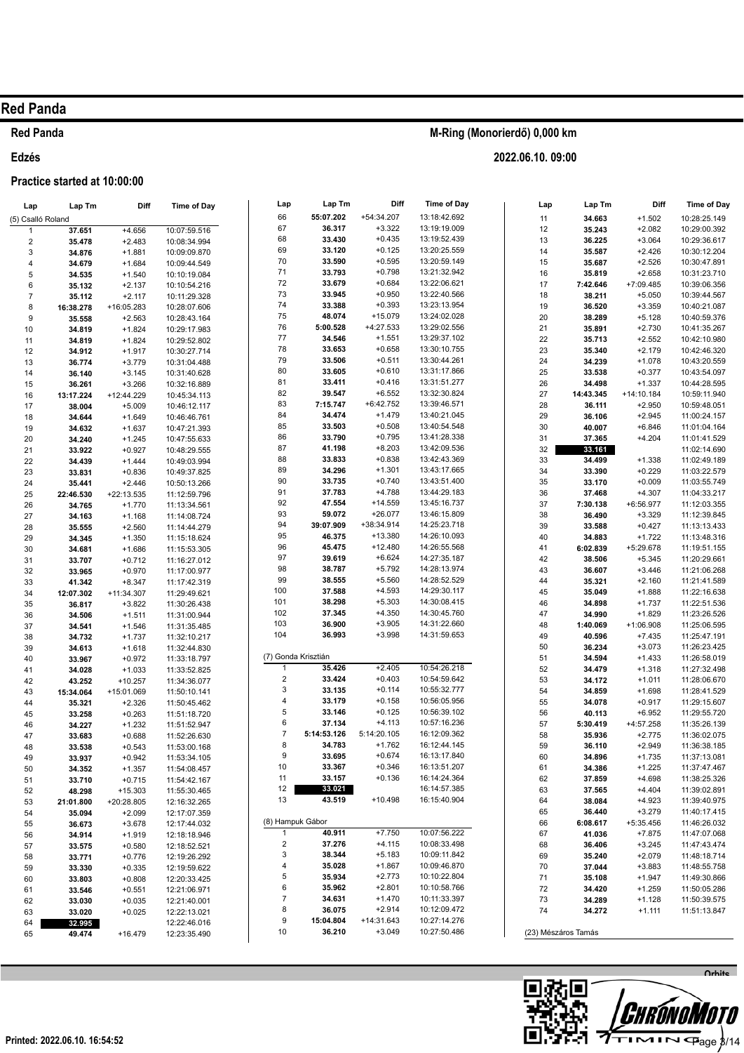# Red Panda

## Red Panda

**M-Ring (Monorierdő) 0,000 km**

## Edzés

**2022.06.10. 09:00**

### Practice started at 10:00:00

| Lap | Lap Tm | Diff | Time of Day |
|---|---|---|---|
| (5) Csalló Roland | | | |
| 1 | 37.651 | +4.656 | 10:07:59.516 |
| 2 | 35.478 | +2.483 | 10:08:34.994 |
| 3 | 34.876 | +1.881 | 10:09:09.870 |
| 4 | 34.679 | +1.684 | 10:09:44.549 |
| 5 | 34.535 | +1.540 | 10:10:19.084 |
| 6 | 35.132 | +2.137 | 10:10:54.216 |
| 7 | 35.112 | +2.117 | 10:11:29.328 |
| 8 | 16:38.278 | +16:05.283 | 10:28:07.606 |
| 9 | 35.558 | +2.563 | 10:28:43.164 |
| 10 | 34.819 | +1.824 | 10:29:17.983 |
| 11 | 34.819 | +1.824 | 10:29:52.802 |
| 12 | 34.912 | +1.917 | 10:30:27.714 |
| 13 | 36.774 | +3.779 | 10:31:04.488 |
| 14 | 36.140 | +3.145 | 10:31:40.628 |
| 15 | 36.261 | +3.266 | 10:32:16.889 |
| 16 | 13:17.224 | +12:44.229 | 10:45:34.113 |
| 17 | 38.004 | +5.009 | 10:46:12.117 |
| 18 | 34.644 | +1.649 | 10:46:46.761 |
| 19 | 34.632 | +1.637 | 10:47:21.393 |
| 20 | 34.240 | +1.245 | 10:47:55.633 |
| 21 | 33.922 | +0.927 | 10:48:29.555 |
| 22 | 34.439 | +1.444 | 10:49:03.994 |
| 23 | 33.831 | +0.836 | 10:49:37.825 |
| 24 | 35.441 | +2.446 | 10:50:13.266 |
| 25 | 22:46.530 | +22:13.535 | 11:12:59.796 |
| 26 | 34.765 | +1.770 | 11:13:34.561 |
| 27 | 34.163 | +1.168 | 11:14:08.724 |
| 28 | 35.555 | +2.560 | 11:14:44.279 |
| 29 | 34.345 | +1.350 | 11:15:18.624 |
| 30 | 34.681 | +1.686 | 11:15:53.305 |
| 31 | 33.707 | +0.712 | 11:16:27.012 |
| 32 | 33.965 | +0.970 | 11:17:00.977 |
| 33 | 41.342 | +8.347 | 11:17:42.319 |
| 34 | 12:07.302 | +11:34.307 | 11:29:49.621 |
| 35 | 36.817 | +3.822 | 11:30:26.438 |
| 36 | 34.506 | +1.511 | 11:31:00.944 |
| 37 | 34.541 | +1.546 | 11:31:35.485 |
| 38 | 34.732 | +1.737 | 11:32:10.217 |
| 39 | 34.613 | +1.618 | 11:32:44.830 |
| 40 | 33.967 | +0.972 | 11:33:18.797 |
| 41 | 34.028 | +1.033 | 11:33:52.825 |
| 42 | 43.252 | +10.257 | 11:34:36.077 |
| 43 | 15:34.064 | +15:01.069 | 11:50:10.141 |
| 44 | 35.321 | +2.326 | 11:50:45.462 |
| 45 | 33.258 | +0.263 | 11:51:18.720 |
| 46 | 34.227 | +1.232 | 11:51:52.947 |
| 47 | 33.683 | +0.688 | 11:52:26.630 |
| 48 | 33.538 | +0.543 | 11:53:00.168 |
| 49 | 33.937 | +0.942 | 11:53:34.105 |
| 50 | 34.352 | +1.357 | 11:54:08.457 |
| 51 | 33.710 | +0.715 | 11:54:42.167 |
| 52 | 48.298 | +15.303 | 11:55:30.465 |
| 53 | 21:01.800 | +20:28.805 | 12:16:32.265 |
| 54 | 35.094 | +2.099 | 12:17:07.359 |
| 55 | 36.673 | +3.678 | 12:17:44.032 |
| 56 | 34.914 | +1.919 | 12:18:18.946 |
| 57 | 33.575 | +0.580 | 12:18:52.521 |
| 58 | 33.771 | +0.776 | 12:19:26.292 |
| 59 | 33.330 | +0.335 | 12:19:59.622 |
| 60 | 33.803 | +0.808 | 12:20:33.425 |
| 61 | 33.546 | +0.551 | 12:21:06.971 |
| 62 | 33.030 | +0.035 | 12:21:40.001 |
| 63 | 33.020 | +0.025 | 12:22:13.021 |
| 64 | **32.995** | | 12:22:46.016 |
| 65 | 49.474 | +16.479 | 12:23:35.490 |
| 66 | 55:07.202 | +54:34.207 | 13:18:42.692 |
| 67 | 36.317 | +3.322 | 13:19:19.009 |
| 68 | 33.430 | +0.435 | 13:19:52.439 |
| 69 | 33.120 | +0.125 | 13:20:25.559 |
| 70 | 33.590 | +0.595 | 13:20:59.149 |
| 71 | 33.793 | +0.798 | 13:21:32.942 |
| 72 | 33.679 | +0.684 | 13:22:06.621 |
| 73 | 33.945 | +0.950 | 13:22:40.566 |
| 74 | 33.388 | +0.393 | 13:23:13.954 |
| 75 | 48.074 | +15.079 | 13:24:02.028 |
| 76 | 5:00.528 | +4:27.533 | 13:29:02.556 |
| 77 | 34.546 | +1.551 | 13:29:37.102 |
| 78 | 33.653 | +0.658 | 13:30:10.755 |
| 79 | 33.506 | +0.511 | 13:30:44.261 |
| 80 | 33.605 | +0.610 | 13:31:17.866 |
| 81 | 33.411 | +0.416 | 13:31:51.277 |
| 82 | 39.547 | +6.552 | 13:32:30.824 |
| 83 | 7:15.747 | +6:42.752 | 13:39:46.571 |
| 84 | 34.474 | +1.479 | 13:40:21.045 |
| 85 | 33.503 | +0.508 | 13:40:54.548 |
| 86 | 33.790 | +0.795 | 13:41:28.338 |
| 87 | 41.198 | +8.203 | 13:42:09.536 |
| 88 | 33.833 | +0.838 | 13:42:43.369 |
| 89 | 34.296 | +1.301 | 13:43:17.665 |
| 90 | 33.735 | +0.740 | 13:43:51.400 |
| 91 | 37.783 | +4.788 | 13:44:29.183 |
| 92 | 47.554 | +14.559 | 13:45:16.737 |
| 93 | 59.072 | +26.077 | 13:46:15.809 |
| 94 | 39:07.909 | +38:34.914 | 14:25:23.718 |
| 95 | 46.375 | +13.380 | 14:26:10.093 |
| 96 | 45.475 | +12.480 | 14:26:55.568 |
| 97 | 39.619 | +6.624 | 14:27:35.187 |
| 98 | 38.787 | +5.792 | 14:28:13.974 |
| 99 | 38.555 | +5.560 | 14:28:52.529 |
| 100 | 37.588 | +4.593 | 14:29:30.117 |
| 101 | 38.298 | +5.303 | 14:30:08.415 |
| 102 | 37.345 | +4.350 | 14:30:45.760 |
| 103 | 36.900 | +3.905 | 14:31:22.660 |
| 104 | 36.993 | +3.998 | 14:31:59.653 |
| (7) Gonda Krisztián | | | |
| 1 | 35.426 | +2.405 | 10:54:26.218 |
| 2 | 33.424 | +0.403 | 10:54:59.642 |
| 3 | 33.135 | +0.114 | 10:55:32.777 |
| 4 | 33.179 | +0.158 | 10:56:05.956 |
| 5 | 33.146 | +0.125 | 10:56:39.102 |
| 6 | 37.134 | +4.113 | 10:57:16.236 |
| 7 | 5:14:53.126 | 5:14:20.105 | 16:12:09.362 |
| 8 | 34.783 | +1.762 | 16:12:44.145 |
| 9 | 33.695 | +0.674 | 16:13:17.840 |
| 10 | 33.367 | +0.346 | 16:13:51.207 |
| 11 | 33.157 | +0.136 | 16:14:24.364 |
| 12 | **33.021** | | 16:14:57.385 |
| 13 | 43.519 | +10.498 | 16:15:40.904 |
| (8) Hampuk Gábor | | | |
| 1 | 40.911 | +7.750 | 10:07:56.222 |
| 2 | 37.276 | +4.115 | 10:08:33.498 |
| 3 | 38.344 | +5.183 | 10:09:11.842 |
| 4 | 35.028 | +1.867 | 10:09:46.870 |
| 5 | 35.934 | +2.773 | 10:10:22.804 |
| 6 | 35.962 | +2.801 | 10:10:58.766 |
| 7 | 34.631 | +1.470 | 10:11:33.397 |
| 8 | 36.075 | +2.914 | 10:12:09.472 |
| 9 | 15:04.804 | +14:31.643 | 10:27:14.276 |
| 10 | 36.210 | +3.049 | 10:27:50.486 |
| 11 | 34.663 | +1.502 | 10:28:25.149 |
| 12 | 35.243 | +2.082 | 10:29:00.392 |
| 13 | 36.225 | +3.064 | 10:29:36.617 |
| 14 | 35.587 | +2.426 | 10:30:12.204 |
| 15 | 35.687 | +2.526 | 10:30:47.891 |
| 16 | 35.819 | +2.658 | 10:31:23.710 |
| 17 | 7:42.646 | +7:09.485 | 10:39:06.356 |
| 18 | 38.211 | +5.050 | 10:39:44.567 |
| 19 | 36.520 | +3.359 | 10:40:21.087 |
| 20 | 38.289 | +5.128 | 10:40:59.376 |
| 21 | 35.891 | +2.730 | 10:41:35.267 |
| 22 | 35.713 | +2.552 | 10:42:10.980 |
| 23 | 35.340 | +2.179 | 10:42:46.320 |
| 24 | 34.239 | +1.078 | 10:43:20.559 |
| 25 | 33.538 | +0.377 | 10:43:54.097 |
| 26 | 34.498 | +1.337 | 10:44:28.595 |
| 27 | 14:43.345 | +14:10.184 | 10:59:11.940 |
| 28 | 36.111 | +2.950 | 10:59:48.051 |
| 29 | 36.106 | +2.945 | 11:00:24.157 |
| 30 | 40.007 | +6.846 | 11:01:04.164 |
| 31 | 37.365 | +4.204 | 11:01:41.529 |
| 32 | **33.161** | | 11:02:14.690 |
| 33 | 34.499 | +1.338 | 11:02:49.189 |
| 34 | 33.390 | +0.229 | 11:03:22.579 |
| 35 | 33.170 | +0.009 | 11:03:55.749 |
| 36 | 37.468 | +4.307 | 11:04:33.217 |
| 37 | 7:30.138 | +6:56.977 | 11:12:03.355 |
| 38 | 36.490 | +3.329 | 11:12:39.845 |
| 39 | 33.588 | +0.427 | 11:13:13.433 |
| 40 | 34.883 | +1.722 | 11:13:48.316 |
| 41 | 6:02.839 | +5:29.678 | 11:19:51.155 |
| 42 | 38.506 | +5.345 | 11:20:29.661 |
| 43 | 36.607 | +3.446 | 11:21:06.268 |
| 44 | 35.321 | +2.160 | 11:21:41.589 |
| 45 | 35.049 | +1.888 | 11:22:16.638 |
| 46 | 34.898 | +1.737 | 11:22:51.536 |
| 47 | 34.990 | +1.829 | 11:23:26.526 |
| 48 | 1:40.069 | +1:06.908 | 11:25:06.595 |
| 49 | 40.596 | +7.435 | 11:25:47.191 |
| 50 | 36.234 | +3.073 | 11:26:23.425 |
| 51 | 34.594 | +1.433 | 11:26:58.019 |
| 52 | 34.479 | +1.318 | 11:27:32.498 |
| 53 | 34.172 | +1.011 | 11:28:06.670 |
| 54 | 34.859 | +1.698 | 11:28:41.529 |
| 55 | 34.078 | +0.917 | 11:29:15.607 |
| 56 | 40.113 | +6.952 | 11:29:55.720 |
| 57 | 5:30.419 | +4:57.258 | 11:35:26.139 |
| 58 | 35.936 | +2.775 | 11:36:02.075 |
| 59 | 36.110 | +2.949 | 11:36:38.185 |
| 60 | 34.896 | +1.735 | 11:37:13.081 |
| 61 | 34.386 | +1.225 | 11:37:47.467 |
| 62 | 37.859 | +4.698 | 11:38:25.326 |
| 63 | 37.565 | +4.404 | 11:39:02.891 |
| 64 | 38.084 | +4.923 | 11:39:40.975 |
| 65 | 36.440 | +3.279 | 11:40:17.415 |
| 66 | 6:08.617 | +5:35.456 | 11:46:26.032 |
| 67 | 41.036 | +7.875 | 11:47:07.068 |
| 68 | 36.406 | +3.245 | 11:47:43.474 |
| 69 | 35.240 | +2.079 | 11:48:18.714 |
| 70 | 37.044 | +3.883 | 11:48:55.758 |
| 71 | 35.108 | +1.947 | 11:49:30.866 |
| 72 | 34.420 | +1.259 | 11:50:05.286 |
| 73 | 34.289 | +1.128 | 11:50:39.575 |
| 74 | 34.272 | +1.111 | 11:51:13.847 |
| (23) Mészáros Tamás | | | |

Printed: 2022.06.10. 16:54:52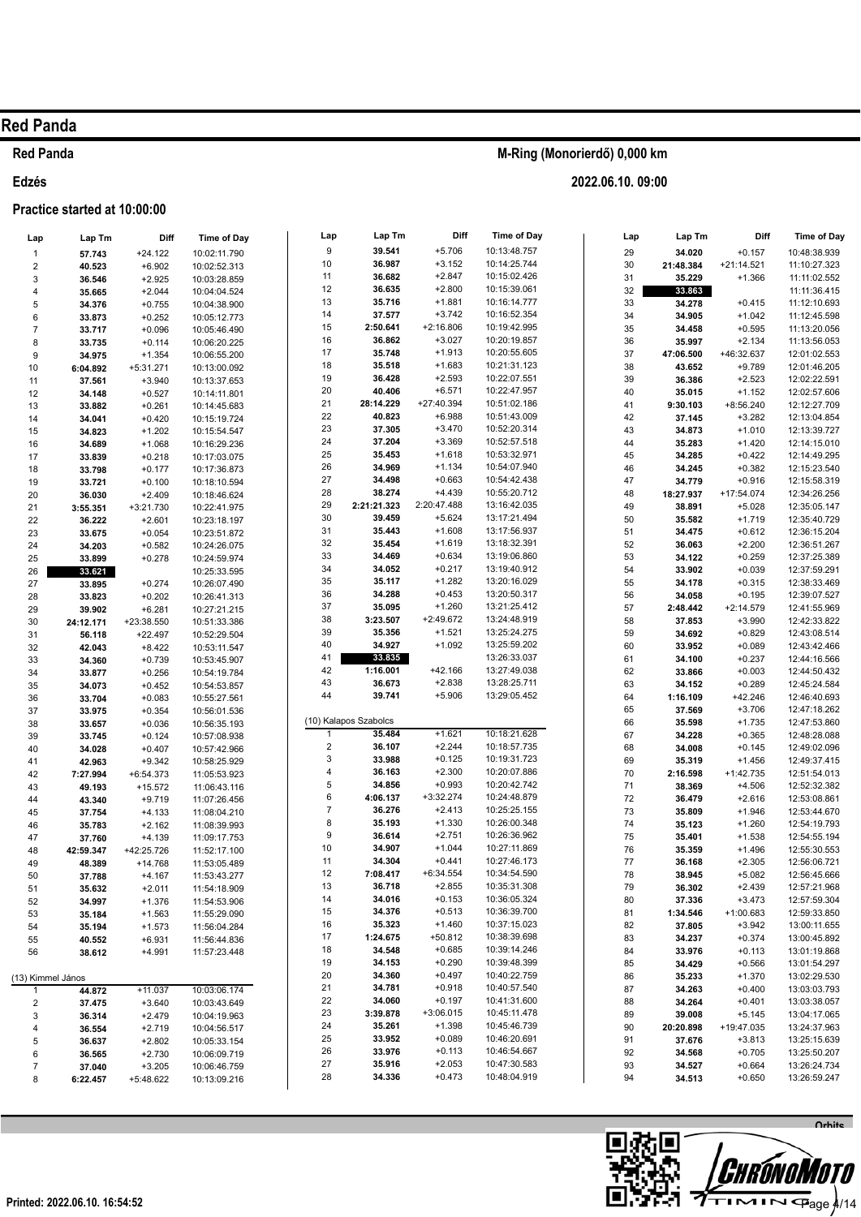# Red Panda

**Red Panda** — **M-Ring (Monorierdő) 0,000 km**

**Edzés** — **2022.06.10. 09:00**

**Practice started at 10:00:00**

| Lap | Lap Tm | Diff | Time of Day |
|---|---|---|---|
| 1 | 57.743 | +24.122 | 10:02:11.790 |
| 2 | 40.523 | +6.902 | 10:02:52.313 |
| 3 | 36.546 | +2.925 | 10:03:28.859 |
| 4 | 35.665 | +2.044 | 10:04:04.524 |
| 5 | 34.376 | +0.755 | 10:04:38.900 |
| 6 | 33.873 | +0.252 | 10:05:12.773 |
| 7 | 33.717 | +0.096 | 10:05:46.490 |
| 8 | 33.735 | +0.114 | 10:06:20.225 |
| 9 | 34.975 | +1.354 | 10:06:55.200 |
| 10 | 6:04.892 | +5:31.271 | 10:13:00.092 |
| 11 | 37.561 | +3.940 | 10:13:37.653 |
| 12 | 34.148 | +0.527 | 10:14:11.801 |
| 13 | 33.882 | +0.261 | 10:14:45.683 |
| 14 | 34.041 | +0.420 | 10:15:19.724 |
| 15 | 34.823 | +1.202 | 10:15:54.547 |
| 16 | 34.689 | +1.068 | 10:16:29.236 |
| 17 | 33.839 | +0.218 | 10:17:03.075 |
| 18 | 33.798 | +0.177 | 10:17:36.873 |
| 19 | 33.721 | +0.100 | 10:18:10.594 |
| 20 | 36.030 | +2.409 | 10:18:46.624 |
| 21 | 3:55.351 | +3:21.730 | 10:22:41.975 |
| 22 | 36.222 | +2.601 | 10:23:18.197 |
| 23 | 33.675 | +0.054 | 10:23:51.872 |
| 24 | 34.203 | +0.582 | 10:24:26.075 |
| 25 | 33.899 | +0.278 | 10:24:59.974 |
| 26 | **33.621** | | 10:25:33.595 |
| 27 | 33.895 | +0.274 | 10:26:07.490 |
| 28 | 33.823 | +0.202 | 10:26:41.313 |
| 29 | 39.902 | +6.281 | 10:27:21.215 |
| 30 | 24:12.171 | +23:38.550 | 10:51:33.386 |
| 31 | 56.118 | +22.497 | 10:52:29.504 |
| 32 | 42.043 | +8.422 | 10:53:11.547 |
| 33 | 34.360 | +0.739 | 10:53:45.907 |
| 34 | 33.877 | +0.256 | 10:54:19.784 |
| 35 | 34.073 | +0.452 | 10:54:53.857 |
| 36 | 33.704 | +0.083 | 10:55:27.561 |
| 37 | 33.975 | +0.354 | 10:56:01.536 |
| 38 | 33.657 | +0.036 | 10:56:35.193 |
| 39 | 33.745 | +0.124 | 10:57:08.938 |
| 40 | 34.028 | +0.407 | 10:57:42.966 |
| 41 | 42.963 | +9.342 | 10:58:25.929 |
| 42 | 7:27.994 | +6:54.373 | 11:05:53.923 |
| 43 | 49.193 | +15.572 | 11:06:43.116 |
| 44 | 43.340 | +9.719 | 11:07:26.456 |
| 45 | 37.754 | +4.133 | 11:08:04.210 |
| 46 | 35.783 | +2.162 | 11:08:39.993 |
| 47 | 37.760 | +4.139 | 11:09:17.753 |
| 48 | 42:59.347 | +42:25.726 | 11:52:17.100 |
| 49 | 48.389 | +14.768 | 11:53:05.489 |
| 50 | 37.788 | +4.167 | 11:53:43.277 |
| 51 | 35.632 | +2.011 | 11:54:18.909 |
| 52 | 34.997 | +1.376 | 11:54:53.906 |
| 53 | 35.184 | +1.563 | 11:55:29.090 |
| 54 | 35.194 | +1.573 | 11:56:04.284 |
| 55 | 40.552 | +6.931 | 11:56:44.836 |
| 56 | 38.612 | +4.991 | 11:57:23.448 |

(13) Kimmel János

| Lap | Lap Tm | Diff | Time of Day |
|---|---|---|---|
| 1 | 44.872 | +11.037 | 10:03:06.174 |
| 2 | 37.475 | +3.640 | 10:03:43.649 |
| 3 | 36.314 | +2.479 | 10:04:19.963 |
| 4 | 36.554 | +2.719 | 10:04:56.517 |
| 5 | 36.637 | +2.802 | 10:05:33.154 |
| 6 | 36.565 | +2.730 | 10:06:09.719 |
| 7 | 37.040 | +3.205 | 10:06:46.759 |
| 8 | 6:22.457 | +5:48.622 | 10:13:09.216 |
| 9 | 39.541 | +5.706 | 10:13:48.757 |
| 10 | 36.987 | +3.152 | 10:14:25.744 |
| 11 | 36.682 | +2.847 | 10:15:02.426 |
| 12 | 36.635 | +2.800 | 10:15:39.061 |
| 13 | 35.716 | +1.881 | 10:16:14.777 |
| 14 | 37.577 | +3.742 | 10:16:52.354 |
| 15 | 2:50.641 | +2:16.806 | 10:19:42.995 |
| 16 | 36.862 | +3.027 | 10:20:19.857 |
| 17 | 35.748 | +1.913 | 10:20:55.605 |
| 18 | 35.518 | +1.683 | 10:21:31.123 |
| 19 | 36.428 | +2.593 | 10:22:07.551 |
| 20 | 40.406 | +6.571 | 10:22:47.957 |
| 21 | 28:14.229 | +27:40.394 | 10:51:02.186 |
| 22 | 40.823 | +6.988 | 10:51:43.009 |
| 23 | 37.305 | +3.470 | 10:52:20.314 |
| 24 | 37.204 | +3.369 | 10:52:57.518 |
| 25 | 35.453 | +1.618 | 10:53:32.971 |
| 26 | 34.969 | +1.134 | 10:54:07.940 |
| 27 | 34.498 | +0.663 | 10:54:42.438 |
| 28 | 38.274 | +4.439 | 10:55:20.712 |
| 29 | 2:21:21.323 | 2:20:47.488 | 13:16:42.035 |
| 30 | 39.459 | +5.624 | 13:17:21.494 |
| 31 | 35.443 | +1.608 | 13:17:56.937 |
| 32 | 35.454 | +1.619 | 13:18:32.391 |
| 33 | 34.469 | +0.634 | 13:19:06.860 |
| 34 | 34.052 | +0.217 | 13:19:40.912 |
| 35 | 35.117 | +1.282 | 13:20:16.029 |
| 36 | 34.288 | +0.453 | 13:20:50.317 |
| 37 | 35.095 | +1.260 | 13:21:25.412 |
| 38 | 3:23.507 | +2:49.672 | 13:24:48.919 |
| 39 | 35.356 | +1.521 | 13:25:24.275 |
| 40 | 34.927 | +1.092 | 13:25:59.202 |
| 41 | **33.835** | | 13:26:33.037 |
| 42 | 1:16.001 | +42.166 | 13:27:49.038 |
| 43 | 36.673 | +2.838 | 13:28:25.711 |
| 44 | 39.741 | +5.906 | 13:29:05.452 |

(10) Kalapos Szabolcs

| Lap | Lap Tm | Diff | Time of Day |
|---|---|---|---|
| 1 | 35.484 | +1.621 | 10:18:21.628 |
| 2 | 36.107 | +2.244 | 10:18:57.735 |
| 3 | 33.988 | +0.125 | 10:19:31.723 |
| 4 | 36.163 | +2.300 | 10:20:07.886 |
| 5 | 34.856 | +0.993 | 10:20:42.742 |
| 6 | 4:06.137 | +3:32.274 | 10:24:48.879 |
| 7 | 36.276 | +2.413 | 10:25:25.155 |
| 8 | 35.193 | +1.330 | 10:26:00.348 |
| 9 | 36.614 | +2.751 | 10:26:36.962 |
| 10 | 34.907 | +1.044 | 10:27:11.869 |
| 11 | 34.304 | +0.441 | 10:27:46.173 |
| 12 | 7:08.417 | +6:34.554 | 10:34:54.590 |
| 13 | 36.718 | +2.855 | 10:35:31.308 |
| 14 | 34.016 | +0.153 | 10:36:05.324 |
| 15 | 34.376 | +0.513 | 10:36:39.700 |
| 16 | 35.323 | +1.460 | 10:37:15.023 |
| 17 | 1:24.675 | +50.812 | 10:38:39.698 |
| 18 | 34.548 | +0.685 | 10:39:14.246 |
| 19 | 34.153 | +0.290 | 10:39:48.399 |
| 20 | 34.360 | +0.497 | 10:40:22.759 |
| 21 | 34.781 | +0.918 | 10:40:57.540 |
| 22 | 34.060 | +0.197 | 10:41:31.600 |
| 23 | 3:39.878 | +3:06.015 | 10:45:11.478 |
| 24 | 35.261 | +1.398 | 10:45:46.739 |
| 25 | 33.952 | +0.089 | 10:46:20.691 |
| 26 | 33.976 | +0.113 | 10:46:54.667 |
| 27 | 35.916 | +2.053 | 10:47:30.583 |
| 28 | 34.336 | +0.473 | 10:48:04.919 |
| 29 | 34.020 | +0.157 | 10:48:38.939 |
| 30 | 21:48.384 | +21:14.521 | 11:10:27.323 |
| 31 | 35.229 | +1.366 | 11:11:02.552 |
| 32 | **33.863** | | 11:11:36.415 |
| 33 | 34.278 | +0.415 | 11:12:10.693 |
| 34 | 34.905 | +1.042 | 11:12:45.598 |
| 35 | 34.458 | +0.595 | 11:13:20.056 |
| 36 | 35.997 | +2.134 | 11:13:56.053 |
| 37 | 47:06.500 | +46:32.637 | 12:01:02.553 |
| 38 | 43.652 | +9.789 | 12:01:46.205 |
| 39 | 36.386 | +2.523 | 12:02:22.591 |
| 40 | 35.015 | +1.152 | 12:02:57.606 |
| 41 | 9:30.103 | +8:56.240 | 12:12:27.709 |
| 42 | 37.145 | +3.282 | 12:13:04.854 |
| 43 | 34.873 | +1.010 | 12:13:39.727 |
| 44 | 35.283 | +1.420 | 12:14:15.010 |
| 45 | 34.285 | +0.422 | 12:14:49.295 |
| 46 | 34.245 | +0.382 | 12:15:23.540 |
| 47 | 34.779 | +0.916 | 12:15:58.319 |
| 48 | 18:27.937 | +17:54.074 | 12:34:26.256 |
| 49 | 38.891 | +5.028 | 12:35:05.147 |
| 50 | 35.582 | +1.719 | 12:35:40.729 |
| 51 | 34.475 | +0.612 | 12:36:15.204 |
| 52 | 36.063 | +2.200 | 12:36:51.267 |
| 53 | 34.122 | +0.259 | 12:37:25.389 |
| 54 | 33.902 | +0.039 | 12:37:59.291 |
| 55 | 34.178 | +0.315 | 12:38:33.469 |
| 56 | 34.058 | +0.195 | 12:39:07.527 |
| 57 | 2:48.442 | +2:14.579 | 12:41:55.969 |
| 58 | 37.853 | +3.990 | 12:42:33.822 |
| 59 | 34.692 | +0.829 | 12:43:08.514 |
| 60 | 33.952 | +0.089 | 12:43:42.466 |
| 61 | 34.100 | +0.237 | 12:44:16.566 |
| 62 | 33.866 | +0.003 | 12:44:50.432 |
| 63 | 34.152 | +0.289 | 12:45:24.584 |
| 64 | 1:16.109 | +42.246 | 12:46:40.693 |
| 65 | 37.569 | +3.706 | 12:47:18.262 |
| 66 | 35.598 | +1.735 | 12:47:53.860 |
| 67 | 34.228 | +0.365 | 12:48:28.088 |
| 68 | 34.008 | +0.145 | 12:49:02.096 |
| 69 | 35.319 | +1.456 | 12:49:37.415 |
| 70 | 2:16.598 | +1:42.735 | 12:51:54.013 |
| 71 | 38.369 | +4.506 | 12:52:32.382 |
| 72 | 36.479 | +2.616 | 12:53:08.861 |
| 73 | 35.809 | +1.946 | 12:53:44.670 |
| 74 | 35.123 | +1.260 | 12:54:19.793 |
| 75 | 35.401 | +1.538 | 12:54:55.194 |
| 76 | 35.359 | +1.496 | 12:55:30.553 |
| 77 | 36.168 | +2.305 | 12:56:06.721 |
| 78 | 38.945 | +5.082 | 12:56:45.666 |
| 79 | 36.302 | +2.439 | 12:57:21.968 |
| 80 | 37.336 | +3.473 | 12:57:59.304 |
| 81 | 1:34.546 | +1:00.683 | 12:59:33.850 |
| 82 | 37.805 | +3.942 | 13:00:11.655 |
| 83 | 34.237 | +0.374 | 13:00:45.892 |
| 84 | 33.976 | +0.113 | 13:01:19.868 |
| 85 | 34.429 | +0.566 | 13:01:54.297 |
| 86 | 35.233 | +1.370 | 13:02:29.530 |
| 87 | 34.263 | +0.400 | 13:03:03.793 |
| 88 | 34.264 | +0.401 | 13:03:38.057 |
| 89 | 39.008 | +5.145 | 13:04:17.065 |
| 90 | 20:20.898 | +19:47.035 | 13:24:37.963 |
| 91 | 37.676 | +3.813 | 13:25:15.639 |
| 92 | 34.568 | +0.705 | 13:25:50.207 |
| 93 | 34.527 | +0.664 | 13:26:24.734 |
| 94 | 34.513 | +0.650 | 13:26:59.247 |

Printed: 2022.06.10. 16:54:52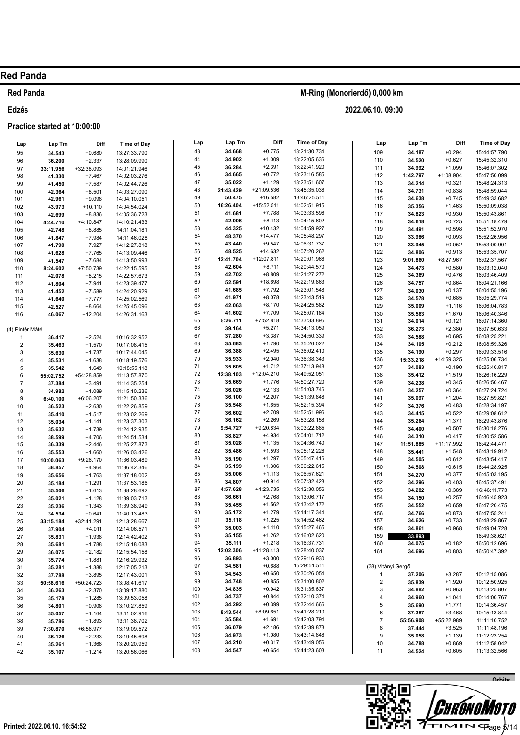# Red Panda

## Red Panda

**M-Ring (Monorierdő) 0,000 km**

**Edzés**

**2022.06.10. 09:00**

**Practice started at 10:00:00**

| Lap | Lap Tm | Diff | Time of Day |
|---|---|---|---|
| 95 | 34.543 | +0.680 | 13:27:33.790 |
| 96 | 36.200 | +2.337 | 13:28:09.990 |
| 97 | 33:11.956 | +32:38.093 | 14:01:21.946 |
| 98 | 41.330 | +7.467 | 14:02:03.276 |
| 99 | 41.450 | +7.587 | 14:02:44.726 |
| 100 | 42.364 | +8.501 | 14:03:27.090 |
| 101 | 42.961 | +9.098 | 14:04:10.051 |
| 102 | 43.973 | +10.110 | 14:04:54.024 |
| 103 | 42.699 | +8.836 | 14:05:36.723 |
| 104 | 4:44.710 | +4:10.847 | 14:10:21.433 |
| 105 | 42.748 | +8.885 | 14:11:04.181 |
| 106 | 41.847 | +7.984 | 14:11:46.028 |
| 107 | 41.790 | +7.927 | 14:12:27.818 |
| 108 | 41.628 | +7.765 | 14:13:09.446 |
| 109 | 41.547 | +7.684 | 14:13:50.993 |
| 110 | 8:24.602 | +7:50.739 | 14:22:15.595 |
| 111 | 42.078 | +8.215 | 14:22:57.673 |
| 112 | 41.804 | +7.941 | 14:23:39.477 |
| 113 | 41.452 | +7.589 | 14:24:20.929 |
| 114 | 41.640 | +7.777 | 14:25:02.569 |
| 115 | 42.527 | +8.664 | 14:25:45.096 |
| 116 | 46.067 | +12.204 | 14:26:31.163 |

(4) Pintér Máté

| Lap | Lap Tm | Diff | Time of Day |
|---|---|---|---|
| 1 | 36.417 | +2.524 | 10:16:32.952 |
| 2 | 35.463 | +1.570 | 10:17:08.415 |
| 3 | 35.630 | +1.737 | 10:17:44.045 |
| 4 | 35.531 | +1.638 | 10:18:19.576 |
| 5 | 35.542 | +1.649 | 10:18:55.118 |
| 6 | 55:02.752 | +54:28.859 | 11:13:57.870 |
| 7 | 37.384 | +3.491 | 11:14:35.254 |
| 8 | 34.982 | +1.089 | 11:15:10.236 |
| 9 | 6:40.100 | +6:06.207 | 11:21:50.336 |
| 10 | 36.523 | +2.630 | 11:22:26.859 |
| 11 | 35.410 | +1.517 | 11:23:02.269 |
| 12 | 35.034 | +1.141 | 11:23:37.303 |
| 13 | 35.632 | +1.739 | 11:24:12.935 |
| 14 | 38.599 | +4.706 | 11:24:51.534 |
| 15 | 36.339 | +2.446 | 11:25:27.873 |
| 16 | 35.553 | +1.660 | 11:26:03.426 |
| 17 | 10:00.063 | +9:26.170 | 11:36:03.489 |
| 18 | 38.857 | +4.964 | 11:36:42.346 |
| 19 | 35.656 | +1.763 | 11:37:18.002 |
| 20 | 35.184 | +1.291 | 11:37:53.186 |
| 21 | 35.506 | +1.613 | 11:38:28.692 |
| 22 | 35.021 | +1.128 | 11:39:03.713 |
| 23 | 35.236 | +1.343 | 11:39:38.949 |
| 24 | 34.534 | +0.641 | 11:40:13.483 |
| 25 | 33:15.184 | +32:41.291 | 12:13:28.667 |
| 26 | 37.904 | +4.011 | 12:14:06.571 |
| 27 | 35.831 | +1.938 | 12:14:42.402 |
| 28 | 35.681 | +1.788 | 12:15:18.083 |
| 29 | 36.075 | +2.182 | 12:15:54.158 |
| 30 | 35.774 | +1.881 | 12:16:29.932 |
| 31 | 35.281 | +1.388 | 12:17:05.213 |
| 32 | 37.788 | +3.895 | 12:17:43.001 |
| 33 | 50:58.616 | +50:24.723 | 13:08:41.617 |
| 34 | 36.263 | +2.370 | 13:09:17.880 |
| 35 | 35.178 | +1.285 | 13:09:53.058 |
| 36 | 34.801 | +0.908 | 13:10:27.859 |
| 37 | 35.057 | +1.164 | 13:11:02.916 |
| 38 | 35.786 | +1.893 | 13:11:38.702 |
| 39 | 7:30.870 | +6:56.977 | 13:19:09.572 |
| 40 | 36.126 | +2.233 | 13:19:45.698 |
| 41 | 35.261 | +1.368 | 13:20:20.959 |
| 42 | 35.107 | +1.214 | 13:20:56.066 |
| 43 | 34.668 | +0.775 | 13:21:30.734 |
| 44 | 34.902 | +1.009 | 13:22:05.636 |
| 45 | 36.284 | +2.391 | 13:22:41.920 |
| 46 | 34.665 | +0.772 | 13:23:16.585 |
| 47 | 35.022 | +1.129 | 13:23:51.607 |
| 48 | 21:43.429 | +21:09.536 | 13:45:35.036 |
| 49 | 50.475 | +16.582 | 13:46:25.511 |
| 50 | 16:26.404 | +15:52.511 | 14:02:51.915 |
| 51 | 41.681 | +7.788 | 14:03:33.596 |
| 52 | 42.006 | +8.113 | 14:04:15.602 |
| 53 | 44.325 | +10.432 | 14:04:59.927 |
| 54 | 48.370 | +14.477 | 14:05:48.297 |
| 55 | 43.440 | +9.547 | 14:06:31.737 |
| 56 | 48.525 | +14.632 | 14:07:20.262 |
| 57 | 12:41.704 | +12:07.811 | 14:20:01.966 |
| 58 | 42.604 | +8.711 | 14:20:44.570 |
| 59 | 42.702 | +8.809 | 14:21:27.272 |
| 60 | 52.591 | +18.698 | 14:22:19.863 |
| 61 | 41.685 | +7.792 | 14:23:01.548 |
| 62 | 41.971 | +8.078 | 14:23:43.519 |
| 63 | 42.063 | +8.170 | 14:24:25.582 |
| 64 | 41.602 | +7.709 | 14:25:07.184 |
| 65 | 8:26.711 | +7:52.818 | 14:33:33.895 |
| 66 | 39.164 | +5.271 | 14:34:13.059 |
| 67 | 37.280 | +3.387 | 14:34:50.339 |
| 68 | 35.683 | +1.790 | 14:35:26.022 |
| 69 | 36.388 | +2.495 | 14:36:02.410 |
| 70 | 35.933 | +2.040 | 14:36:38.343 |
| 71 | 35.605 | +1.712 | 14:37:13.948 |
| 72 | 12:38.103 | +12:04.210 | 14:49:52.051 |
| 73 | 35.669 | +1.776 | 14:50:27.720 |
| 74 | 36.026 | +2.133 | 14:51:03.746 |
| 75 | 36.100 | +2.207 | 14:51:39.846 |
| 76 | 35.548 | +1.655 | 14:52:15.394 |
| 77 | 36.602 | +2.709 | 14:52:51.996 |
| 78 | 36.162 | +2.269 | 14:53:28.158 |
| 79 | 9:54.727 | +9:20.834 | 15:03:22.885 |
| 80 | 38.827 | +4.934 | 15:04:01.712 |
| 81 | 35.028 | +1.135 | 15:04:36.740 |
| 82 | 35.486 | +1.593 | 15:05:12.226 |
| 83 | 35.190 | +1.297 | 15:05:47.416 |
| 84 | 35.199 | +1.306 | 15:06:22.615 |
| 85 | 35.006 | +1.113 | 15:06:57.621 |
| 86 | 34.807 | +0.914 | 15:07:32.428 |
| 87 | 4:57.628 | +4:23.735 | 15:12:30.056 |
| 88 | 36.661 | +2.768 | 15:13:06.717 |
| 89 | 35.455 | +1.562 | 15:13:42.172 |
| 90 | 35.172 | +1.279 | 15:14:17.344 |
| 91 | 35.118 | +1.225 | 15:14:52.462 |
| 92 | 35.003 | +1.110 | 15:15:27.465 |
| 93 | 35.155 | +1.262 | 15:16:02.620 |
| 94 | 35.111 | +1.218 | 15:16:37.731 |
| 95 | 12:02.306 | +11:28.413 | 15:28:40.037 |
| 96 | 36.893 | +3.000 | 15:29:16.930 |
| 97 | 34.581 | +0.688 | 15:29:51.511 |
| 98 | 34.543 | +0.650 | 15:30:26.054 |
| 99 | 34.748 | +0.855 | 15:31:00.802 |
| 100 | 34.835 | +0.942 | 15:31:35.637 |
| 101 | 34.737 | +0.844 | 15:32:10.374 |
| 102 | 34.292 | +0.399 | 15:32:44.666 |
| 103 | 8:43.544 | +8:09.651 | 15:41:28.210 |
| 104 | 35.584 | +1.691 | 15:42:03.794 |
| 105 | 36.079 | +2.186 | 15:42:39.873 |
| 106 | 34.973 | +1.080 | 15:43:14.846 |
| 107 | 34.210 | +0.317 | 15:43:49.056 |
| 108 | 34.547 | +0.654 | 15:44:23.603 |
| 109 | 34.187 | +0.294 | 15:44:57.790 |
| 110 | 34.520 | +0.627 | 15:45:32.310 |
| 111 | 34.992 | +1.099 | 15:46:07.302 |
| 112 | 1:42.797 | +1:08.904 | 15:47:50.099 |
| 113 | 34.214 | +0.321 | 15:48:24.313 |
| 114 | 34.731 | +0.838 | 15:48:59.044 |
| 115 | 34.638 | +0.745 | 15:49:33.682 |
| 116 | 35.356 | +1.463 | 15:50:09.038 |
| 117 | 34.823 | +0.930 | 15:50:43.861 |
| 118 | 34.618 | +0.725 | 15:51:18.479 |
| 119 | 34.491 | +0.598 | 15:51:52.970 |
| 120 | 33.986 | +0.093 | 15:52:26.956 |
| 121 | 33.945 | +0.052 | 15:53:00.901 |
| 122 | 34.806 | +0.913 | 15:53:35.707 |
| 123 | 9:01.860 | +8:27.967 | 16:02:37.567 |
| 124 | 34.473 | +0.580 | 16:03:12.040 |
| 125 | 34.369 | +0.476 | 16:03:46.409 |
| 126 | 34.757 | +0.864 | 16:04:21.166 |
| 127 | 34.030 | +0.137 | 16:04:55.196 |
| 128 | 34.578 | +0.685 | 16:05:29.774 |
| 129 | 35.009 | +1.116 | 16:06:04.783 |
| 130 | 35.563 | +1.670 | 16:06:40.346 |
| 131 | 34.014 | +0.121 | 16:07:14.360 |
| 132 | 36.273 | +2.380 | 16:07:50.633 |
| 133 | 34.588 | +0.695 | 16:08:25.221 |
| 134 | 34.105 | +0.212 | 16:08:59.326 |
| 135 | 34.190 | +0.297 | 16:09:33.516 |
| 136 | 15:33.218 | +14:59.325 | 16:25:06.734 |
| 137 | 34.083 | +0.190 | 16:25:40.817 |
| 138 | 35.412 | +1.519 | 16:26:16.229 |
| 139 | 34.238 | +0.345 | 16:26:50.467 |
| 140 | 34.257 | +0.364 | 16:27:24.724 |
| 141 | 35.097 | +1.204 | 16:27:59.821 |
| 142 | 34.376 | +0.483 | 16:28:34.197 |
| 143 | 34.415 | +0.522 | 16:29:08.612 |
| 144 | 35.264 | +1.371 | 16:29:43.876 |
| 145 | 34.400 | +0.507 | 16:30:18.276 |
| 146 | 34.310 | +0.417 | 16:30:52.586 |
| 147 | 11:51.885 | +11:17.992 | 16:42:44.471 |
| 148 | 35.441 | +1.548 | 16:43:19.912 |
| 149 | 34.505 | +0.612 | 16:43:54.417 |
| 150 | 34.508 | +0.615 | 16:44:28.925 |
| 151 | 34.270 | +0.377 | 16:45:03.195 |
| 152 | 34.296 | +0.403 | 16:45:37.491 |
| 153 | 34.282 | +0.389 | 16:46:11.773 |
| 154 | 34.150 | +0.257 | 16:46:45.923 |
| 155 | 34.552 | +0.659 | 16:47:20.475 |
| 156 | 34.766 | +0.873 | 16:47:55.241 |
| 157 | 34.626 | +0.733 | 16:48:29.867 |
| 158 | 34.861 | +0.968 | 16:49:04.728 |
| 159 | 33.893 | | 16:49:38.621 |
| 160 | 34.075 | +0.182 | 16:50:12.696 |
| 161 | 34.696 | +0.803 | 16:50:47.392 |

(38) Vitányi Gergő

| Lap | Lap Tm | Diff | Time of Day |
|---|---|---|---|
| 1 | 37.206 | +3.287 | 10:12:15.086 |
| 2 | 35.839 | +1.920 | 10:12:50.925 |
| 3 | 34.882 | +0.963 | 10:13:25.807 |
| 4 | 34.960 | +1.041 | 10:14:00.767 |
| 5 | 35.690 | +1.771 | 10:14:36.457 |
| 6 | 37.387 | +3.468 | 10:15:13.844 |
| 7 | 55:56.908 | +55:22.989 | 11:11:10.752 |
| 8 | 37.444 | +3.525 | 11:11:48.196 |
| 9 | 35.058 | +1.139 | 11:12:23.254 |
| 10 | 34.788 | +0.869 | 11:12:58.042 |
| 11 | 34.524 | +0.605 | 11:13:32.566 |

Printed: 2022.06.10. 16:54:52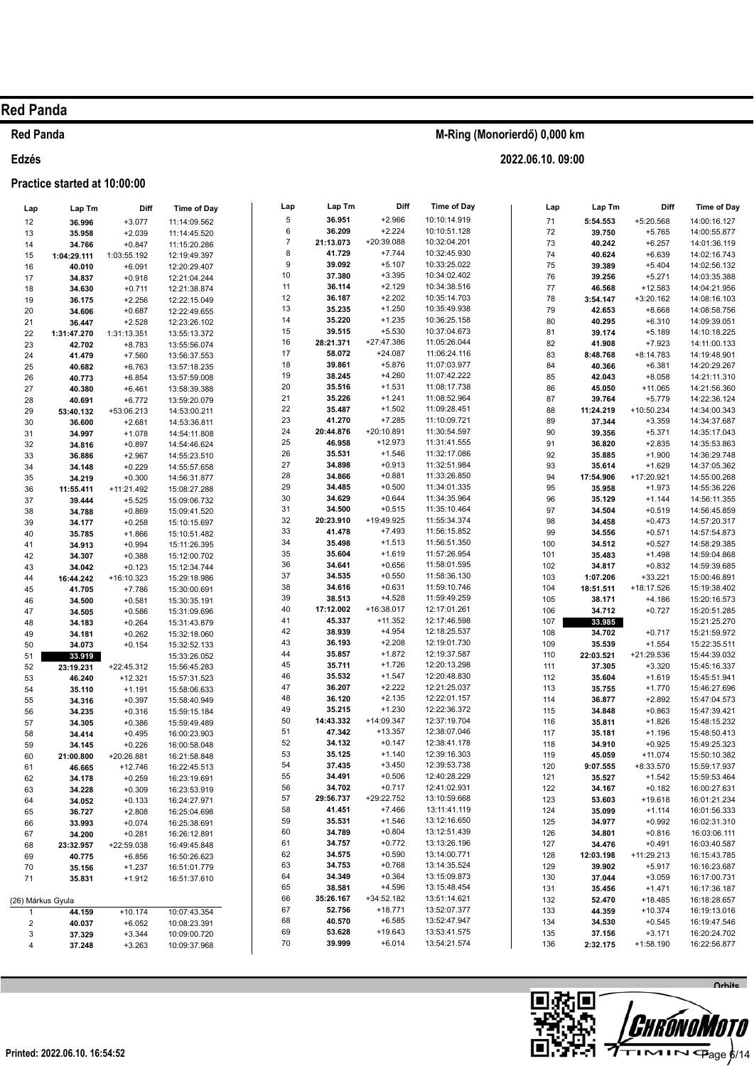# Red Panda

## Red Panda

**M-Ring (Monorierdő) 0,000 km**

**Edzés**

**2022.06.10. 09:00**

**Practice started at 10:00:00**

| Lap | Lap Tm | Diff | Time of Day |
|---|---|---|---|
| 12 | 36.996 | +3.077 | 11:14:09.562 |
| 13 | 35.958 | +2.039 | 11:14:45.520 |
| 14 | 34.766 | +0.847 | 11:15:20.286 |
| 15 | 1:04:29.111 | 1:03:55.192 | 12:19:49.397 |
| 16 | 40.010 | +6.091 | 12:20:29.407 |
| 17 | 34.837 | +0.918 | 12:21:04.244 |
| 18 | 34.630 | +0.711 | 12:21:38.874 |
| 19 | 36.175 | +2.256 | 12:22:15.049 |
| 20 | 34.606 | +0.687 | 12:22:49.655 |
| 21 | 36.447 | +2.528 | 12:23:26.102 |
| 22 | 1:31:47.270 | 1:31:13.351 | 13:55:13.372 |
| 23 | 42.702 | +8.783 | 13:55:56.074 |
| 24 | 41.479 | +7.560 | 13:56:37.553 |
| 25 | 40.682 | +6.763 | 13:57:18.235 |
| 26 | 40.773 | +6.854 | 13:57:59.008 |
| 27 | 40.380 | +6.461 | 13:58:39.388 |
| 28 | 40.691 | +6.772 | 13:59:20.079 |
| 29 | 53:40.132 | +53:06.213 | 14:53:00.211 |
| 30 | 36.600 | +2.681 | 14:53:36.811 |
| 31 | 34.997 | +1.078 | 14:54:11.808 |
| 32 | 34.816 | +0.897 | 14:54:46.624 |
| 33 | 36.886 | +2.967 | 14:55:23.510 |
| 34 | 34.148 | +0.229 | 14:55:57.658 |
| 35 | 34.219 | +0.300 | 14:56:31.877 |
| 36 | 11:55.411 | +11:21.492 | 15:08:27.288 |
| 37 | 39.444 | +5.525 | 15:09:06.732 |
| 38 | 34.788 | +0.869 | 15:09:41.520 |
| 39 | 34.177 | +0.258 | 15:10:15.697 |
| 40 | 35.785 | +1.866 | 15:10:51.482 |
| 41 | 34.913 | +0.994 | 15:11:26.395 |
| 42 | 34.307 | +0.388 | 15:12:00.702 |
| 43 | 34.042 | +0.123 | 15:12:34.744 |
| 44 | 16:44.242 | +16:10.323 | 15:29:18.986 |
| 45 | 41.705 | +7.786 | 15:30:00.691 |
| 46 | 34.500 | +0.581 | 15:30:35.191 |
| 47 | 34.505 | +0.586 | 15:31:09.696 |
| 48 | 34.183 | +0.264 | 15:31:43.879 |
| 49 | 34.181 | +0.262 | 15:32:18.060 |
| 50 | 34.073 | +0.154 | 15:32:52.133 |
| 51 | **33.919** | | 15:33:26.052 |
| 52 | 23:19.231 | +22:45.312 | 15:56:45.283 |
| 53 | 46.240 | +12.321 | 15:57:31.523 |
| 54 | 35.110 | +1.191 | 15:58:06.633 |
| 55 | 34.316 | +0.397 | 15:58:40.949 |
| 56 | 34.235 | +0.316 | 15:59:15.184 |
| 57 | 34.305 | +0.386 | 15:59:49.489 |
| 58 | 34.414 | +0.495 | 16:00:23.903 |
| 59 | 34.145 | +0.226 | 16:00:58.048 |
| 60 | 21:00.800 | +20:26.881 | 16:21:58.848 |
| 61 | 46.665 | +12.746 | 16:22:45.513 |
| 62 | 34.178 | +0.259 | 16:23:19.691 |
| 63 | 34.228 | +0.309 | 16:23:53.919 |
| 64 | 34.052 | +0.133 | 16:24:27.971 |
| 65 | 36.727 | +2.808 | 16:25:04.698 |
| 66 | 33.993 | +0.074 | 16:25:38.691 |
| 67 | 34.200 | +0.281 | 16:26:12.891 |
| 68 | 23:32.957 | +22:59.038 | 16:49:45.848 |
| 69 | 40.775 | +6.856 | 16:50:26.623 |
| 70 | 35.156 | +1.237 | 16:51:01.779 |
| 71 | 35.831 | +1.912 | 16:51:37.610 |

(26) Márkus Gyula

| Lap | Lap Tm | Diff | Time of Day |
|---|---|---|---|
| 1 | 44.159 | +10.174 | 10:07:43.354 |
| 2 | 40.037 | +6.052 | 10:08:23.391 |
| 3 | 37.329 | +3.344 | 10:09:00.720 |
| 4 | 37.248 | +3.263 | 10:09:37.968 |
| 5 | 36.951 | +2.966 | 10:10:14.919 |
| 6 | 36.209 | +2.224 | 10:10:51.128 |
| 7 | 21:13.073 | +20:39.088 | 10:32:04.201 |
| 8 | 41.729 | +7.744 | 10:32:45.930 |
| 9 | 39.092 | +5.107 | 10:33:25.022 |
| 10 | 37.380 | +3.395 | 10:34:02.402 |
| 11 | 36.114 | +2.129 | 10:34:38.516 |
| 12 | 36.187 | +2.202 | 10:35:14.703 |
| 13 | 35.235 | +1.250 | 10:35:49.938 |
| 14 | 35.220 | +1.235 | 10:36:25.158 |
| 15 | 39.515 | +5.530 | 10:37:04.673 |
| 16 | 28:21.371 | +27:47.386 | 11:05:26.044 |
| 17 | 58.072 | +24.087 | 11:06:24.116 |
| 18 | 39.861 | +5.876 | 11:07:03.977 |
| 19 | 38.245 | +4.260 | 11:07:42.222 |
| 20 | 35.516 | +1.531 | 11:08:17.738 |
| 21 | 35.226 | +1.241 | 11:08:52.964 |
| 22 | 35.487 | +1.502 | 11:09:28.451 |
| 23 | 41.270 | +7.285 | 11:10:09.721 |
| 24 | 20:44.876 | +20:10.891 | 11:30:54.597 |
| 25 | 46.958 | +12.973 | 11:31:41.555 |
| 26 | 35.531 | +1.546 | 11:32:17.086 |
| 27 | 34.898 | +0.913 | 11:32:51.984 |
| 28 | 34.866 | +0.881 | 11:33:26.850 |
| 29 | 34.485 | +0.500 | 11:34:01.335 |
| 30 | 34.629 | +0.644 | 11:34:35.964 |
| 31 | 34.500 | +0.515 | 11:35:10.464 |
| 32 | 20:23.910 | +19:49.925 | 11:55:34.374 |
| 33 | 41.478 | +7.493 | 11:56:15.852 |
| 34 | 35.498 | +1.513 | 11:56:51.350 |
| 35 | 35.604 | +1.619 | 11:57:26.954 |
| 36 | 34.641 | +0.656 | 11:58:01.595 |
| 37 | 34.535 | +0.550 | 11:58:36.130 |
| 38 | 34.616 | +0.631 | 11:59:10.746 |
| 39 | 38.513 | +4.528 | 11:59:49.259 |
| 40 | 17:12.002 | +16:38.017 | 12:17:01.261 |
| 41 | 45.337 | +11.352 | 12:17:46.598 |
| 42 | 38.939 | +4.954 | 12:18:25.537 |
| 43 | 36.193 | +2.208 | 12:19:01.730 |
| 44 | 35.857 | +1.872 | 12:19:37.587 |
| 45 | 35.711 | +1.726 | 12:20:13.298 |
| 46 | 35.532 | +1.547 | 12:20:48.830 |
| 47 | 36.207 | +2.222 | 12:21:25.037 |
| 48 | 36.120 | +2.135 | 12:22:01.157 |
| 49 | 35.215 | +1.230 | 12:22:36.372 |
| 50 | 14:43.332 | +14:09.347 | 12:37:19.704 |
| 51 | 47.342 | +13.357 | 12:38:07.046 |
| 52 | 34.132 | +0.147 | 12:38:41.178 |
| 53 | 35.125 | +1.140 | 12:39:16.303 |
| 54 | 37.435 | +3.450 | 12:39:53.738 |
| 55 | 34.491 | +0.506 | 12:40:28.229 |
| 56 | 34.702 | +0.717 | 12:41:02.931 |
| 57 | 29:56.737 | +29:22.752 | 13:10:59.668 |
| 58 | 41.451 | +7.466 | 13:11:41.119 |
| 59 | 35.531 | +1.546 | 13:12:16.650 |
| 60 | 34.789 | +0.804 | 13:12:51.439 |
| 61 | 34.757 | +0.772 | 13:13:26.196 |
| 62 | 34.575 | +0.590 | 13:14:00.771 |
| 63 | 34.753 | +0.768 | 13:14:35.524 |
| 64 | 34.349 | +0.364 | 13:15:09.873 |
| 65 | 38.581 | +4.596 | 13:15:48.454 |
| 66 | 35:26.167 | +34:52.182 | 13:51:14.621 |
| 67 | 52.756 | +18.771 | 13:52:07.377 |
| 68 | 40.570 | +6.585 | 13:52:47.947 |
| 69 | 53.628 | +19.643 | 13:53:41.575 |
| 70 | 39.999 | +6.014 | 13:54:21.574 |
| 71 | 5:54.553 | +5:20.568 | 14:00:16.127 |
| 72 | 39.750 | +5.765 | 14:00:55.877 |
| 73 | 40.242 | +6.257 | 14:01:36.119 |
| 74 | 40.624 | +6.639 | 14:02:16.743 |
| 75 | 39.389 | +5.404 | 14:02:56.132 |
| 76 | 39.256 | +5.271 | 14:03:35.388 |
| 77 | 46.568 | +12.583 | 14:04:21.956 |
| 78 | 3:54.147 | +3:20.162 | 14:08:16.103 |
| 79 | 42.653 | +8.668 | 14:08:58.756 |
| 80 | 40.295 | +6.310 | 14:09:39.051 |
| 81 | 39.174 | +5.189 | 14:10:18.225 |
| 82 | 41.908 | +7.923 | 14:11:00.133 |
| 83 | 8:48.768 | +8:14.783 | 14:19:48.901 |
| 84 | 40.366 | +6.381 | 14:20:29.267 |
| 85 | 42.043 | +8.058 | 14:21:11.310 |
| 86 | 45.050 | +11.065 | 14:21:56.360 |
| 87 | 39.764 | +5.779 | 14:22:36.124 |
| 88 | 11:24.219 | +10:50.234 | 14:34:00.343 |
| 89 | 37.344 | +3.359 | 14:34:37.687 |
| 90 | 39.356 | +5.371 | 14:35:17.043 |
| 91 | 36.820 | +2.835 | 14:35:53.863 |
| 92 | 35.885 | +1.900 | 14:36:29.748 |
| 93 | 35.614 | +1.629 | 14:37:05.362 |
| 94 | 17:54.906 | +17:20.921 | 14:55:00.268 |
| 95 | 35.958 | +1.973 | 14:55:36.226 |
| 96 | 35.129 | +1.144 | 14:56:11.355 |
| 97 | 34.504 | +0.519 | 14:56:45.859 |
| 98 | 34.458 | +0.473 | 14:57:20.317 |
| 99 | 34.556 | +0.571 | 14:57:54.873 |
| 100 | 34.512 | +0.527 | 14:58:29.385 |
| 101 | 35.483 | +1.498 | 14:59:04.868 |
| 102 | 34.817 | +0.832 | 14:59:39.685 |
| 103 | 1:07.206 | +33.221 | 15:00:46.891 |
| 104 | 18:51.511 | +18:17.526 | 15:19:38.402 |
| 105 | 38.171 | +4.186 | 15:20:16.573 |
| 106 | 34.712 | +0.727 | 15:20:51.285 |
| 107 | **33.985** | | 15:21:25.270 |
| 108 | 34.702 | +0.717 | 15:21:59.972 |
| 109 | 35.539 | +1.554 | 15:22:35.511 |
| 110 | 22:03.521 | +21:29.536 | 15:44:39.032 |
| 111 | 37.305 | +3.320 | 15:45:16.337 |
| 112 | 35.604 | +1.619 | 15:45:51.941 |
| 113 | 35.755 | +1.770 | 15:46:27.696 |
| 114 | 36.877 | +2.892 | 15:47:04.573 |
| 115 | 34.848 | +0.863 | 15:47:39.421 |
| 116 | 35.811 | +1.826 | 15:48:15.232 |
| 117 | 35.181 | +1.196 | 15:48:50.413 |
| 118 | 34.910 | +0.925 | 15:49:25.323 |
| 119 | 45.059 | +11.074 | 15:50:10.382 |
| 120 | 9:07.555 | +8:33.570 | 15:59:17.937 |
| 121 | 35.527 | +1.542 | 15:59:53.464 |
| 122 | 34.167 | +0.182 | 16:00:27.631 |
| 123 | 53.603 | +19.618 | 16:01:21.234 |
| 124 | 35.099 | +1.114 | 16:01:56.333 |
| 125 | 34.977 | +0.992 | 16:02:31.310 |
| 126 | 34.801 | +0.816 | 16:03:06.111 |
| 127 | 34.476 | +0.491 | 16:03:40.587 |
| 128 | 12:03.198 | +11:29.213 | 16:15:43.785 |
| 129 | 39.902 | +5.917 | 16:16:23.687 |
| 130 | 37.044 | +3.059 | 16:17:00.731 |
| 131 | 35.456 | +1.471 | 16:17:36.187 |
| 132 | 52.470 | +18.485 | 16:18:28.657 |
| 133 | 44.359 | +10.374 | 16:19:13.016 |
| 134 | 34.530 | +0.545 | 16:19:47.546 |
| 135 | 37.156 | +3.171 | 16:20:24.702 |
| 136 | 2:32.175 | +1:58.190 | 16:22:56.877 |

Printed: 2022.06.10. 16:54:52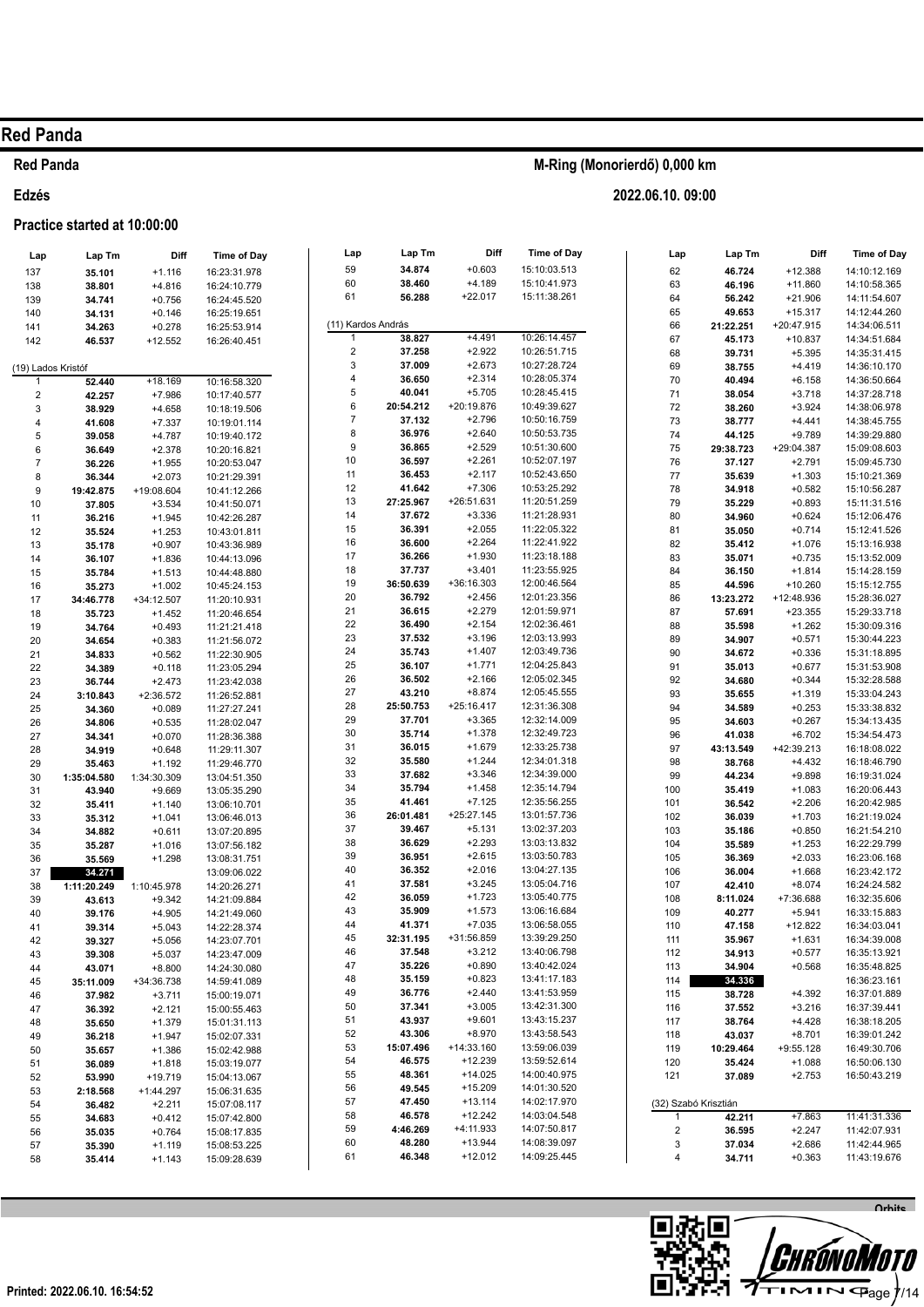# Red Panda

## Red Panda

M-Ring (Monorierdő) 0,000 km

## Edzés

2022.06.10. 09:00

### Practice started at 10:00:00

| Lap | Lap Tm | Diff | Time of Day |
|---|---|---|---|
| 137 | 35.101 | +1.116 | 16:23:31.978 |
| 138 | 38.801 | +4.816 | 16:24:10.779 |
| 139 | 34.741 | +0.756 | 16:24:45.520 |
| 140 | 34.131 | +0.146 | 16:25:19.651 |
| 141 | 34.263 | +0.278 | 16:25:53.914 |
| 142 | 46.537 | +12.552 | 16:26:40.451 |

(19) Lados Kristóf

| Lap | Lap Tm | Diff | Time of Day |
|---|---|---|---|
| 1 | 52.440 | +18.169 | 10:16:58.320 |
| 2 | 42.257 | +7.986 | 10:17:40.577 |
| 3 | 38.929 | +4.658 | 10:18:19.506 |
| 4 | 41.608 | +7.337 | 10:19:01.114 |
| 5 | 39.058 | +4.787 | 10:19:40.172 |
| 6 | 36.649 | +2.378 | 10:20:16.821 |
| 7 | 36.226 | +1.955 | 10:20:53.047 |
| 8 | 36.344 | +2.073 | 10:21:29.391 |
| 9 | 19:42.875 | +19:08.604 | 10:41:12.266 |
| 10 | 37.805 | +3.534 | 10:41:50.071 |
| 11 | 36.216 | +1.945 | 10:42:26.287 |
| 12 | 35.524 | +1.253 | 10:43:01.811 |
| 13 | 35.178 | +0.907 | 10:43:36.989 |
| 14 | 36.107 | +1.836 | 10:44:13.096 |
| 15 | 35.784 | +1.513 | 10:44:48.880 |
| 16 | 35.273 | +1.002 | 10:45:24.153 |
| 17 | 34:46.778 | +34:12.507 | 11:20:10.931 |
| 18 | 35.723 | +1.452 | 11:20:46.654 |
| 19 | 34.764 | +0.493 | 11:21:21.418 |
| 20 | 34.654 | +0.383 | 11:21:56.072 |
| 21 | 34.833 | +0.562 | 11:22:30.905 |
| 22 | 34.389 | +0.118 | 11:23:05.294 |
| 23 | 36.744 | +2.473 | 11:23:42.038 |
| 24 | 3:10.843 | +2:36.572 | 11:26:52.881 |
| 25 | 34.360 | +0.089 | 11:27:27.241 |
| 26 | 34.806 | +0.535 | 11:28:02.047 |
| 27 | 34.341 | +0.070 | 11:28:36.388 |
| 28 | 34.919 | +0.648 | 11:29:11.307 |
| 29 | 35.463 | +1.192 | 11:29:46.770 |
| 30 | 1:35:04.580 | 1:34:30.309 | 13:04:51.350 |
| 31 | 43.940 | +9.669 | 13:05:35.290 |
| 32 | 35.411 | +1.140 | 13:06:10.701 |
| 33 | 35.312 | +1.041 | 13:06:46.013 |
| 34 | 34.882 | +0.611 | 13:07:20.895 |
| 35 | 35.287 | +1.016 | 13:07:56.182 |
| 36 | 35.569 | +1.298 | 13:08:31.751 |
| 37 | **34.271** | | 13:09:06.022 |
| 38 | 1:11:20.249 | 1:10:45.978 | 14:20:26.271 |
| 39 | 43.613 | +9.342 | 14:21:09.884 |
| 40 | 39.176 | +4.905 | 14:21:49.060 |
| 41 | 39.314 | +5.043 | 14:22:28.374 |
| 42 | 39.327 | +5.056 | 14:23:07.701 |
| 43 | 39.308 | +5.037 | 14:23:47.009 |
| 44 | 43.071 | +8.800 | 14:24:30.080 |
| 45 | 35:11.009 | +34:36.738 | 14:59:41.089 |
| 46 | 37.982 | +3.711 | 15:00:19.071 |
| 47 | 36.392 | +2.121 | 15:00:55.463 |
| 48 | 35.650 | +1.379 | 15:01:31.113 |
| 49 | 36.218 | +1.947 | 15:02:07.331 |
| 50 | 35.657 | +1.386 | 15:02:42.988 |
| 51 | 36.089 | +1.818 | 15:03:19.077 |
| 52 | 53.990 | +19.719 | 15:04:13.067 |
| 53 | 2:18.568 | +1:44.297 | 15:06:31.635 |
| 54 | 36.482 | +2.211 | 15:07:08.117 |
| 55 | 34.683 | +0.412 | 15:07:42.800 |
| 56 | 35.035 | +0.764 | 15:08:17.835 |
| 57 | 35.390 | +1.119 | 15:08:53.225 |
| 58 | 35.414 | +1.143 | 15:09:28.639 |
| 59 | 34.874 | +0.603 | 15:10:03.513 |
| 60 | 38.460 | +4.189 | 15:10:41.973 |
| 61 | 56.288 | +22.017 | 15:11:38.261 |

(11) Kardos András

| Lap | Lap Tm | Diff | Time of Day |
|---|---|---|---|
| 1 | 38.827 | +4.491 | 10:26:14.457 |
| 2 | 37.258 | +2.922 | 10:26:51.715 |
| 3 | 37.009 | +2.673 | 10:27:28.724 |
| 4 | 36.650 | +2.314 | 10:28:05.374 |
| 5 | 40.041 | +5.705 | 10:28:45.415 |
| 6 | 20:54.212 | +20:19.876 | 10:49:39.627 |
| 7 | 37.132 | +2.796 | 10:50:16.759 |
| 8 | 36.976 | +2.640 | 10:50:53.735 |
| 9 | 36.865 | +2.529 | 10:51:30.600 |
| 10 | 36.597 | +2.261 | 10:52:07.197 |
| 11 | 36.453 | +2.117 | 10:52:43.650 |
| 12 | 41.642 | +7.306 | 10:53:25.292 |
| 13 | 27:25.967 | +26:51.631 | 11:20:51.259 |
| 14 | 37.672 | +3.336 | 11:21:28.931 |
| 15 | 36.391 | +2.055 | 11:22:05.322 |
| 16 | 36.600 | +2.264 | 11:22:41.922 |
| 17 | 36.266 | +1.930 | 11:23:18.188 |
| 18 | 37.737 | +3.401 | 11:23:55.925 |
| 19 | 36:50.639 | +36:16.303 | 12:00:46.564 |
| 20 | 36.792 | +2.456 | 12:01:23.356 |
| 21 | 36.615 | +2.279 | 12:01:59.971 |
| 22 | 36.490 | +2.154 | 12:02:36.461 |
| 23 | 37.532 | +3.196 | 12:03:13.993 |
| 24 | 35.743 | +1.407 | 12:03:49.736 |
| 25 | 36.107 | +1.771 | 12:04:25.843 |
| 26 | 36.502 | +2.166 | 12:05:02.345 |
| 27 | 43.210 | +8.874 | 12:05:45.555 |
| 28 | 25:50.753 | +25:16.417 | 12:31:36.308 |
| 29 | 37.701 | +3.365 | 12:32:14.009 |
| 30 | 35.714 | +1.378 | 12:32:49.723 |
| 31 | 36.015 | +1.679 | 12:33:25.738 |
| 32 | 35.580 | +1.244 | 12:34:01.318 |
| 33 | 37.682 | +3.346 | 12:34:39.000 |
| 34 | 35.794 | +1.458 | 12:35:14.794 |
| 35 | 41.461 | +7.125 | 12:35:56.255 |
| 36 | 26:01.481 | +25:27.145 | 13:01:57.736 |
| 37 | 39.467 | +5.131 | 13:02:37.203 |
| 38 | 36.629 | +2.293 | 13:03:13.832 |
| 39 | 36.951 | +2.615 | 13:03:50.783 |
| 40 | 36.352 | +2.016 | 13:04:27.135 |
| 41 | 37.581 | +3.245 | 13:05:04.716 |
| 42 | 36.059 | +1.723 | 13:05:40.775 |
| 43 | 35.909 | +1.573 | 13:06:16.684 |
| 44 | 41.371 | +7.035 | 13:06:58.055 |
| 45 | 32:31.195 | +31:56.859 | 13:39:29.250 |
| 46 | 37.548 | +3.212 | 13:40:06.798 |
| 47 | 35.226 | +0.890 | 13:40:42.024 |
| 48 | 35.159 | +0.823 | 13:41:17.183 |
| 49 | 36.776 | +2.440 | 13:41:53.959 |
| 50 | 37.341 | +3.005 | 13:42:31.300 |
| 51 | 43.937 | +9.601 | 13:43:15.237 |
| 52 | 43.306 | +8.970 | 13:43:58.543 |
| 53 | 15:07.496 | +14:33.160 | 13:59:06.039 |
| 54 | 46.575 | +12.239 | 13:59:52.614 |
| 55 | 48.361 | +14.025 | 14:00:40.975 |
| 56 | 49.545 | +15.209 | 14:01:30.520 |
| 57 | 47.450 | +13.114 | 14:02:17.970 |
| 58 | 46.578 | +12.242 | 14:03:04.548 |
| 59 | 4:46.269 | +4:11.933 | 14:07:50.817 |
| 60 | 48.280 | +13.944 | 14:08:39.097 |
| 61 | 46.348 | +12.012 | 14:09:25.445 |
| 62 | 46.724 | +12.388 | 14:10:12.169 |
| 63 | 46.196 | +11.860 | 14:10:58.365 |
| 64 | 56.242 | +21.906 | 14:11:54.607 |
| 65 | 49.653 | +15.317 | 14:12:44.260 |
| 66 | 21:22.251 | +20:47.915 | 14:34:06.511 |
| 67 | 45.173 | +10.837 | 14:34:51.684 |
| 68 | 39.731 | +5.395 | 14:35:31.415 |
| 69 | 38.755 | +4.419 | 14:36:10.170 |
| 70 | 40.494 | +6.158 | 14:36:50.664 |
| 71 | 38.054 | +3.718 | 14:37:28.718 |
| 72 | 38.260 | +3.924 | 14:38:06.978 |
| 73 | 38.777 | +4.441 | 14:38:45.755 |
| 74 | 44.125 | +9.789 | 14:39:29.880 |
| 75 | 29:38.723 | +29:04.387 | 15:09:08.603 |
| 76 | 37.127 | +2.791 | 15:09:45.730 |
| 77 | 35.639 | +1.303 | 15:10:21.369 |
| 78 | 34.918 | +0.582 | 15:10:56.287 |
| 79 | 35.229 | +0.893 | 15:11:31.516 |
| 80 | 34.960 | +0.624 | 15:12:06.476 |
| 81 | 35.050 | +0.714 | 15:12:41.526 |
| 82 | 35.412 | +1.076 | 15:13:16.938 |
| 83 | 35.071 | +0.735 | 15:13:52.009 |
| 84 | 36.150 | +1.814 | 15:14:28.159 |
| 85 | 44.596 | +10.260 | 15:15:12.755 |
| 86 | 13:23.272 | +12:48.936 | 15:28:36.027 |
| 87 | 57.691 | +23.355 | 15:29:33.718 |
| 88 | 35.598 | +1.262 | 15:30:09.316 |
| 89 | 34.907 | +0.571 | 15:30:44.223 |
| 90 | 34.672 | +0.336 | 15:31:18.895 |
| 91 | 35.013 | +0.677 | 15:31:53.908 |
| 92 | 34.680 | +0.344 | 15:32:28.588 |
| 93 | 35.655 | +1.319 | 15:33:04.243 |
| 94 | 34.589 | +0.253 | 15:33:38.832 |
| 95 | 34.603 | +0.267 | 15:34:13.435 |
| 96 | 41.038 | +6.702 | 15:34:54.473 |
| 97 | 43:13.549 | +42:39.213 | 16:18:08.022 |
| 98 | 38.768 | +4.432 | 16:18:46.790 |
| 99 | 44.234 | +9.898 | 16:19:31.024 |
| 100 | 35.419 | +1.083 | 16:20:06.443 |
| 101 | 36.542 | +2.206 | 16:20:42.985 |
| 102 | 36.039 | +1.703 | 16:21:19.024 |
| 103 | 35.186 | +0.850 | 16:21:54.210 |
| 104 | 35.589 | +1.253 | 16:22:29.799 |
| 105 | 36.369 | +2.033 | 16:23:06.168 |
| 106 | 36.004 | +1.668 | 16:23:42.172 |
| 107 | 42.410 | +8.074 | 16:24:24.582 |
| 108 | 8:11.024 | +7:36.688 | 16:32:35.606 |
| 109 | 40.277 | +5.941 | 16:33:15.883 |
| 110 | 47.158 | +12.822 | 16:34:03.041 |
| 111 | 35.967 | +1.631 | 16:34:39.008 |
| 112 | 34.913 | +0.577 | 16:35:13.921 |
| 113 | 34.904 | +0.568 | 16:35:48.825 |
| 114 | **34.336** | | 16:36:23.161 |
| 115 | 38.728 | +4.392 | 16:37:01.889 |
| 116 | 37.552 | +3.216 | 16:37:39.441 |
| 117 | 38.764 | +4.428 | 16:38:18.205 |
| 118 | 43.037 | +8.701 | 16:39:01.242 |
| 119 | 10:29.464 | +9:55.128 | 16:49:30.706 |
| 120 | 35.424 | +1.088 | 16:50:06.130 |
| 121 | 37.089 | +2.753 | 16:50:43.219 |

(32) Szabó Krisztián

| Lap | Lap Tm | Diff | Time of Day |
|---|---|---|---|
| 1 | 42.211 | +7.863 | 11:41:31.336 |
| 2 | 36.595 | +2.247 | 11:42:07.931 |
| 3 | 37.034 | +2.686 | 11:42:44.965 |
| 4 | 34.711 | +0.363 | 11:43:19.676 |

Printed: 2022.06.10. 16:54:52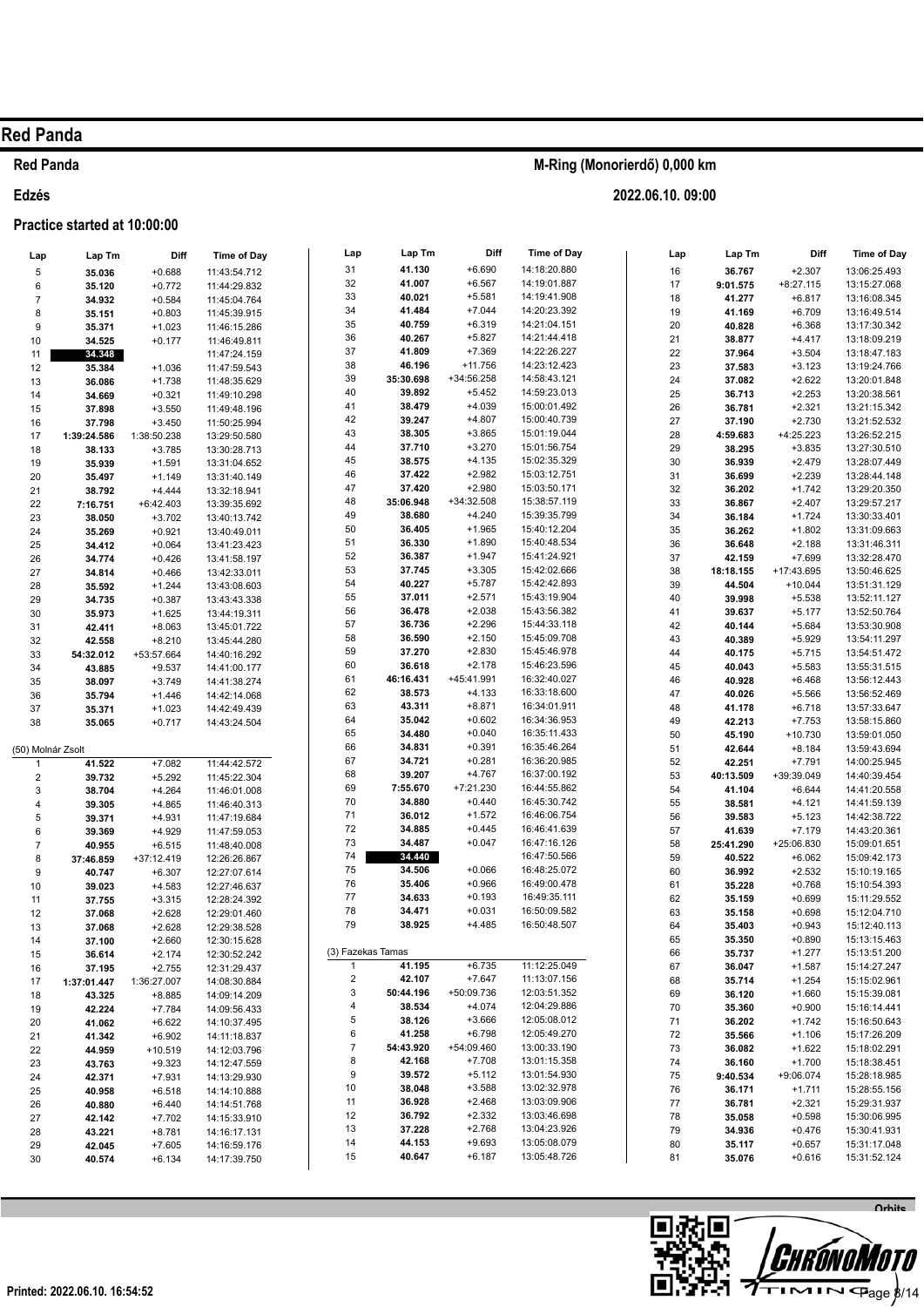# Red Panda

## Red Panda

M-Ring (Monorierdő) 0,000 km

## Edzés

2022.06.10. 09:00

### Practice started at 10:00:00

| Lap | Lap Tm | Diff | Time of Day |
|---|---|---|---|
| 5 | 35.036 | +0.688 | 11:43:54.712 |
| 6 | 35.120 | +0.772 | 11:44:29.832 |
| 7 | 34.932 | +0.584 | 11:45:04.764 |
| 8 | 35.151 | +0.803 | 11:45:39.915 |
| 9 | 35.371 | +1.023 | 11:46:15.286 |
| 10 | 34.525 | +0.177 | 11:46:49.811 |
| 11 | **34.348** | | 11:47:24.159 |
| 12 | 35.384 | +1.036 | 11:47:59.543 |
| 13 | 36.086 | +1.738 | 11:48:35.629 |
| 14 | 34.669 | +0.321 | 11:49:10.298 |
| 15 | 37.898 | +3.550 | 11:49:48.196 |
| 16 | 37.798 | +3.450 | 11:50:25.994 |
| 17 | 1:39:24.586 | 1:38:50.238 | 13:29:50.580 |
| 18 | 38.133 | +3.785 | 13:30:28.713 |
| 19 | 35.939 | +1.591 | 13:31:04.652 |
| 20 | 35.497 | +1.149 | 13:31:40.149 |
| 21 | 38.792 | +4.444 | 13:32:18.941 |
| 22 | 7:16.751 | +6:42.403 | 13:39:35.692 |
| 23 | 38.050 | +3.702 | 13:40:13.742 |
| 24 | 35.269 | +0.921 | 13:40:49.011 |
| 25 | 34.412 | +0.064 | 13:41:23.423 |
| 26 | 34.774 | +0.426 | 13:41:58.197 |
| 27 | 34.814 | +0.466 | 13:42:33.011 |
| 28 | 35.592 | +1.244 | 13:43:08.603 |
| 29 | 34.735 | +0.387 | 13:43:43.338 |
| 30 | 35.973 | +1.625 | 13:44:19.311 |
| 31 | 42.411 | +8.063 | 13:45:01.722 |
| 32 | 42.558 | +8.210 | 13:45:44.280 |
| 33 | 54:32.012 | +53:57.664 | 14:40:16.292 |
| 34 | 43.885 | +9.537 | 14:41:00.177 |
| 35 | 38.097 | +3.749 | 14:41:38.274 |
| 36 | 35.794 | +1.446 | 14:42:14.068 |
| 37 | 35.371 | +1.023 | 14:42:49.439 |
| 38 | 35.065 | +0.717 | 14:43:24.504 |

(50) Molnár Zsolt

| Lap | Lap Tm | Diff | Time of Day |
|---|---|---|---|
| 1 | 41.522 | +7.082 | 11:44:42.572 |
| 2 | 39.732 | +5.292 | 11:45:22.304 |
| 3 | 38.704 | +4.264 | 11:46:01.008 |
| 4 | 39.305 | +4.865 | 11:46:40.313 |
| 5 | 39.371 | +4.931 | 11:47:19.684 |
| 6 | 39.369 | +4.929 | 11:47:59.053 |
| 7 | 40.955 | +6.515 | 11:48:40.008 |
| 8 | 37:46.859 | +37:12.419 | 12:26:26.867 |
| 9 | 40.747 | +6.307 | 12:27:07.614 |
| 10 | 39.023 | +4.583 | 12:27:46.637 |
| 11 | 37.755 | +3.315 | 12:28:24.392 |
| 12 | 37.068 | +2.628 | 12:29:01.460 |
| 13 | 37.068 | +2.628 | 12:29:38.528 |
| 14 | 37.100 | +2.660 | 12:30:15.628 |
| 15 | 36.614 | +2.174 | 12:30:52.242 |
| 16 | 37.195 | +2.755 | 12:31:29.437 |
| 17 | 1:37:01.447 | 1:36:27.007 | 14:08:30.884 |
| 18 | 43.325 | +8.885 | 14:09:14.209 |
| 19 | 42.224 | +7.784 | 14:09:56.433 |
| 20 | 41.062 | +6.622 | 14:10:37.495 |
| 21 | 41.342 | +6.902 | 14:11:18.837 |
| 22 | 44.959 | +10.519 | 14:12:03.796 |
| 23 | 43.763 | +9.323 | 14:12:47.559 |
| 24 | 42.371 | +7.931 | 14:13:29.930 |
| 25 | 40.958 | +6.518 | 14:14:10.888 |
| 26 | 40.880 | +6.440 | 14:14:51.768 |
| 27 | 42.142 | +7.702 | 14:15:33.910 |
| 28 | 43.221 | +8.781 | 14:16:17.131 |
| 29 | 42.045 | +7.605 | 14:16:59.176 |
| 30 | 40.574 | +6.134 | 14:17:39.750 |
| 31 | 41.130 | +6.690 | 14:18:20.880 |
| 32 | 41.007 | +6.567 | 14:19:01.887 |
| 33 | 40.021 | +5.581 | 14:19:41.908 |
| 34 | 41.484 | +7.044 | 14:20:23.392 |
| 35 | 40.759 | +6.319 | 14:21:04.151 |
| 36 | 40.267 | +5.827 | 14:21:44.418 |
| 37 | 41.809 | +7.369 | 14:22:26.227 |
| 38 | 46.196 | +11.756 | 14:23:12.423 |
| 39 | 35:30.698 | +34:56.258 | 14:58:43.121 |
| 40 | 39.892 | +5.452 | 14:59:23.013 |
| 41 | 38.479 | +4.039 | 15:00:01.492 |
| 42 | 39.247 | +4.807 | 15:00:40.739 |
| 43 | 38.305 | +3.865 | 15:01:19.044 |
| 44 | 37.710 | +3.270 | 15:01:56.754 |
| 45 | 38.575 | +4.135 | 15:02:35.329 |
| 46 | 37.422 | +2.982 | 15:03:12.751 |
| 47 | 37.420 | +2.980 | 15:03:50.171 |
| 48 | 35:06.948 | +34:32.508 | 15:38:57.119 |
| 49 | 38.680 | +4.240 | 15:39:35.799 |
| 50 | 36.405 | +1.965 | 15:40:12.204 |
| 51 | 36.330 | +1.890 | 15:40:48.534 |
| 52 | 36.387 | +1.947 | 15:41:24.921 |
| 53 | 37.745 | +3.305 | 15:42:02.666 |
| 54 | 40.227 | +5.787 | 15:42:42.893 |
| 55 | 37.011 | +2.571 | 15:43:19.904 |
| 56 | 36.478 | +2.038 | 15:43:56.382 |
| 57 | 36.736 | +2.296 | 15:44:33.118 |
| 58 | 36.590 | +2.150 | 15:45:09.708 |
| 59 | 37.270 | +2.830 | 15:45:46.978 |
| 60 | 36.618 | +2.178 | 15:46:23.596 |
| 61 | 46:16.431 | +45:41.991 | 16:32:40.027 |
| 62 | 38.573 | +4.133 | 16:33:18.600 |
| 63 | 43.311 | +8.871 | 16:34:01.911 |
| 64 | 35.042 | +0.602 | 16:34:36.953 |
| 65 | 34.480 | +0.040 | 16:35:11.433 |
| 66 | 34.831 | +0.391 | 16:35:46.264 |
| 67 | 34.721 | +0.281 | 16:36:20.985 |
| 68 | 39.207 | +4.767 | 16:37:00.192 |
| 69 | 7:55.670 | +7:21.230 | 16:44:55.862 |
| 70 | 34.880 | +0.440 | 16:45:30.742 |
| 71 | 36.012 | +1.572 | 16:46:06.754 |
| 72 | 34.885 | +0.445 | 16:46:41.639 |
| 73 | 34.487 | +0.047 | 16:47:16.126 |
| 74 | **34.440** | | 16:47:50.566 |
| 75 | 34.506 | +0.066 | 16:48:25.072 |
| 76 | 35.406 | +0.966 | 16:49:00.478 |
| 77 | 34.633 | +0.193 | 16:49:35.111 |
| 78 | 34.471 | +0.031 | 16:50:09.582 |
| 79 | 38.925 | +4.485 | 16:50:48.507 |

(3) Fazekas Tamas

| Lap | Lap Tm | Diff | Time of Day |
|---|---|---|---|
| 1 | 41.195 | +6.735 | 11:12:25.049 |
| 2 | 42.107 | +7.647 | 11:13:07.156 |
| 3 | 50:44.196 | +50:09.736 | 12:03:51.352 |
| 4 | 38.534 | +4.074 | 12:04:29.886 |
| 5 | 38.126 | +3.666 | 12:05:08.012 |
| 6 | 41.258 | +6.798 | 12:05:49.270 |
| 7 | 54:43.920 | +54:09.460 | 13:00:33.190 |
| 8 | 42.168 | +7.708 | 13:01:15.358 |
| 9 | 39.572 | +5.112 | 13:01:54.930 |
| 10 | 38.048 | +3.588 | 13:02:32.978 |
| 11 | 36.928 | +2.468 | 13:03:09.906 |
| 12 | 36.792 | +2.332 | 13:03:46.698 |
| 13 | 37.228 | +2.768 | 13:04:23.926 |
| 14 | 44.153 | +9.693 | 13:05:08.079 |
| 15 | 40.647 | +6.187 | 13:05:48.726 |
| 16 | 36.767 | +2.307 | 13:06:25.493 |
| 17 | 9:01.575 | +8:27.115 | 13:15:27.068 |
| 18 | 41.277 | +6.817 | 13:16:08.345 |
| 19 | 41.169 | +6.709 | 13:16:49.514 |
| 20 | 40.828 | +6.368 | 13:17:30.342 |
| 21 | 38.877 | +4.417 | 13:18:09.219 |
| 22 | 37.964 | +3.504 | 13:18:47.183 |
| 23 | 37.583 | +3.123 | 13:19:24.766 |
| 24 | 37.082 | +2.622 | 13:20:01.848 |
| 25 | 36.713 | +2.253 | 13:20:38.561 |
| 26 | 36.781 | +2.321 | 13:21:15.342 |
| 27 | 37.190 | +2.730 | 13:21:52.532 |
| 28 | 4:59.683 | +4:25.223 | 13:26:52.215 |
| 29 | 38.295 | +3.835 | 13:27:30.510 |
| 30 | 36.939 | +2.479 | 13:28:07.449 |
| 31 | 36.699 | +2.239 | 13:28:44.148 |
| 32 | 36.202 | +1.742 | 13:29:20.350 |
| 33 | 36.867 | +2.407 | 13:29:57.217 |
| 34 | 36.184 | +1.724 | 13:30:33.401 |
| 35 | 36.262 | +1.802 | 13:31:09.663 |
| 36 | 36.648 | +2.188 | 13:31:46.311 |
| 37 | 42.159 | +7.699 | 13:32:28.470 |
| 38 | 18:18.155 | +17:43.695 | 13:50:46.625 |
| 39 | 44.504 | +10.044 | 13:51:31.129 |
| 40 | 39.998 | +5.538 | 13:52:11.127 |
| 41 | 39.637 | +5.177 | 13:52:50.764 |
| 42 | 40.144 | +5.684 | 13:53:30.908 |
| 43 | 40.389 | +5.929 | 13:54:11.297 |
| 44 | 40.175 | +5.715 | 13:54:51.472 |
| 45 | 40.043 | +5.583 | 13:55:31.515 |
| 46 | 40.928 | +6.468 | 13:56:12.443 |
| 47 | 40.026 | +5.566 | 13:56:52.469 |
| 48 | 41.178 | +6.718 | 13:57:33.647 |
| 49 | 42.213 | +7.753 | 13:58:15.860 |
| 50 | 45.190 | +10.730 | 13:59:01.050 |
| 51 | 42.644 | +8.184 | 13:59:43.694 |
| 52 | 42.251 | +7.791 | 14:00:25.945 |
| 53 | 40:13.509 | +39:39.049 | 14:40:39.454 |
| 54 | 41.104 | +6.644 | 14:41:20.558 |
| 55 | 38.581 | +4.121 | 14:41:59.139 |
| 56 | 39.583 | +5.123 | 14:42:38.722 |
| 57 | 41.639 | +7.179 | 14:43:20.361 |
| 58 | 25:41.290 | +25:06.830 | 15:09:01.651 |
| 59 | 40.522 | +6.062 | 15:09:42.173 |
| 60 | 36.992 | +2.532 | 15:10:19.165 |
| 61 | 35.228 | +0.768 | 15:10:54.393 |
| 62 | 35.159 | +0.699 | 15:11:29.552 |
| 63 | 35.158 | +0.698 | 15:12:04.710 |
| 64 | 35.403 | +0.943 | 15:12:40.113 |
| 65 | 35.350 | +0.890 | 15:13:15.463 |
| 66 | 35.737 | +1.277 | 15:13:51.200 |
| 67 | 36.047 | +1.587 | 15:14:27.247 |
| 68 | 35.714 | +1.254 | 15:15:02.961 |
| 69 | 36.120 | +1.660 | 15:15:39.081 |
| 70 | 35.360 | +0.900 | 15:16:14.441 |
| 71 | 36.202 | +1.742 | 15:16:50.643 |
| 72 | 35.566 | +1.106 | 15:17:26.209 |
| 73 | 36.082 | +1.622 | 15:18:02.291 |
| 74 | 36.160 | +1.700 | 15:18:38.451 |
| 75 | 9:40.534 | +9:06.074 | 15:28:18.985 |
| 76 | 36.171 | +1.711 | 15:28:55.156 |
| 77 | 36.781 | +2.321 | 15:29:31.937 |
| 78 | 35.058 | +0.598 | 15:30:06.995 |
| 79 | 34.936 | +0.476 | 15:30:41.931 |
| 80 | 35.117 | +0.657 | 15:31:17.048 |
| 81 | 35.076 | +0.616 | 15:31:52.124 |

Printed: 2022.06.10. 16:54:52

Orbits

CHRONOMOTO TIMING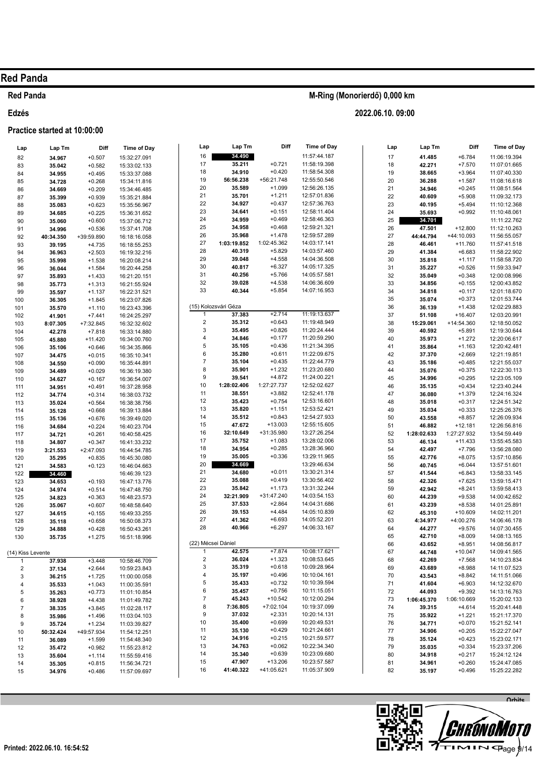# Red Panda

## Red Panda

**M-Ring (Monorierdő) 0,000 km**

## Edzés

**2022.06.10. 09:00**

### Practice started at 10:00:00

| Lap | Lap Tm | Diff | Time of Day |
|---|---|---|---|
| 82 | 34.967 | +0.507 | 15:32:27.091 |
| 83 | 35.042 | +0.582 | 15:33:02.133 |
| 84 | 34.955 | +0.495 | 15:33:37.088 |
| 85 | 34.728 | +0.268 | 15:34:11.816 |
| 86 | 34.669 | +0.209 | 15:34:46.485 |
| 87 | 35.399 | +0.939 | 15:35:21.884 |
| 88 | 35.083 | +0.623 | 15:35:56.967 |
| 89 | 34.685 | +0.225 | 15:36:31.652 |
| 90 | 35.060 | +0.600 | 15:37:06.712 |
| 91 | 34.996 | +0.536 | 15:37:41.708 |
| 92 | 40:34.350 | +39:59.890 | 16:18:16.058 |
| 93 | 39.195 | +4.735 | 16:18:55.253 |
| 94 | 36.963 | +2.503 | 16:19:32.216 |
| 95 | 35.998 | +1.538 | 16:20:08.214 |
| 96 | 36.044 | +1.584 | 16:20:44.258 |
| 97 | 35.893 | +1.433 | 16:21:20.151 |
| 98 | 35.773 | +1.313 | 16:21:55.924 |
| 99 | 35.597 | +1.137 | 16:22:31.521 |
| 100 | 36.305 | +1.845 | 16:23:07.826 |
| 101 | 35.570 | +1.110 | 16:23:43.396 |
| 102 | 41.901 | +7.441 | 16:24:25.297 |
| 103 | 8:07.305 | +7:32.845 | 16:32:32.602 |
| 104 | 42.278 | +7.818 | 16:33:14.880 |
| 105 | 45.880 | +11.420 | 16:34:00.760 |
| 106 | 35.106 | +0.646 | 16:34:35.866 |
| 107 | 34.475 | +0.015 | 16:35:10.341 |
| 108 | 34.550 | +0.090 | 16:35:44.891 |
| 109 | 34.489 | +0.029 | 16:36:19.380 |
| 110 | 34.627 | +0.167 | 16:36:54.007 |
| 111 | 34.951 | +0.491 | 16:37:28.958 |
| 112 | 34.774 | +0.314 | 16:38:03.732 |
| 113 | 35.024 | +0.564 | 16:38:38.756 |
| 114 | 35.128 | +0.668 | 16:39:13.884 |
| 115 | 35.136 | +0.676 | 16:39:49.020 |
| 116 | 34.684 | +0.224 | 16:40:23.704 |
| 117 | 34.721 | +0.261 | 16:40:58.425 |
| 118 | 34.807 | +0.347 | 16:41:33.232 |
| 119 | 3:21.553 | +2:47.093 | 16:44:54.785 |
| 120 | 35.295 | +0.835 | 16:45:30.080 |
| 121 | 34.583 | +0.123 | 16:46:04.663 |
| 122 | **34.460** | | 16:46:39.123 |
| 123 | 34.653 | +0.193 | 16:47:13.776 |
| 124 | 34.974 | +0.514 | 16:47:48.750 |
| 125 | 34.823 | +0.363 | 16:48:23.573 |
| 126 | 35.067 | +0.607 | 16:48:58.640 |
| 127 | 34.615 | +0.155 | 16:49:33.255 |
| 128 | 35.118 | +0.658 | 16:50:08.373 |
| 129 | 34.888 | +0.428 | 16:50:43.261 |
| 130 | 35.735 | +1.275 | 16:51:18.996 |

(14) Kiss Levente

| Lap | Lap Tm | Diff | Time of Day |
|---|---|---|---|
| 1 | 37.938 | +3.448 | 10:58:46.709 |
| 2 | 37.134 | +2.644 | 10:59:23.843 |
| 3 | 36.215 | +1.725 | 11:00:00.058 |
| 4 | 35.533 | +1.043 | 11:00:35.591 |
| 5 | 35.263 | +0.773 | 11:01:10.854 |
| 6 | 38.928 | +4.438 | 11:01:49.782 |
| 7 | 38.335 | +3.845 | 11:02:28.117 |
| 8 | 35.986 | +1.496 | 11:03:04.103 |
| 9 | 35.724 | +1.234 | 11:03:39.827 |
| 10 | 50:32.424 | +49:57.934 | 11:54:12.251 |
| 11 | 36.089 | +1.599 | 11:54:48.340 |
| 12 | 35.472 | +0.982 | 11:55:23.812 |
| 13 | 35.604 | +1.114 | 11:55:59.416 |
| 14 | 35.305 | +0.815 | 11:56:34.721 |
| 15 | 34.976 | +0.486 | 11:57:09.697 |
| 16 | **34.490** | | 11:57:44.187 |
| 17 | 35.211 | +0.721 | 11:58:19.398 |
| 18 | 34.910 | +0.420 | 11:58:54.308 |
| 19 | 56:56.238 | +56:21.748 | 12:55:50.546 |
| 20 | 35.589 | +1.099 | 12:56:26.135 |
| 21 | 35.701 | +1.211 | 12:57:01.836 |
| 22 | 34.927 | +0.437 | 12:57:36.763 |
| 23 | 34.641 | +0.151 | 12:58:11.404 |
| 24 | 34.959 | +0.469 | 12:58:46.363 |
| 25 | 34.958 | +0.468 | 12:59:21.321 |
| 26 | 35.968 | +1.478 | 12:59:57.289 |
| 27 | 1:03:19.852 | 1:02:45.362 | 14:03:17.141 |
| 28 | 40.319 | +5.829 | 14:03:57.460 |
| 29 | 39.048 | +4.558 | 14:04:36.508 |
| 30 | 40.817 | +6.327 | 14:05:17.325 |
| 31 | 40.256 | +5.766 | 14:05:57.581 |
| 32 | 39.028 | +4.538 | 14:06:36.609 |
| 33 | 40.344 | +5.854 | 14:07:16.953 |

(15) Kolozsvári Géza

| Lap | Lap Tm | Diff | Time of Day |
|---|---|---|---|
| 1 | 37.383 | +2.714 | 11:19:13.637 |
| 2 | 35.312 | +0.643 | 11:19:48.949 |
| 3 | 35.495 | +0.826 | 11:20:24.444 |
| 4 | 34.846 | +0.177 | 11:20:59.290 |
| 5 | 35.105 | +0.436 | 11:21:34.395 |
| 6 | 35.280 | +0.611 | 11:22:09.675 |
| 7 | 35.104 | +0.435 | 11:22:44.779 |
| 8 | 35.901 | +1.232 | 11:23:20.680 |
| 9 | 39.541 | +4.872 | 11:24:00.221 |
| 10 | 1:28:02.406 | 1:27:27.737 | 12:52:02.627 |
| 11 | 38.551 | +3.882 | 12:52:41.178 |
| 12 | 35.423 | +0.754 | 12:53:16.601 |
| 13 | 35.820 | +1.151 | 12:53:52.421 |
| 14 | 35.512 | +0.843 | 12:54:27.933 |
| 15 | 47.672 | +13.003 | 12:55:15.605 |
| 16 | 32:10.649 | +31:35.980 | 13:27:26.254 |
| 17 | 35.752 | +1.083 | 13:28:02.006 |
| 18 | 34.954 | +0.285 | 13:28:36.960 |
| 19 | 35.005 | +0.336 | 13:29:11.965 |
| 20 | **34.669** | | 13:29:46.634 |
| 21 | 34.680 | +0.011 | 13:30:21.314 |
| 22 | 35.088 | +0.419 | 13:30:56.402 |
| 23 | 35.842 | +1.173 | 13:31:32.244 |
| 24 | 32:21.909 | +31:47.240 | 14:03:54.153 |
| 25 | 37.533 | +2.864 | 14:04:31.686 |
| 26 | 39.153 | +4.484 | 14:05:10.839 |
| 27 | 41.362 | +6.693 | 14:05:52.201 |
| 28 | 40.966 | +6.297 | 14:06:33.167 |

(22) Mécsei Dániel

| Lap | Lap Tm | Diff | Time of Day |
|---|---|---|---|
| 1 | 42.575 | +7.874 | 10:08:17.621 |
| 2 | 36.024 | +1.323 | 10:08:53.645 |
| 3 | 35.319 | +0.618 | 10:09:28.964 |
| 4 | 35.197 | +0.496 | 10:10:04.161 |
| 5 | 35.433 | +0.732 | 10:10:39.594 |
| 6 | 35.457 | +0.756 | 10:11:15.051 |
| 7 | 45.243 | +10.542 | 10:12:00.294 |
| 8 | 7:36.805 | +7:02.104 | 10:19:37.099 |
| 9 | 37.032 | +2.331 | 10:20:14.131 |
| 10 | 35.400 | +0.699 | 10:20:49.531 |
| 11 | 35.130 | +0.429 | 10:21:24.661 |
| 12 | 34.916 | +0.215 | 10:21:59.577 |
| 13 | 34.763 | +0.062 | 10:22:34.340 |
| 14 | 35.340 | +0.639 | 10:23:09.680 |
| 15 | 47.907 | +13.206 | 10:23:57.587 |
| 16 | 41:40.322 | +41:05.621 | 11:05:37.909 |
| 17 | 41.485 | +6.784 | 11:06:19.394 |
| 18 | 42.271 | +7.570 | 11:07:01.665 |
| 19 | 38.665 | +3.964 | 11:07:40.330 |
| 20 | 36.288 | +1.587 | 11:08:16.618 |
| 21 | 34.946 | +0.245 | 11:08:51.564 |
| 22 | 40.609 | +5.908 | 11:09:32.173 |
| 23 | 40.195 | +5.494 | 11:10:12.368 |
| 24 | 35.693 | +0.992 | 11:10:48.061 |
| 25 | **34.701** | | 11:11:22.762 |
| 26 | 47.501 | +12.800 | 11:12:10.263 |
| 27 | 44:44.794 | +44:10.093 | 11:56:55.057 |
| 28 | 46.461 | +11.760 | 11:57:41.518 |
| 29 | 41.384 | +6.683 | 11:58:22.902 |
| 30 | 35.818 | +1.117 | 11:58:58.720 |
| 31 | 35.227 | +0.526 | 11:59:33.947 |
| 32 | 35.049 | +0.348 | 12:00:08.996 |
| 33 | 34.856 | +0.155 | 12:00:43.852 |
| 34 | 34.818 | +0.117 | 12:01:18.670 |
| 35 | 35.074 | +0.373 | 12:01:53.744 |
| 36 | 36.139 | +1.438 | 12:02:29.883 |
| 37 | 51.108 | +16.407 | 12:03:20.991 |
| 38 | 15:29.061 | +14:54.360 | 12:18:50.052 |
| 39 | 40.592 | +5.891 | 12:19:30.644 |
| 40 | 35.973 | +1.272 | 12:20:06.617 |
| 41 | 35.864 | +1.163 | 12:20:42.481 |
| 42 | 37.370 | +2.669 | 12:21:19.851 |
| 43 | 35.186 | +0.485 | 12:21:55.037 |
| 44 | 35.076 | +0.375 | 12:22:30.113 |
| 45 | 34.996 | +0.295 | 12:23:05.109 |
| 46 | 35.135 | +0.434 | 12:23:40.244 |
| 47 | 36.080 | +1.379 | 12:24:16.324 |
| 48 | 35.018 | +0.317 | 12:24:51.342 |
| 49 | 35.034 | +0.333 | 12:25:26.376 |
| 50 | 43.558 | +8.857 | 12:26:09.934 |
| 51 | 46.882 | +12.181 | 12:26:56.816 |
| 52 | 1:28:02.633 | 1:27:27.932 | 13:54:59.449 |
| 53 | 46.134 | +11.433 | 13:55:45.583 |
| 54 | 42.497 | +7.796 | 13:56:28.080 |
| 55 | 42.776 | +8.075 | 13:57:10.856 |
| 56 | 40.745 | +6.044 | 13:57:51.601 |
| 57 | 41.544 | +6.843 | 13:58:33.145 |
| 58 | 42.326 | +7.625 | 13:59:15.471 |
| 59 | 42.942 | +8.241 | 13:59:58.413 |
| 60 | 44.239 | +9.538 | 14:00:42.652 |
| 61 | 43.239 | +8.538 | 14:01:25.891 |
| 62 | 45.310 | +10.609 | 14:02:11.201 |
| 63 | 4:34.977 | +4:00.276 | 14:06:46.178 |
| 64 | 44.277 | +9.576 | 14:07:30.455 |
| 65 | 42.710 | +8.009 | 14:08:13.165 |
| 66 | 43.652 | +8.951 | 14:08:56.817 |
| 67 | 44.748 | +10.047 | 14:09:41.565 |
| 68 | 42.269 | +7.568 | 14:10:23.834 |
| 69 | 43.689 | +8.988 | 14:11:07.523 |
| 70 | 43.543 | +8.842 | 14:11:51.066 |
| 71 | 41.604 | +6.903 | 14:12:32.670 |
| 72 | 44.093 | +9.392 | 14:13:16.763 |
| 73 | 1:06:45.370 | 1:06:10.669 | 15:20:02.133 |
| 74 | 39.315 | +4.614 | 15:20:41.448 |
| 75 | 35.922 | +1.221 | 15:21:17.370 |
| 76 | 34.771 | +0.070 | 15:21:52.141 |
| 77 | 34.906 | +0.205 | 15:22:27.047 |
| 78 | 35.124 | +0.423 | 15:23:02.171 |
| 79 | 35.035 | +0.334 | 15:23:37.206 |
| 80 | 34.918 | +0.217 | 15:24:12.124 |
| 81 | 34.961 | +0.260 | 15:24:47.085 |
| 82 | 35.197 | +0.496 | 15:25:22.282 |

Printed: 2022.06.10. 16:54:52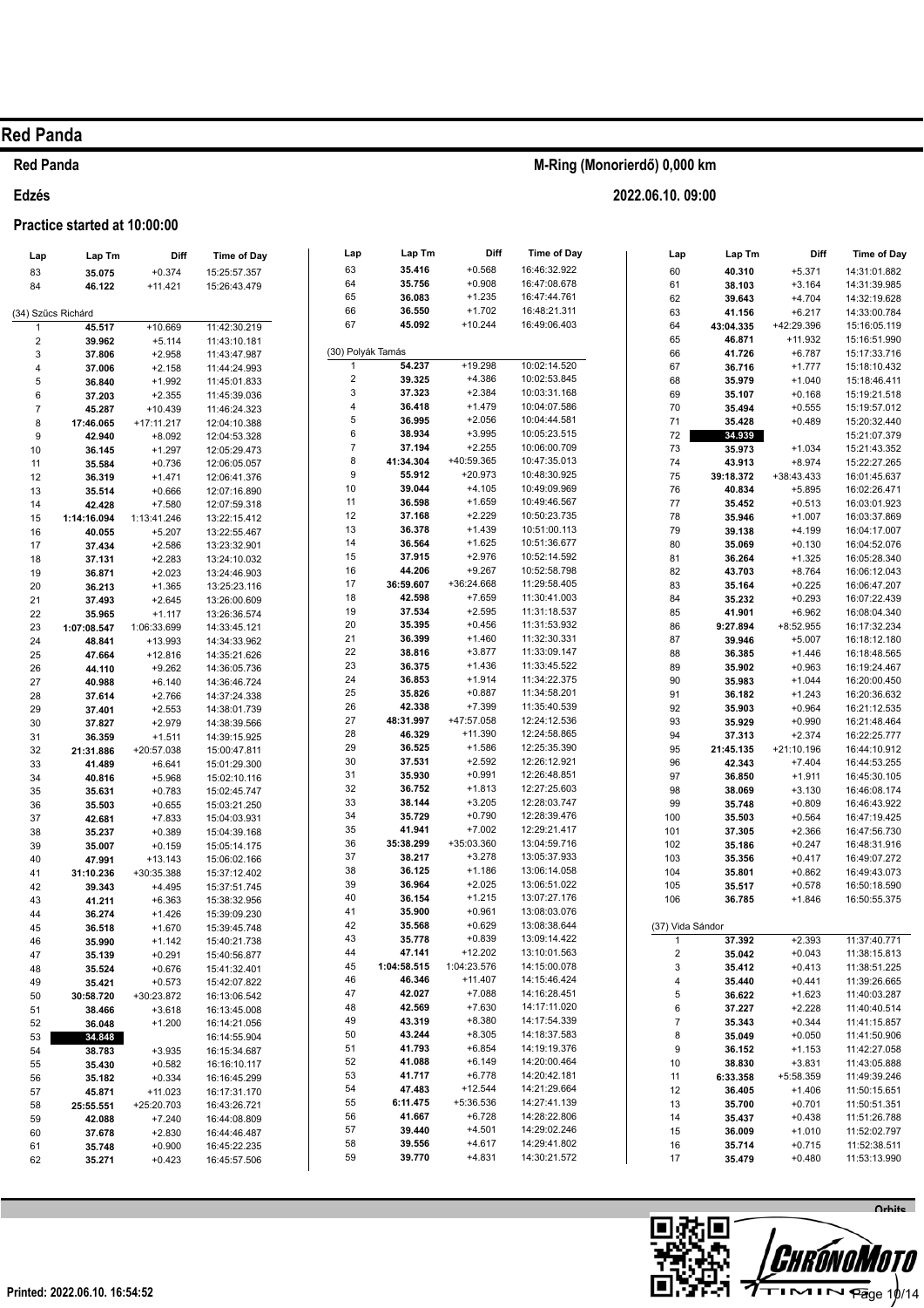# Red Panda

## Red Panda

**M-Ring (Monorierdő) 0,000 km**

**Edzés**

**2022.06.10. 09:00**

**Practice started at 10:00:00**

| Lap | Lap Tm | Diff | Time of Day |
|---|---|---|---|
| 83 | 35.075 | +0.374 | 15:25:57.357 |
| 84 | 46.122 | +11.421 | 15:26:43.479 |

(34) Szűcs Richárd

| Lap | Lap Tm | Diff | Time of Day |
|---|---|---|---|
| 1 | 45.517 | +10.669 | 11:42:30.219 |
| 2 | 39.962 | +5.114 | 11:43:10.181 |
| 3 | 37.806 | +2.958 | 11:43:47.987 |
| 4 | 37.006 | +2.158 | 11:44:24.993 |
| 5 | 36.840 | +1.992 | 11:45:01.833 |
| 6 | 37.203 | +2.355 | 11:45:39.036 |
| 7 | 45.287 | +10.439 | 11:46:24.323 |
| 8 | 17:46.065 | +17:11.217 | 12:04:10.388 |
| 9 | 42.940 | +8.092 | 12:04:53.328 |
| 10 | 36.145 | +1.297 | 12:05:29.473 |
| 11 | 35.584 | +0.736 | 12:06:05.057 |
| 12 | 36.319 | +1.471 | 12:06:41.376 |
| 13 | 35.514 | +0.666 | 12:07:16.890 |
| 14 | 42.428 | +7.580 | 12:07:59.318 |
| 15 | 1:14:16.094 | 1:13:41.246 | 13:22:15.412 |
| 16 | 40.055 | +5.207 | 13:22:55.467 |
| 17 | 37.434 | +2.586 | 13:23:32.901 |
| 18 | 37.131 | +2.283 | 13:24:10.032 |
| 19 | 36.871 | +2.023 | 13:24:46.903 |
| 20 | 36.213 | +1.365 | 13:25:23.116 |
| 21 | 37.493 | +2.645 | 13:26:00.609 |
| 22 | 35.965 | +1.117 | 13:26:36.574 |
| 23 | 1:07:08.547 | 1:06:33.699 | 14:33:45.121 |
| 24 | 48.841 | +13.993 | 14:34:33.962 |
| 25 | 47.664 | +12.816 | 14:35:21.626 |
| 26 | 44.110 | +9.262 | 14:36:05.736 |
| 27 | 40.988 | +6.140 | 14:36:46.724 |
| 28 | 37.614 | +2.766 | 14:37:24.338 |
| 29 | 37.401 | +2.553 | 14:38:01.739 |
| 30 | 37.827 | +2.979 | 14:38:39.566 |
| 31 | 36.359 | +1.511 | 14:39:15.925 |
| 32 | 21:31.886 | +20:57.038 | 15:00:47.811 |
| 33 | 41.489 | +6.641 | 15:01:29.300 |
| 34 | 40.816 | +5.968 | 15:02:10.116 |
| 35 | 35.631 | +0.783 | 15:02:45.747 |
| 36 | 35.503 | +0.655 | 15:03:21.250 |
| 37 | 42.681 | +7.833 | 15:04:03.931 |
| 38 | 35.237 | +0.389 | 15:04:39.168 |
| 39 | 35.007 | +0.159 | 15:05:14.175 |
| 40 | 47.991 | +13.143 | 15:06:02.166 |
| 41 | 31:10.236 | +30:35.388 | 15:37:12.402 |
| 42 | 39.343 | +4.495 | 15:37:51.745 |
| 43 | 41.211 | +6.363 | 15:38:32.956 |
| 44 | 36.274 | +1.426 | 15:39:09.230 |
| 45 | 36.518 | +1.670 | 15:39:45.748 |
| 46 | 35.990 | +1.142 | 15:40:21.738 |
| 47 | 35.139 | +0.291 | 15:40:56.877 |
| 48 | 35.524 | +0.676 | 15:41:32.401 |
| 49 | 35.421 | +0.573 | 15:42:07.822 |
| 50 | 30:58.720 | +30:23.872 | 16:13:06.542 |
| 51 | 38.466 | +3.618 | 16:13:45.008 |
| 52 | 36.048 | +1.200 | 16:14:21.056 |
| 53 | 34.848 | | 16:14:55.904 |
| 54 | 38.783 | +3.935 | 16:15:34.687 |
| 55 | 35.430 | +0.582 | 16:16:10.117 |
| 56 | 35.182 | +0.334 | 16:16:45.299 |
| 57 | 45.871 | +11.023 | 16:17:31.170 |
| 58 | 25:55.551 | +25:20.703 | 16:43:26.721 |
| 59 | 42.088 | +7.240 | 16:44:08.809 |
| 60 | 37.678 | +2.830 | 16:44:46.487 |
| 61 | 35.748 | +0.900 | 16:45:22.235 |
| 62 | 35.271 | +0.423 | 16:45:57.506 |
| 63 | 35.416 | +0.568 | 16:46:32.922 |
| 64 | 35.756 | +0.908 | 16:47:08.678 |
| 65 | 36.083 | +1.235 | 16:47:44.761 |
| 66 | 36.550 | +1.702 | 16:48:21.311 |
| 67 | 45.092 | +10.244 | 16:49:06.403 |

(30) Polyák Tamás

| Lap | Lap Tm | Diff | Time of Day |
|---|---|---|---|
| 1 | 54.237 | +19.298 | 10:02:14.520 |
| 2 | 39.325 | +4.386 | 10:02:53.845 |
| 3 | 37.323 | +2.384 | 10:03:31.168 |
| 4 | 36.418 | +1.479 | 10:04:07.586 |
| 5 | 36.995 | +2.056 | 10:04:44.581 |
| 6 | 38.934 | +3.995 | 10:05:23.515 |
| 7 | 37.194 | +2.255 | 10:06:00.709 |
| 8 | 41:34.304 | +40:59.365 | 10:47:35.013 |
| 9 | 55.912 | +20.973 | 10:48:30.925 |
| 10 | 39.044 | +4.105 | 10:49:09.969 |
| 11 | 36.598 | +1.659 | 10:49:46.567 |
| 12 | 37.168 | +2.229 | 10:50:23.735 |
| 13 | 36.378 | +1.439 | 10:51:00.113 |
| 14 | 36.564 | +1.625 | 10:51:36.677 |
| 15 | 37.915 | +2.976 | 10:52:14.592 |
| 16 | 44.206 | +9.267 | 10:52:58.798 |
| 17 | 36:59.607 | +36:24.668 | 11:29:58.405 |
| 18 | 42.598 | +7.659 | 11:30:41.003 |
| 19 | 37.534 | +2.595 | 11:31:18.537 |
| 20 | 35.395 | +0.456 | 11:31:53.932 |
| 21 | 36.399 | +1.460 | 11:32:30.331 |
| 22 | 38.816 | +3.877 | 11:33:09.147 |
| 23 | 36.375 | +1.436 | 11:33:45.522 |
| 24 | 36.853 | +1.914 | 11:34:22.375 |
| 25 | 35.826 | +0.887 | 11:34:58.201 |
| 26 | 42.338 | +7.399 | 11:35:40.539 |
| 27 | 48:31.997 | +47:57.058 | 12:24:12.536 |
| 28 | 46.329 | +11.390 | 12:24:58.865 |
| 29 | 36.525 | +1.586 | 12:25:35.390 |
| 30 | 37.531 | +2.592 | 12:26:12.921 |
| 31 | 35.930 | +0.991 | 12:26:48.851 |
| 32 | 36.752 | +1.813 | 12:27:25.603 |
| 33 | 38.144 | +3.205 | 12:28:03.747 |
| 34 | 35.729 | +0.790 | 12:28:39.476 |
| 35 | 41.941 | +7.002 | 12:29:21.417 |
| 36 | 35:38.299 | +35:03.360 | 13:04:59.716 |
| 37 | 38.217 | +3.278 | 13:05:37.933 |
| 38 | 36.125 | +1.186 | 13:06:14.058 |
| 39 | 36.964 | +2.025 | 13:06:51.022 |
| 40 | 36.154 | +1.215 | 13:07:27.176 |
| 41 | 35.900 | +0.961 | 13:08:03.076 |
| 42 | 35.568 | +0.629 | 13:08:38.644 |
| 43 | 35.778 | +0.839 | 13:09:14.422 |
| 44 | 47.141 | +12.202 | 13:10:01.563 |
| 45 | 1:04:58.515 | 1:04:23.576 | 14:15:00.078 |
| 46 | 46.346 | +11.407 | 14:15:46.424 |
| 47 | 42.027 | +7.088 | 14:16:28.451 |
| 48 | 42.569 | +7.630 | 14:17:11.020 |
| 49 | 43.319 | +8.380 | 14:17:54.339 |
| 50 | 43.244 | +8.305 | 14:18:37.583 |
| 51 | 41.793 | +6.854 | 14:19:19.376 |
| 52 | 41.088 | +6.149 | 14:20:00.464 |
| 53 | 41.717 | +6.778 | 14:20:42.181 |
| 54 | 47.483 | +12.544 | 14:21:29.664 |
| 55 | 6:11.475 | +5:36.536 | 14:27:41.139 |
| 56 | 41.667 | +6.728 | 14:28:22.806 |
| 57 | 39.440 | +4.501 | 14:29:02.246 |
| 58 | 39.556 | +4.617 | 14:29:41.802 |
| 59 | 39.770 | +4.831 | 14:30:21.572 |
| 60 | 40.310 | +5.371 | 14:31:01.882 |
| 61 | 38.103 | +3.164 | 14:31:39.985 |
| 62 | 39.643 | +4.704 | 14:32:19.628 |
| 63 | 41.156 | +6.217 | 14:33:00.784 |
| 64 | 43:04.335 | +42:29.396 | 15:16:05.119 |
| 65 | 46.871 | +11.932 | 15:16:51.990 |
| 66 | 41.726 | +6.787 | 15:17:33.716 |
| 67 | 36.716 | +1.777 | 15:18:10.432 |
| 68 | 35.979 | +1.040 | 15:18:46.411 |
| 69 | 35.107 | +0.168 | 15:19:21.518 |
| 70 | 35.494 | +0.555 | 15:19:57.012 |
| 71 | 35.428 | +0.489 | 15:20:32.440 |
| 72 | 34.939 | | 15:21:07.379 |
| 73 | 35.973 | +1.034 | 15:21:43.352 |
| 74 | 43.913 | +8.974 | 15:22:27.265 |
| 75 | 39:18.372 | +38:43.433 | 16:01:45.637 |
| 76 | 40.834 | +5.895 | 16:02:26.471 |
| 77 | 35.452 | +0.513 | 16:03:01.923 |
| 78 | 35.946 | +1.007 | 16:03:37.869 |
| 79 | 39.138 | +4.199 | 16:04:17.007 |
| 80 | 35.069 | +0.130 | 16:04:52.076 |
| 81 | 36.264 | +1.325 | 16:05:28.340 |
| 82 | 43.703 | +8.764 | 16:06:12.043 |
| 83 | 35.164 | +0.225 | 16:06:47.207 |
| 84 | 35.232 | +0.293 | 16:07:22.439 |
| 85 | 41.901 | +6.962 | 16:08:04.340 |
| 86 | 9:27.894 | +8:52.955 | 16:17:32.234 |
| 87 | 39.946 | +5.007 | 16:18:12.180 |
| 88 | 36.385 | +1.446 | 16:18:48.565 |
| 89 | 35.902 | +0.963 | 16:19:24.467 |
| 90 | 35.983 | +1.044 | 16:20:00.450 |
| 91 | 36.182 | +1.243 | 16:20:36.632 |
| 92 | 35.903 | +0.964 | 16:21:12.535 |
| 93 | 35.929 | +0.990 | 16:21:48.464 |
| 94 | 37.313 | +2.374 | 16:22:25.777 |
| 95 | 21:45.135 | +21:10.196 | 16:44:10.912 |
| 96 | 42.343 | +7.404 | 16:44:53.255 |
| 97 | 36.850 | +1.911 | 16:45:30.105 |
| 98 | 38.069 | +3.130 | 16:46:08.174 |
| 99 | 35.748 | +0.809 | 16:46:43.922 |
| 100 | 35.503 | +0.564 | 16:47:19.425 |
| 101 | 37.305 | +2.366 | 16:47:56.730 |
| 102 | 35.186 | +0.247 | 16:48:31.916 |
| 103 | 35.356 | +0.417 | 16:49:07.272 |
| 104 | 35.801 | +0.862 | 16:49:43.073 |
| 105 | 35.517 | +0.578 | 16:50:18.590 |
| 106 | 36.785 | +1.846 | 16:50:55.375 |

(37) Vida Sándor

| Lap | Lap Tm | Diff | Time of Day |
|---|---|---|---|
| 1 | 37.392 | +2.393 | 11:37:40.771 |
| 2 | 35.042 | +0.043 | 11:38:15.813 |
| 3 | 35.412 | +0.413 | 11:38:51.225 |
| 4 | 35.440 | +0.441 | 11:39:26.665 |
| 5 | 36.622 | +1.623 | 11:40:03.287 |
| 6 | 37.227 | +2.228 | 11:40:40.514 |
| 7 | 35.343 | +0.344 | 11:41:15.857 |
| 8 | 35.049 | +0.050 | 11:41:50.906 |
| 9 | 36.152 | +1.153 | 11:42:27.058 |
| 10 | 38.830 | +3.831 | 11:43:05.888 |
| 11 | 6:33.358 | +5:58.359 | 11:49:39.246 |
| 12 | 36.405 | +1.406 | 11:50:15.651 |
| 13 | 35.700 | +0.701 | 11:50:51.351 |
| 14 | 35.437 | +0.438 | 11:51:26.788 |
| 15 | 36.009 | +1.010 | 11:52:02.797 |
| 16 | 35.714 | +0.715 | 11:52:38.511 |
| 17 | 35.479 | +0.480 | 11:53:13.990 |

Printed: 2022.06.10. 16:54:52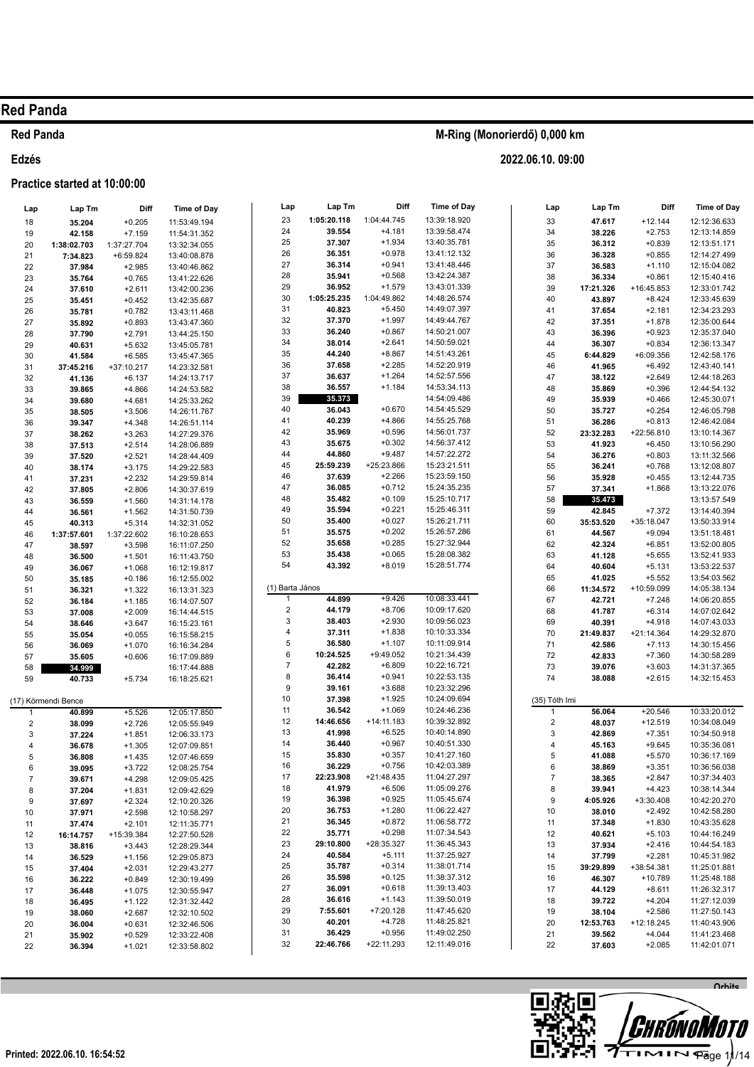# Red Panda

**Red Panda** — **M-Ring (Monorierdő) 0,000 km**

**Edzés** — **2022.06.10. 09:00**

**Practice started at 10:00:00**

| Lap | Lap Tm | Diff | Time of Day |
|---|---|---|---|
| 18 | 35.204 | +0.205 | 11:53:49.194 |
| 19 | 42.158 | +7.159 | 11:54:31.352 |
| 20 | 1:38:02.703 | 1:37:27.704 | 13:32:34.055 |
| 21 | 7:34.823 | +6:59.824 | 13:40:08.878 |
| 22 | 37.984 | +2.985 | 13:40:46.862 |
| 23 | 35.764 | +0.765 | 13:41:22.626 |
| 24 | 37.610 | +2.611 | 13:42:00.236 |
| 25 | 35.451 | +0.452 | 13:42:35.687 |
| 26 | 35.781 | +0.782 | 13:43:11.468 |
| 27 | 35.892 | +0.893 | 13:43:47.360 |
| 28 | 37.790 | +2.791 | 13:44:25.150 |
| 29 | 40.631 | +5.632 | 13:45:05.781 |
| 30 | 41.584 | +6.585 | 13:45:47.365 |
| 31 | 37:45.216 | +37:10.217 | 14:23:32.581 |
| 32 | 41.136 | +6.137 | 14:24:13.717 |
| 33 | 39.865 | +4.866 | 14:24:53.582 |
| 34 | 39.680 | +4.681 | 14:25:33.262 |
| 35 | 38.505 | +3.506 | 14:26:11.767 |
| 36 | 39.347 | +4.348 | 14:26:51.114 |
| 37 | 38.262 | +3.263 | 14:27:29.376 |
| 38 | 37.513 | +2.514 | 14:28:06.889 |
| 39 | 37.520 | +2.521 | 14:28:44.409 |
| 40 | 38.174 | +3.175 | 14:29:22.583 |
| 41 | 37.231 | +2.232 | 14:29:59.814 |
| 42 | 37.805 | +2.806 | 14:30:37.619 |
| 43 | 36.559 | +1.560 | 14:31:14.178 |
| 44 | 36.561 | +1.562 | 14:31:50.739 |
| 45 | 40.313 | +5.314 | 14:32:31.052 |
| 46 | 1:37:57.601 | 1:37:22.602 | 16:10:28.653 |
| 47 | 38.597 | +3.598 | 16:11:07.250 |
| 48 | 36.500 | +1.501 | 16:11:43.750 |
| 49 | 36.067 | +1.068 | 16:12:19.817 |
| 50 | 35.185 | +0.186 | 16:12:55.002 |
| 51 | 36.321 | +1.322 | 16:13:31.323 |
| 52 | 36.184 | +1.185 | 16:14:07.507 |
| 53 | 37.008 | +2.009 | 16:14:44.515 |
| 54 | 38.646 | +3.647 | 16:15:23.161 |
| 55 | 35.054 | +0.055 | 16:15:58.215 |
| 56 | 36.069 | +1.070 | 16:16:34.284 |
| 57 | 35.605 | +0.606 | 16:17:09.889 |
| 58 | 34.999 | | 16:17:44.888 |
| 59 | 40.733 | +5.734 | 16:18:25.621 |

(17) Körmendi Bence

| Lap | Lap Tm | Diff | Time of Day |
|---|---|---|---|
| 1 | 40.899 | +5.526 | 12:05:17.850 |
| 2 | 38.099 | +2.726 | 12:05:55.949 |
| 3 | 37.224 | +1.851 | 12:06:33.173 |
| 4 | 36.678 | +1.305 | 12:07:09.851 |
| 5 | 36.808 | +1.435 | 12:07:46.659 |
| 6 | 39.095 | +3.722 | 12:08:25.754 |
| 7 | 39.671 | +4.298 | 12:09:05.425 |
| 8 | 37.204 | +1.831 | 12:09:42.629 |
| 9 | 37.697 | +2.324 | 12:10:20.326 |
| 10 | 37.971 | +2.598 | 12:10:58.297 |
| 11 | 37.474 | +2.101 | 12:11:35.771 |
| 12 | 16:14.757 | +15:39.384 | 12:27:50.528 |
| 13 | 38.816 | +3.443 | 12:28:29.344 |
| 14 | 36.529 | +1.156 | 12:29:05.873 |
| 15 | 37.404 | +2.031 | 12:29:43.277 |
| 16 | 36.222 | +0.849 | 12:30:19.499 |
| 17 | 36.448 | +1.075 | 12:30:55.947 |
| 18 | 36.495 | +1.122 | 12:31:32.442 |
| 19 | 38.060 | +2.687 | 12:32:10.502 |
| 20 | 36.004 | +0.631 | 12:32:46.506 |
| 21 | 35.902 | +0.529 | 12:33:22.408 |
| 22 | 36.394 | +1.021 | 12:33:58.802 |
| 23 | 1:05:20.118 | 1:04:44.745 | 13:39:18.920 |
| 24 | 39.554 | +4.181 | 13:39:58.474 |
| 25 | 37.307 | +1.934 | 13:40:35.781 |
| 26 | 36.351 | +0.978 | 13:41:12.132 |
| 27 | 36.314 | +0.941 | 13:41:48.446 |
| 28 | 35.941 | +0.568 | 13:42:24.387 |
| 29 | 36.952 | +1.579 | 13:43:01.339 |
| 30 | 1:05:25.235 | 1:04:49.862 | 14:48:26.574 |
| 31 | 40.823 | +5.450 | 14:49:07.397 |
| 32 | 37.370 | +1.997 | 14:49:44.767 |
| 33 | 36.240 | +0.867 | 14:50:21.007 |
| 34 | 38.014 | +2.641 | 14:50:59.021 |
| 35 | 44.240 | +8.867 | 14:51:43.261 |
| 36 | 37.658 | +2.285 | 14:52:20.919 |
| 37 | 36.637 | +1.264 | 14:52:57.556 |
| 38 | 36.557 | +1.184 | 14:53:34.113 |
| 39 | 35.373 | | 14:54:09.486 |
| 40 | 36.043 | +0.670 | 14:54:45.529 |
| 41 | 40.239 | +4.866 | 14:55:25.768 |
| 42 | 35.969 | +0.596 | 14:56:01.737 |
| 43 | 35.675 | +0.302 | 14:56:37.412 |
| 44 | 44.860 | +9.487 | 14:57:22.272 |
| 45 | 25:59.239 | +25:23.866 | 15:23:21.511 |
| 46 | 37.639 | +2.266 | 15:23:59.150 |
| 47 | 36.085 | +0.712 | 15:24:35.235 |
| 48 | 35.482 | +0.109 | 15:25:10.717 |
| 49 | 35.594 | +0.221 | 15:25:46.311 |
| 50 | 35.400 | +0.027 | 15:26:21.711 |
| 51 | 35.575 | +0.202 | 15:26:57.286 |
| 52 | 35.658 | +0.285 | 15:27:32.944 |
| 53 | 35.438 | +0.065 | 15:28:08.382 |
| 54 | 43.392 | +8.019 | 15:28:51.774 |

(1) Barta János

| Lap | Lap Tm | Diff | Time of Day |
|---|---|---|---|
| 1 | 44.899 | +9.426 | 10:08:33.441 |
| 2 | 44.179 | +8.706 | 10:09:17.620 |
| 3 | 38.403 | +2.930 | 10:09:56.023 |
| 4 | 37.311 | +1.838 | 10:10:33.334 |
| 5 | 36.580 | +1.107 | 10:11:09.914 |
| 6 | 10:24.525 | +9:49.052 | 10:21:34.439 |
| 7 | 42.282 | +6.809 | 10:22:16.721 |
| 8 | 36.414 | +0.941 | 10:22:53.135 |
| 9 | 39.161 | +3.688 | 10:23:32.296 |
| 10 | 37.398 | +1.925 | 10:24:09.694 |
| 11 | 36.542 | +1.069 | 10:24:46.236 |
| 12 | 14:46.656 | +14:11.183 | 10:39:32.892 |
| 13 | 41.998 | +6.525 | 10:40:14.890 |
| 14 | 36.440 | +0.967 | 10:40:51.330 |
| 15 | 35.830 | +0.357 | 10:41:27.160 |
| 16 | 36.229 | +0.756 | 10:42:03.389 |
| 17 | 22:23.908 | +21:48.435 | 11:04:27.297 |
| 18 | 41.979 | +6.506 | 11:05:09.276 |
| 19 | 36.398 | +0.925 | 11:05:45.674 |
| 20 | 36.753 | +1.280 | 11:06:22.427 |
| 21 | 36.345 | +0.872 | 11:06:58.772 |
| 22 | 35.771 | +0.298 | 11:07:34.543 |
| 23 | 29:10.800 | +28:35.327 | 11:36:45.343 |
| 24 | 40.584 | +5.111 | 11:37:25.927 |
| 25 | 35.787 | +0.314 | 11:38:01.714 |
| 26 | 35.598 | +0.125 | 11:38:37.312 |
| 27 | 36.091 | +0.618 | 11:39:13.403 |
| 28 | 36.616 | +1.143 | 11:39:50.019 |
| 29 | 7:55.601 | +7:20.128 | 11:47:45.620 |
| 30 | 40.201 | +4.728 | 11:48:25.821 |
| 31 | 36.429 | +0.956 | 11:49:02.250 |
| 32 | 22:46.766 | +22:11.293 | 12:11:49.016 |
| 33 | 47.617 | +12.144 | 12:12:36.633 |
| 34 | 38.226 | +2.753 | 12:13:14.859 |
| 35 | 36.312 | +0.839 | 12:13:51.171 |
| 36 | 36.328 | +0.855 | 12:14:27.499 |
| 37 | 36.583 | +1.110 | 12:15:04.082 |
| 38 | 36.334 | +0.861 | 12:15:40.416 |
| 39 | 17:21.326 | +16:45.853 | 12:33:01.742 |
| 40 | 43.897 | +8.424 | 12:33:45.639 |
| 41 | 37.654 | +2.181 | 12:34:23.293 |
| 42 | 37.351 | +1.878 | 12:35:00.644 |
| 43 | 36.396 | +0.923 | 12:35:37.040 |
| 44 | 36.307 | +0.834 | 12:36:13.347 |
| 45 | 6:44.829 | +6:09.356 | 12:42:58.176 |
| 46 | 41.965 | +6.492 | 12:43:40.141 |
| 47 | 38.122 | +2.649 | 12:44:18.263 |
| 48 | 35.869 | +0.396 | 12:44:54.132 |
| 49 | 35.939 | +0.466 | 12:45:30.071 |
| 50 | 35.727 | +0.254 | 12:46:05.798 |
| 51 | 36.286 | +0.813 | 12:46:42.084 |
| 52 | 23:32.283 | +22:56.810 | 13:10:14.367 |
| 53 | 41.923 | +6.450 | 13:10:56.290 |
| 54 | 36.276 | +0.803 | 13:11:32.566 |
| 55 | 36.241 | +0.768 | 13:12:08.807 |
| 56 | 35.928 | +0.455 | 13:12:44.735 |
| 57 | 37.341 | +1.868 | 13:13:22.076 |
| 58 | 35.473 | | 13:13:57.549 |
| 59 | 42.845 | +7.372 | 13:14:40.394 |
| 60 | 35:53.520 | +35:18.047 | 13:50:33.914 |
| 61 | 44.567 | +9.094 | 13:51:18.481 |
| 62 | 42.324 | +6.851 | 13:52:00.805 |
| 63 | 41.128 | +5.655 | 13:52:41.933 |
| 64 | 40.604 | +5.131 | 13:53:22.537 |
| 65 | 41.025 | +5.552 | 13:54:03.562 |
| 66 | 11:34.572 | +10:59.099 | 14:05:38.134 |
| 67 | 42.721 | +7.248 | 14:06:20.855 |
| 68 | 41.787 | +6.314 | 14:07:02.642 |
| 69 | 40.391 | +4.918 | 14:07:43.033 |
| 70 | 21:49.837 | +21:14.364 | 14:29:32.870 |
| 71 | 42.586 | +7.113 | 14:30:15.456 |
| 72 | 42.833 | +7.360 | 14:30:58.289 |
| 73 | 39.076 | +3.603 | 14:31:37.365 |
| 74 | 38.088 | +2.615 | 14:32:15.453 |

(35) Tóth Imi

| Lap | Lap Tm | Diff | Time of Day |
|---|---|---|---|
| 1 | 56.064 | +20.546 | 10:33:20.012 |
| 2 | 48.037 | +12.519 | 10:34:08.049 |
| 3 | 42.869 | +7.351 | 10:34:50.918 |
| 4 | 45.163 | +9.645 | 10:35:36.081 |
| 5 | 41.088 | +5.570 | 10:36:17.169 |
| 6 | 38.869 | +3.351 | 10:36:56.038 |
| 7 | 38.365 | +2.847 | 10:37:34.403 |
| 8 | 39.941 | +4.423 | 10:38:14.344 |
| 9 | 4:05.926 | +3:30.408 | 10:42:20.270 |
| 10 | 38.010 | +2.492 | 10:42:58.280 |
| 11 | 37.348 | +1.830 | 10:43:35.628 |
| 12 | 40.621 | +5.103 | 10:44:16.249 |
| 13 | 37.934 | +2.416 | 10:44:54.183 |
| 14 | 37.799 | +2.281 | 10:45:31.982 |
| 15 | 39:29.899 | +38:54.381 | 11:25:01.881 |
| 16 | 46.307 | +10.789 | 11:25:48.188 |
| 17 | 44.129 | +8.611 | 11:26:32.317 |
| 18 | 39.722 | +4.204 | 11:27:12.039 |
| 19 | 38.104 | +2.586 | 11:27:50.143 |
| 20 | 12:53.763 | +12:18.245 | 11:40:43.906 |
| 21 | 39.562 | +4.044 | 11:41:23.468 |
| 22 | 37.603 | +2.085 | 11:42:01.071 |

Printed: 2022.06.10. 16:54:52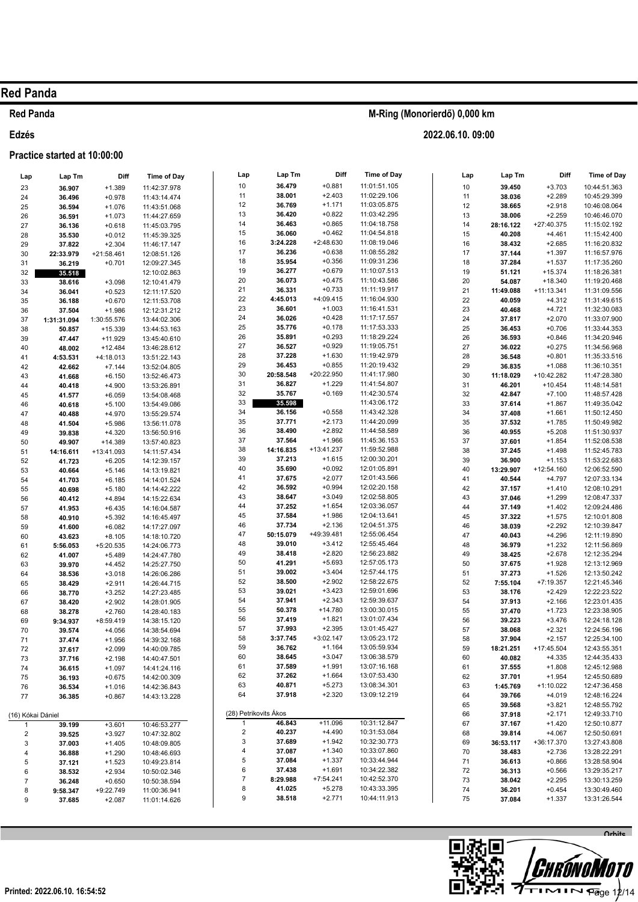# Red Panda

## Red Panda

**M-Ring (Monorierdő) 0,000 km**

**Edzés**

**2022.06.10. 09:00**

**Practice started at 10:00:00**

| Lap | Lap Tm | Diff | Time of Day |
|---|---|---|---|
| 23 | 36.907 | +1.389 | 11:42:37.978 |
| 24 | 36.496 | +0.978 | 11:43:14.474 |
| 25 | 36.594 | +1.076 | 11:43:51.068 |
| 26 | 36.591 | +1.073 | 11:44:27.659 |
| 27 | 36.136 | +0.618 | 11:45:03.795 |
| 28 | 35.530 | +0.012 | 11:45:39.325 |
| 29 | 37.822 | +2.304 | 11:46:17.147 |
| 30 | 22:33.979 | +21:58.461 | 12:08:51.126 |
| 31 | 36.219 | +0.701 | 12:09:27.345 |
| 32 | **35.518** | | 12:10:02.863 |
| 33 | 38.616 | +3.098 | 12:10:41.479 |
| 34 | 36.041 | +0.523 | 12:11:17.520 |
| 35 | 36.188 | +0.670 | 12:11:53.708 |
| 36 | 37.504 | +1.986 | 12:12:31.212 |
| 37 | 1:31:31.094 | 1:30:55.576 | 13:44:02.306 |
| 38 | 50.857 | +15.339 | 13:44:53.163 |
| 39 | 47.447 | +11.929 | 13:45:40.610 |
| 40 | 48.002 | +12.484 | 13:46:28.612 |
| 41 | 4:53.531 | +4:18.013 | 13:51:22.143 |
| 42 | 42.662 | +7.144 | 13:52:04.805 |
| 43 | 41.668 | +6.150 | 13:52:46.473 |
| 44 | 40.418 | +4.900 | 13:53:26.891 |
| 45 | 41.577 | +6.059 | 13:54:08.468 |
| 46 | 40.618 | +5.100 | 13:54:49.086 |
| 47 | 40.488 | +4.970 | 13:55:29.574 |
| 48 | 41.504 | +5.986 | 13:56:11.078 |
| 49 | 39.838 | +4.320 | 13:56:50.916 |
| 50 | 49.907 | +14.389 | 13:57:40.823 |
| 51 | 14:16.611 | +13:41.093 | 14:11:57.434 |
| 52 | 41.723 | +6.205 | 14:12:39.157 |
| 53 | 40.664 | +5.146 | 14:13:19.821 |
| 54 | 41.703 | +6.185 | 14:14:01.524 |
| 55 | 40.698 | +5.180 | 14:14:42.222 |
| 56 | 40.412 | +4.894 | 14:15:22.634 |
| 57 | 41.953 | +6.435 | 14:16:04.587 |
| 58 | 40.910 | +5.392 | 14:16:45.497 |
| 59 | 41.600 | +6.082 | 14:17:27.097 |
| 60 | 43.623 | +8.105 | 14:18:10.720 |
| 61 | 5:56.053 | +5:20.535 | 14:24:06.773 |
| 62 | 41.007 | +5.489 | 14:24:47.780 |
| 63 | 39.970 | +4.452 | 14:25:27.750 |
| 64 | 38.536 | +3.018 | 14:26:06.286 |
| 65 | 38.429 | +2.911 | 14:26:44.715 |
| 66 | 38.770 | +3.252 | 14:27:23.485 |
| 67 | 38.420 | +2.902 | 14:28:01.905 |
| 68 | 38.278 | +2.760 | 14:28:40.183 |
| 69 | 9:34.937 | +8:59.419 | 14:38:15.120 |
| 70 | 39.574 | +4.056 | 14:38:54.694 |
| 71 | 37.474 | +1.956 | 14:39:32.168 |
| 72 | 37.617 | +2.099 | 14:40:09.785 |
| 73 | 37.716 | +2.198 | 14:40:47.501 |
| 74 | 36.615 | +1.097 | 14:41:24.116 |
| 75 | 36.193 | +0.675 | 14:42:00.309 |
| 76 | 36.534 | +1.016 | 14:42:36.843 |
| 77 | 36.385 | +0.867 | 14:43:13.228 |

(16) Kókai Dániel

| Lap | Lap Tm | Diff | Time of Day |
|---|---|---|---|
| 1 | 39.199 | +3.601 | 10:46:53.277 |
| 2 | 39.525 | +3.927 | 10:47:32.802 |
| 3 | 37.003 | +1.405 | 10:48:09.805 |
| 4 | 36.888 | +1.290 | 10:48:46.693 |
| 5 | 37.121 | +1.523 | 10:49:23.814 |
| 6 | 38.532 | +2.934 | 10:50:02.346 |
| 7 | 36.248 | +0.650 | 10:50:38.594 |
| 8 | 9:58.347 | +9:22.749 | 11:00:36.941 |
| 9 | 37.685 | +2.087 | 11:01:14.626 |
| 10 | 36.479 | +0.881 | 11:01:51.105 |
| 11 | 38.001 | +2.403 | 11:02:29.106 |
| 12 | 36.769 | +1.171 | 11:03:05.875 |
| 13 | 36.420 | +0.822 | 11:03:42.295 |
| 14 | 36.463 | +0.865 | 11:04:18.758 |
| 15 | 36.060 | +0.462 | 11:04:54.818 |
| 16 | 3:24.228 | +2:48.630 | 11:08:19.046 |
| 17 | 36.236 | +0.638 | 11:08:55.282 |
| 18 | 35.954 | +0.356 | 11:09:31.236 |
| 19 | 36.277 | +0.679 | 11:10:07.513 |
| 20 | 36.073 | +0.475 | 11:10:43.586 |
| 21 | 36.331 | +0.733 | 11:11:19.917 |
| 22 | 4:45.013 | +4:09.415 | 11:16:04.930 |
| 23 | 36.601 | +1.003 | 11:16:41.531 |
| 24 | 36.026 | +0.428 | 11:17:17.557 |
| 25 | 35.776 | +0.178 | 11:17:53.333 |
| 26 | 35.891 | +0.293 | 11:18:29.224 |
| 27 | 36.527 | +0.929 | 11:19:05.751 |
| 28 | 37.228 | +1.630 | 11:19:42.979 |
| 29 | 36.453 | +0.855 | 11:20:19.432 |
| 30 | 20:58.548 | +20:22.950 | 11:41:17.980 |
| 31 | 36.827 | +1.229 | 11:41:54.807 |
| 32 | 35.767 | +0.169 | 11:42:30.574 |
| 33 | **35.598** | | 11:43:06.172 |
| 34 | 36.156 | +0.558 | 11:43:42.328 |
| 35 | 37.771 | +2.173 | 11:44:20.099 |
| 36 | 38.490 | +2.892 | 11:44:58.589 |
| 37 | 37.564 | +1.966 | 11:45:36.153 |
| 38 | 14:16.835 | +13:41.237 | 11:59:52.988 |
| 39 | 37.213 | +1.615 | 12:00:30.201 |
| 40 | 35.690 | +0.092 | 12:01:05.891 |
| 41 | 37.675 | +2.077 | 12:01:43.566 |
| 42 | 36.592 | +0.994 | 12:02:20.158 |
| 43 | 38.647 | +3.049 | 12:02:58.805 |
| 44 | 37.252 | +1.654 | 12:03:36.057 |
| 45 | 37.584 | +1.986 | 12:04:13.641 |
| 46 | 37.734 | +2.136 | 12:04:51.375 |
| 47 | 50:15.079 | +49:39.481 | 12:55:06.454 |
| 48 | 39.010 | +3.412 | 12:55:45.464 |
| 49 | 38.418 | +2.820 | 12:56:23.882 |
| 50 | 41.291 | +5.693 | 12:57:05.173 |
| 51 | 39.002 | +3.404 | 12:57:44.175 |
| 52 | 38.500 | +2.902 | 12:58:22.675 |
| 53 | 39.021 | +3.423 | 12:59:01.696 |
| 54 | 37.941 | +2.343 | 12:59:39.637 |
| 55 | 50.378 | +14.780 | 13:00:30.015 |
| 56 | 37.419 | +1.821 | 13:01:07.434 |
| 57 | 37.993 | +2.395 | 13:01:45.427 |
| 58 | 3:37.745 | +3:02.147 | 13:05:23.172 |
| 59 | 36.762 | +1.164 | 13:05:59.934 |
| 60 | 38.645 | +3.047 | 13:06:38.579 |
| 61 | 37.589 | +1.991 | 13:07:16.168 |
| 62 | 37.262 | +1.664 | 13:07:53.430 |
| 63 | 40.871 | +5.273 | 13:08:34.301 |
| 64 | 37.918 | +2.320 | 13:09:12.219 |

(28) Petrikovits Ákos

| Lap | Lap Tm | Diff | Time of Day |
|---|---|---|---|
| 1 | 46.843 | +11.096 | 10:31:12.847 |
| 2 | 40.237 | +4.490 | 10:31:53.084 |
| 3 | 37.689 | +1.942 | 10:32:30.773 |
| 4 | 37.087 | +1.340 | 10:33:07.860 |
| 5 | 37.084 | +1.337 | 10:33:44.944 |
| 6 | 37.438 | +1.691 | 10:34:22.382 |
| 7 | 8:29.988 | +7:54.241 | 10:42:52.370 |
| 8 | 41.025 | +5.278 | 10:43:33.395 |
| 9 | 38.518 | +2.771 | 10:44:11.913 |
| 10 | 39.450 | +3.703 | 10:44:51.363 |
| 11 | 38.036 | +2.289 | 10:45:29.399 |
| 12 | 38.665 | +2.918 | 10:46:08.064 |
| 13 | 38.006 | +2.259 | 10:46:46.070 |
| 14 | 28:16.122 | +27:40.375 | 11:15:02.192 |
| 15 | 40.208 | +4.461 | 11:15:42.400 |
| 16 | 38.432 | +2.685 | 11:16:20.832 |
| 17 | 37.144 | +1.397 | 11:16:57.976 |
| 18 | 37.284 | +1.537 | 11:17:35.260 |
| 19 | 51.121 | +15.374 | 11:18:26.381 |
| 20 | 54.087 | +18.340 | 11:19:20.468 |
| 21 | 11:49.088 | +11:13.341 | 11:31:09.556 |
| 22 | 40.059 | +4.312 | 11:31:49.615 |
| 23 | 40.468 | +4.721 | 11:32:30.083 |
| 24 | 37.817 | +2.070 | 11:33:07.900 |
| 25 | 36.453 | +0.706 | 11:33:44.353 |
| 26 | 36.593 | +0.846 | 11:34:20.946 |
| 27 | 36.022 | +0.275 | 11:34:56.968 |
| 28 | 36.548 | +0.801 | 11:35:33.516 |
| 29 | 36.835 | +1.088 | 11:36:10.351 |
| 30 | 11:18.029 | +10:42.282 | 11:47:28.380 |
| 31 | 46.201 | +10.454 | 11:48:14.581 |
| 32 | 42.847 | +7.100 | 11:48:57.428 |
| 33 | 37.614 | +1.867 | 11:49:35.042 |
| 34 | 37.408 | +1.661 | 11:50:12.450 |
| 35 | 37.532 | +1.785 | 11:50:49.982 |
| 36 | 40.955 | +5.208 | 11:51:30.937 |
| 37 | 37.601 | +1.854 | 11:52:08.538 |
| 38 | 37.245 | +1.498 | 11:52:45.783 |
| 39 | 36.900 | +1.153 | 11:53:22.683 |
| 40 | 13:29.907 | +12:54.160 | 12:06:52.590 |
| 41 | 40.544 | +4.797 | 12:07:33.134 |
| 42 | 37.157 | +1.410 | 12:08:10.291 |
| 43 | 37.046 | +1.299 | 12:08:47.337 |
| 44 | 37.149 | +1.402 | 12:09:24.486 |
| 45 | 37.322 | +1.575 | 12:10:01.808 |
| 46 | 38.039 | +2.292 | 12:10:39.847 |
| 47 | 40.043 | +4.296 | 12:11:19.890 |
| 48 | 36.979 | +1.232 | 12:11:56.869 |
| 49 | 38.425 | +2.678 | 12:12:35.294 |
| 50 | 37.675 | +1.928 | 12:13:12.969 |
| 51 | 37.273 | +1.526 | 12:13:50.242 |
| 52 | 7:55.104 | +7:19.357 | 12:21:45.346 |
| 53 | 38.176 | +2.429 | 12:22:23.522 |
| 54 | 37.913 | +2.166 | 12:23:01.435 |
| 55 | 37.470 | +1.723 | 12:23:38.905 |
| 56 | 39.223 | +3.476 | 12:24:18.128 |
| 57 | 38.068 | +2.321 | 12:24:56.196 |
| 58 | 37.904 | +2.157 | 12:25:34.100 |
| 59 | 18:21.251 | +17:45.504 | 12:43:55.351 |
| 60 | 40.082 | +4.335 | 12:44:35.433 |
| 61 | 37.555 | +1.808 | 12:45:12.988 |
| 62 | 37.701 | +1.954 | 12:45:50.689 |
| 63 | 1:45.769 | +1:10.022 | 12:47:36.458 |
| 64 | 39.766 | +4.019 | 12:48:16.224 |
| 65 | 39.568 | +3.821 | 12:48:55.792 |
| 66 | 37.918 | +2.171 | 12:49:33.710 |
| 67 | 37.167 | +1.420 | 12:50:10.877 |
| 68 | 39.814 | +4.067 | 12:50:50.691 |
| 69 | 36:53.117 | +36:17.370 | 13:27:43.808 |
| 70 | 38.483 | +2.736 | 13:28:22.291 |
| 71 | 36.613 | +0.866 | 13:28:58.904 |
| 72 | 36.313 | +0.566 | 13:29:35.217 |
| 73 | 38.042 | +2.295 | 13:30:13.259 |
| 74 | 36.201 | +0.454 | 13:30:49.460 |
| 75 | 37.084 | +1.337 | 13:31:26.544 |

Printed: 2022.06.10. 16:54:52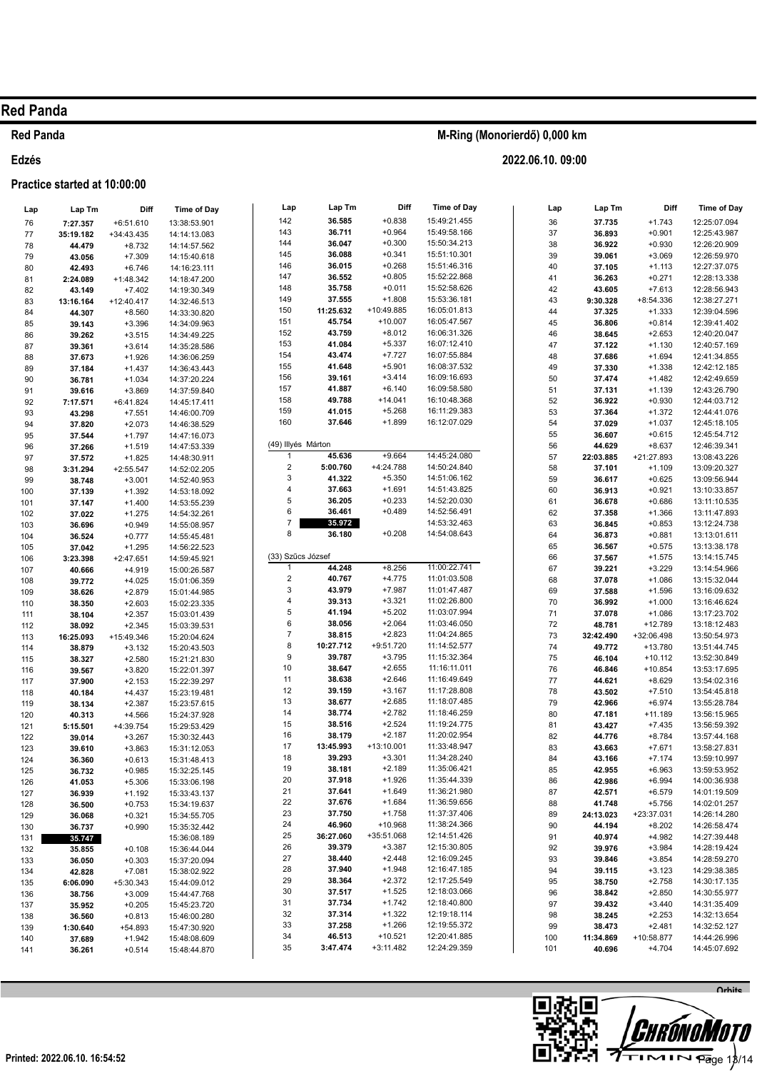# Red Panda

**Red Panda** — M-Ring (Monorierdő) 0,000 km

**Edzés** — 2022.06.10. 09:00

**Practice started at 10:00:00**

| Lap | Lap Tm | Diff | Time of Day |
|---|---|---|---|
| 76 | **7:27.357** | +6:51.610 | 13:38:53.901 |
| 77 | **35:19.182** | +34:43.435 | 14:14:13.083 |
| 78 | **44.479** | +8.732 | 14:14:57.562 |
| 79 | **43.056** | +7.309 | 14:15:40.618 |
| 80 | **42.493** | +6.746 | 14:16:23.111 |
| 81 | **2:24.089** | +1:48.342 | 14:18:47.200 |
| 82 | **43.149** | +7.402 | 14:19:30.349 |
| 83 | **13:16.164** | +12:40.417 | 14:32:46.513 |
| 84 | **44.307** | +8.560 | 14:33:30.820 |
| 85 | **39.143** | +3.396 | 14:34:09.963 |
| 86 | **39.262** | +3.515 | 14:34:49.225 |
| 87 | **39.361** | +3.614 | 14:35:28.586 |
| 88 | **37.673** | +1.926 | 14:36:06.259 |
| 89 | **37.184** | +1.437 | 14:36:43.443 |
| 90 | **36.781** | +1.034 | 14:37:20.224 |
| 91 | **39.616** | +3.869 | 14:37:59.840 |
| 92 | **7:17.571** | +6:41.824 | 14:45:17.411 |
| 93 | **43.298** | +7.551 | 14:46:00.709 |
| 94 | **37.820** | +2.073 | 14:46:38.529 |
| 95 | **37.544** | +1.797 | 14:47:16.073 |
| 96 | **37.266** | +1.519 | 14:47:53.339 |
| 97 | **37.572** | +1.825 | 14:48:30.911 |
| 98 | **3:31.294** | +2:55.547 | 14:52:02.205 |
| 99 | **38.748** | +3.001 | 14:52:40.953 |
| 100 | **37.139** | +1.392 | 14:53:18.092 |
| 101 | **37.147** | +1.400 | 14:53:55.239 |
| 102 | **37.022** | +1.275 | 14:54:32.261 |
| 103 | **36.696** | +0.949 | 14:55:08.957 |
| 104 | **36.524** | +0.777 | 14:55:45.481 |
| 105 | **37.042** | +1.295 | 14:56:22.523 |
| 106 | **3:23.398** | +2:47.651 | 14:59:45.921 |
| 107 | **40.666** | +4.919 | 15:00:26.587 |
| 108 | **39.772** | +4.025 | 15:01:06.359 |
| 109 | **38.626** | +2.879 | 15:01:44.985 |
| 110 | **38.350** | +2.603 | 15:02:23.335 |
| 111 | **38.104** | +2.357 | 15:03:01.439 |
| 112 | **38.092** | +2.345 | 15:03:39.531 |
| 113 | **16:25.093** | +15:49.346 | 15:20:04.624 |
| 114 | **38.879** | +3.132 | 15:20:43.503 |
| 115 | **38.327** | +2.580 | 15:21:21.830 |
| 116 | **39.567** | +3.820 | 15:22:01.397 |
| 117 | **37.900** | +2.153 | 15:22:39.297 |
| 118 | **40.184** | +4.437 | 15:23:19.481 |
| 119 | **38.134** | +2.387 | 15:23:57.615 |
| 120 | **40.313** | +4.566 | 15:24:37.928 |
| 121 | **5:15.501** | +4:39.754 | 15:29:53.429 |
| 122 | **39.014** | +3.267 | 15:30:32.443 |
| 123 | **39.610** | +3.863 | 15:31:12.053 |
| 124 | **36.360** | +0.613 | 15:31:48.413 |
| 125 | **36.732** | +0.985 | 15:32:25.145 |
| 126 | **41.053** | +5.306 | 15:33:06.198 |
| 127 | **36.939** | +1.192 | 15:33:43.137 |
| 128 | **36.500** | +0.753 | 15:34:19.637 |
| 129 | **36.068** | +0.321 | 15:34:55.705 |
| 130 | **36.737** | +0.990 | 15:35:32.442 |
| 131 | **35.747** | | 15:36:08.189 |
| 132 | **35.855** | +0.108 | 15:36:44.044 |
| 133 | **36.050** | +0.303 | 15:37:20.094 |
| 134 | **42.828** | +7.081 | 15:38:02.922 |
| 135 | **6:06.090** | +5:30.343 | 15:44:09.012 |
| 136 | **38.756** | +3.009 | 15:44:47.768 |
| 137 | **35.952** | +0.205 | 15:45:23.720 |
| 138 | **36.560** | +0.813 | 15:46:00.280 |
| 139 | **1:30.640** | +54.893 | 15:47:30.920 |
| 140 | **37.689** | +1.942 | 15:48:08.609 |
| 141 | **36.261** | +0.514 | 15:48:44.870 |
| 142 | **36.585** | +0.838 | 15:49:21.455 |
| 143 | **36.711** | +0.964 | 15:49:58.166 |
| 144 | **36.047** | +0.300 | 15:50:34.213 |
| 145 | **36.088** | +0.341 | 15:51:10.301 |
| 146 | **36.015** | +0.268 | 15:51:46.316 |
| 147 | **36.552** | +0.805 | 15:52:22.868 |
| 148 | **35.758** | +0.011 | 15:52:58.626 |
| 149 | **37.555** | +1.808 | 15:53:36.181 |
| 150 | **11:25.632** | +10:49.885 | 16:05:01.813 |
| 151 | **45.754** | +10.007 | 16:05:47.567 |
| 152 | **43.759** | +8.012 | 16:06:31.326 |
| 153 | **41.084** | +5.337 | 16:07:12.410 |
| 154 | **43.474** | +7.727 | 16:07:55.884 |
| 155 | **41.648** | +5.901 | 16:08:37.532 |
| 156 | **39.161** | +3.414 | 16:09:16.693 |
| 157 | **41.887** | +6.140 | 16:09:58.580 |
| 158 | **49.788** | +14.041 | 16:10:48.368 |
| 159 | **41.015** | +5.268 | 16:11:29.383 |
| 160 | **37.646** | +1.899 | 16:12:07.029 |

**(49) Illyés Márton**

| Lap | Lap Tm | Diff | Time of Day |
|---|---|---|---|
| 1 | **45.636** | +9.664 | 14:45:24.080 |
| 2 | **5:00.760** | +4:24.788 | 14:50:24.840 |
| 3 | **41.322** | +5.350 | 14:51:06.162 |
| 4 | **37.663** | +1.691 | 14:51:43.825 |
| 5 | **36.205** | +0.233 | 14:52:20.030 |
| 6 | **36.461** | +0.489 | 14:52:56.491 |
| 7 | **35.972** | | 14:53:32.463 |
| 8 | **36.180** | +0.208 | 14:54:08.643 |

**(33) Szűcs József**

| Lap | Lap Tm | Diff | Time of Day |
|---|---|---|---|
| 1 | **44.248** | +8.256 | 11:00:22.741 |
| 2 | **40.767** | +4.775 | 11:01:03.508 |
| 3 | **43.979** | +7.987 | 11:01:47.487 |
| 4 | **39.313** | +3.321 | 11:02:26.800 |
| 5 | **41.194** | +5.202 | 11:03:07.994 |
| 6 | **38.056** | +2.064 | 11:03:46.050 |
| 7 | **38.815** | +2.823 | 11:04:24.865 |
| 8 | **10:27.712** | +9:51.720 | 11:14:52.577 |
| 9 | **39.787** | +3.795 | 11:15:32.364 |
| 10 | **38.647** | +2.655 | 11:16:11.011 |
| 11 | **38.638** | +2.646 | 11:16:49.649 |
| 12 | **39.159** | +3.167 | 11:17:28.808 |
| 13 | **38.677** | +2.685 | 11:18:07.485 |
| 14 | **38.774** | +2.782 | 11:18:46.259 |
| 15 | **38.516** | +2.524 | 11:19:24.775 |
| 16 | **38.179** | +2.187 | 11:20:02.954 |
| 17 | **13:45.993** | +13:10.001 | 11:33:48.947 |
| 18 | **39.293** | +3.301 | 11:34:28.240 |
| 19 | **38.181** | +2.189 | 11:35:06.421 |
| 20 | **37.918** | +1.926 | 11:35:44.339 |
| 21 | **37.641** | +1.649 | 11:36:21.980 |
| 22 | **37.676** | +1.684 | 11:36:59.656 |
| 23 | **37.750** | +1.758 | 11:37:37.406 |
| 24 | **46.960** | +10.968 | 11:38:24.366 |
| 25 | **36:27.060** | +35:51.068 | 12:14:51.426 |
| 26 | **39.379** | +3.387 | 12:15:30.805 |
| 27 | **38.440** | +2.448 | 12:16:09.245 |
| 28 | **37.940** | +1.948 | 12:16:47.185 |
| 29 | **38.364** | +2.372 | 12:17:25.549 |
| 30 | **37.517** | +1.525 | 12:18:03.066 |
| 31 | **37.734** | +1.742 | 12:18:40.800 |
| 32 | **37.314** | +1.322 | 12:19:18.114 |
| 33 | **37.258** | +1.266 | 12:19:55.372 |
| 34 | **46.513** | +10.521 | 12:20:41.885 |
| 35 | **3:47.474** | +3:11.482 | 12:24:29.359 |
| 36 | **37.735** | +1.743 | 12:25:07.094 |
| 37 | **36.893** | +0.901 | 12:25:43.987 |
| 38 | **36.922** | +0.930 | 12:26:20.909 |
| 39 | **39.061** | +3.069 | 12:26:59.970 |
| 40 | **37.105** | +1.113 | 12:27:37.075 |
| 41 | **36.263** | +0.271 | 12:28:13.338 |
| 42 | **43.605** | +7.613 | 12:28:56.943 |
| 43 | **9:30.328** | +8:54.336 | 12:38:27.271 |
| 44 | **37.325** | +1.333 | 12:39:04.596 |
| 45 | **36.806** | +0.814 | 12:39:41.402 |
| 46 | **38.645** | +2.653 | 12:40:20.047 |
| 47 | **37.122** | +1.130 | 12:40:57.169 |
| 48 | **37.686** | +1.694 | 12:41:34.855 |
| 49 | **37.330** | +1.338 | 12:42:12.185 |
| 50 | **37.474** | +1.482 | 12:42:49.659 |
| 51 | **37.131** | +1.139 | 12:43:26.790 |
| 52 | **36.922** | +0.930 | 12:44:03.712 |
| 53 | **37.364** | +1.372 | 12:44:41.076 |
| 54 | **37.029** | +1.037 | 12:45:18.105 |
| 55 | **36.607** | +0.615 | 12:45:54.712 |
| 56 | **44.629** | +8.637 | 12:46:39.341 |
| 57 | **22:03.885** | +21:27.893 | 13:08:43.226 |
| 58 | **37.101** | +1.109 | 13:09:20.327 |
| 59 | **36.617** | +0.625 | 13:09:56.944 |
| 60 | **36.913** | +0.921 | 13:10:33.857 |
| 61 | **36.678** | +0.686 | 13:11:10.535 |
| 62 | **37.358** | +1.366 | 13:11:47.893 |
| 63 | **36.845** | +0.853 | 13:12:24.738 |
| 64 | **36.873** | +0.881 | 13:13:01.611 |
| 65 | **36.567** | +0.575 | 13:13:38.178 |
| 66 | **37.567** | +1.575 | 13:14:15.745 |
| 67 | **39.221** | +3.229 | 13:14:54.966 |
| 68 | **37.078** | +1.086 | 13:15:32.044 |
| 69 | **37.588** | +1.596 | 13:16:09.632 |
| 70 | **36.992** | +1.000 | 13:16:46.624 |
| 71 | **37.078** | +1.086 | 13:17:23.702 |
| 72 | **48.781** | +12.789 | 13:18:12.483 |
| 73 | **32:42.490** | +32:06.498 | 13:50:54.973 |
| 74 | **49.772** | +13.780 | 13:51:44.745 |
| 75 | **46.104** | +10.112 | 13:52:30.849 |
| 76 | **46.846** | +10.854 | 13:53:17.695 |
| 77 | **44.621** | +8.629 | 13:54:02.316 |
| 78 | **43.502** | +7.510 | 13:54:45.818 |
| 79 | **42.966** | +6.974 | 13:55:28.784 |
| 80 | **47.181** | +11.189 | 13:56:15.965 |
| 81 | **43.427** | +7.435 | 13:56:59.392 |
| 82 | **44.776** | +8.784 | 13:57:44.168 |
| 83 | **43.663** | +7.671 | 13:58:27.831 |
| 84 | **43.166** | +7.174 | 13:59:10.997 |
| 85 | **42.955** | +6.963 | 13:59:53.952 |
| 86 | **42.986** | +6.994 | 14:00:36.938 |
| 87 | **42.571** | +6.579 | 14:01:19.509 |
| 88 | **41.748** | +5.756 | 14:02:01.257 |
| 89 | **24:13.023** | +23:37.031 | 14:26:14.280 |
| 90 | **44.194** | +8.202 | 14:26:58.474 |
| 91 | **40.974** | +4.982 | 14:27:39.448 |
| 92 | **39.976** | +3.984 | 14:28:19.424 |
| 93 | **39.846** | +3.854 | 14:28:59.270 |
| 94 | **39.115** | +3.123 | 14:29:38.385 |
| 95 | **38.750** | +2.758 | 14:30:17.135 |
| 96 | **38.842** | +2.850 | 14:30:55.977 |
| 97 | **39.432** | +3.440 | 14:31:35.409 |
| 98 | **38.245** | +2.253 | 14:32:13.654 |
| 99 | **38.473** | +2.481 | 14:32:52.127 |
| 100 | **11:34.869** | +10:58.877 | 14:44:26.996 |
| 101 | **40.696** | +4.704 | 14:45:07.692 |

Printed: 2022.06.10. 16:54:52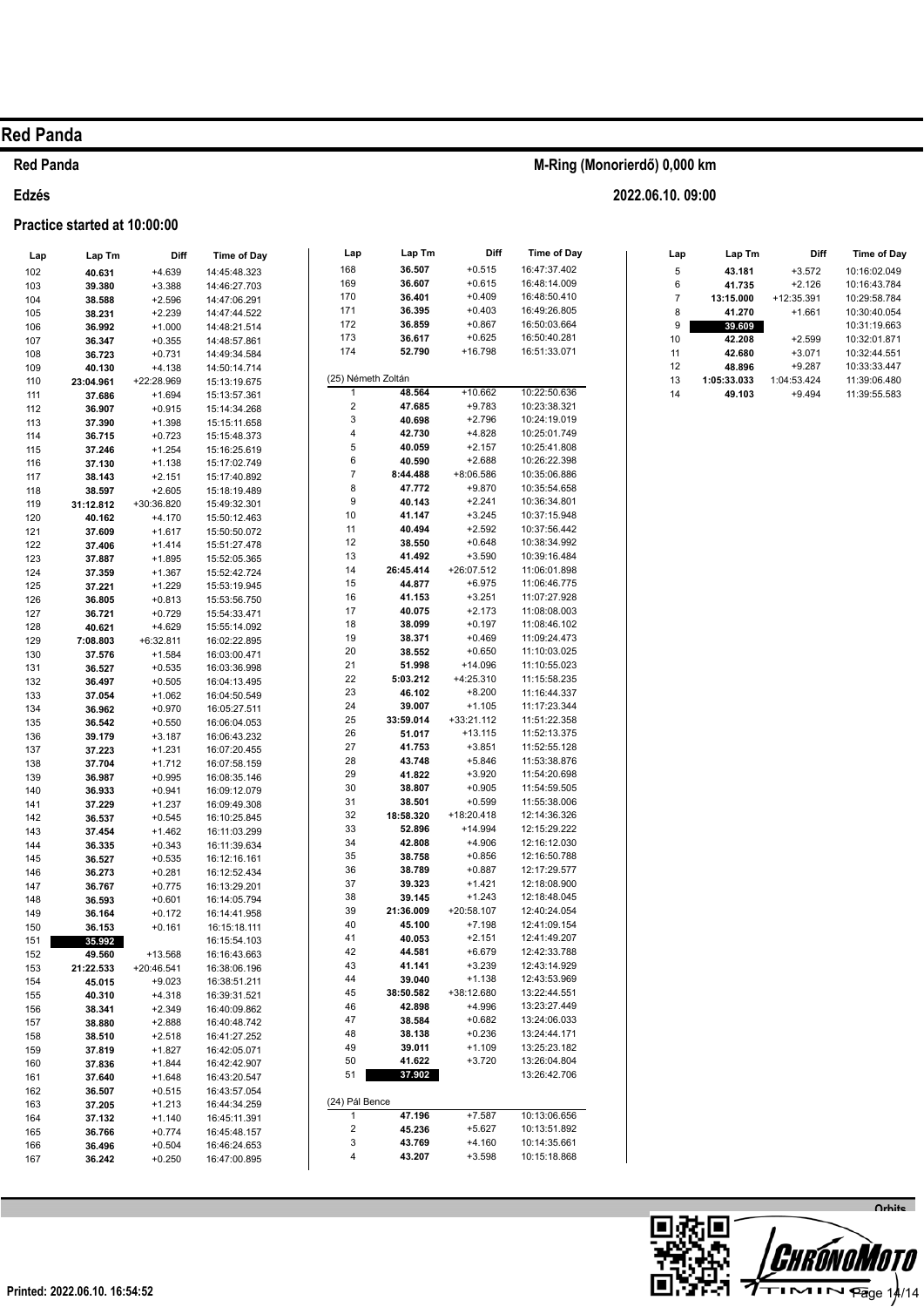# Red Panda

**Red Panda** — **M-Ring (Monorierdő) 0,000 km**

**Edzés** — **2022.06.10. 09:00**

**Practice started at 10:00:00**

| Lap | Lap Tm | Diff | Time of Day |
|---|---|---|---|
| 102 | **40.631** | +4.639 | 14:45:48.323 |
| 103 | **39.380** | +3.388 | 14:46:27.703 |
| 104 | **38.588** | +2.596 | 14:47:06.291 |
| 105 | **38.231** | +2.239 | 14:47:44.522 |
| 106 | **36.992** | +1.000 | 14:48:21.514 |
| 107 | **36.347** | +0.355 | 14:48:57.861 |
| 108 | **36.723** | +0.731 | 14:49:34.584 |
| 109 | **40.130** | +4.138 | 14:50:14.714 |
| 110 | **23:04.961** | +22:28.969 | 15:13:19.675 |
| 111 | **37.686** | +1.694 | 15:13:57.361 |
| 112 | **36.907** | +0.915 | 15:14:34.268 |
| 113 | **37.390** | +1.398 | 15:15:11.658 |
| 114 | **36.715** | +0.723 | 15:15:48.373 |
| 115 | **37.246** | +1.254 | 15:16:25.619 |
| 116 | **37.130** | +1.138 | 15:17:02.749 |
| 117 | **38.143** | +2.151 | 15:17:40.892 |
| 118 | **38.597** | +2.605 | 15:18:19.489 |
| 119 | **31:12.812** | +30:36.820 | 15:49:32.301 |
| 120 | **40.162** | +4.170 | 15:50:12.463 |
| 121 | **37.609** | +1.617 | 15:50:50.072 |
| 122 | **37.406** | +1.414 | 15:51:27.478 |
| 123 | **37.887** | +1.895 | 15:52:05.365 |
| 124 | **37.359** | +1.367 | 15:52:42.724 |
| 125 | **37.221** | +1.229 | 15:53:19.945 |
| 126 | **36.805** | +0.813 | 15:53:56.750 |
| 127 | **36.721** | +0.729 | 15:54:33.471 |
| 128 | **40.621** | +4.629 | 15:55:14.092 |
| 129 | **7:08.803** | +6:32.811 | 16:02:22.895 |
| 130 | **37.576** | +1.584 | 16:03:00.471 |
| 131 | **36.527** | +0.535 | 16:03:36.998 |
| 132 | **36.497** | +0.505 | 16:04:13.495 |
| 133 | **37.054** | +1.062 | 16:04:50.549 |
| 134 | **36.962** | +0.970 | 16:05:27.511 |
| 135 | **36.542** | +0.550 | 16:06:04.053 |
| 136 | **39.179** | +3.187 | 16:06:43.232 |
| 137 | **37.223** | +1.231 | 16:07:20.455 |
| 138 | **37.704** | +1.712 | 16:07:58.159 |
| 139 | **36.987** | +0.995 | 16:08:35.146 |
| 140 | **36.933** | +0.941 | 16:09:12.079 |
| 141 | **37.229** | +1.237 | 16:09:49.308 |
| 142 | **36.537** | +0.545 | 16:10:25.845 |
| 143 | **37.454** | +1.462 | 16:11:03.299 |
| 144 | **36.335** | +0.343 | 16:11:39.634 |
| 145 | **36.527** | +0.535 | 16:12:16.161 |
| 146 | **36.273** | +0.281 | 16:12:52.434 |
| 147 | **36.767** | +0.775 | 16:13:29.201 |
| 148 | **36.593** | +0.601 | 16:14:05.794 |
| 149 | **36.164** | +0.172 | 16:14:41.958 |
| 150 | **36.153** | +0.161 | 16:15:18.111 |
| 151 | **35.992** | | 16:15:54.103 |
| 152 | **49.560** | +13.568 | 16:16:43.663 |
| 153 | **21:22.533** | +20:46.541 | 16:38:06.196 |
| 154 | **45.015** | +9.023 | 16:38:51.211 |
| 155 | **40.310** | +4.318 | 16:39:31.521 |
| 156 | **38.341** | +2.349 | 16:40:09.862 |
| 157 | **38.880** | +2.888 | 16:40:48.742 |
| 158 | **38.510** | +2.518 | 16:41:27.252 |
| 159 | **37.819** | +1.827 | 16:42:05.071 |
| 160 | **37.836** | +1.844 | 16:42:42.907 |
| 161 | **37.640** | +1.648 | 16:43:20.547 |
| 162 | **36.507** | +0.515 | 16:43:57.054 |
| 163 | **37.205** | +1.213 | 16:44:34.259 |
| 164 | **37.132** | +1.140 | 16:45:11.391 |
| 165 | **36.766** | +0.774 | 16:45:48.157 |
| 166 | **36.496** | +0.504 | 16:46:24.653 |
| 167 | **36.242** | +0.250 | 16:47:00.895 |
| 168 | **36.507** | +0.515 | 16:47:37.402 |
| 169 | **36.607** | +0.615 | 16:48:14.009 |
| 170 | **36.401** | +0.409 | 16:48:50.410 |
| 171 | **36.395** | +0.403 | 16:49:26.805 |
| 172 | **36.859** | +0.867 | 16:50:03.664 |
| 173 | **36.617** | +0.625 | 16:50:40.281 |
| 174 | **52.790** | +16.798 | 16:51:33.071 |

(25) Németh Zoltán

| Lap | Lap Tm | Diff | Time of Day |
|---|---|---|---|
| 1 | **48.564** | +10.662 | 10:22:50.636 |
| 2 | **47.685** | +9.783 | 10:23:38.321 |
| 3 | **40.698** | +2.796 | 10:24:19.019 |
| 4 | **42.730** | +4.828 | 10:25:01.749 |
| 5 | **40.059** | +2.157 | 10:25:41.808 |
| 6 | **40.590** | +2.688 | 10:26:22.398 |
| 7 | **8:44.488** | +8:06.586 | 10:35:06.886 |
| 8 | **47.772** | +9.870 | 10:35:54.658 |
| 9 | **40.143** | +2.241 | 10:36:34.801 |
| 10 | **41.147** | +3.245 | 10:37:15.948 |
| 11 | **40.494** | +2.592 | 10:37:56.442 |
| 12 | **38.550** | +0.648 | 10:38:34.992 |
| 13 | **41.492** | +3.590 | 10:39:16.484 |
| 14 | **26:45.414** | +26:07.512 | 11:06:01.898 |
| 15 | **44.877** | +6.975 | 11:06:46.775 |
| 16 | **41.153** | +3.251 | 11:07:27.928 |
| 17 | **40.075** | +2.173 | 11:08:08.003 |
| 18 | **38.099** | +0.197 | 11:08:46.102 |
| 19 | **38.371** | +0.469 | 11:09:24.473 |
| 20 | **38.552** | +0.650 | 11:10:03.025 |
| 21 | **51.998** | +14.096 | 11:10:55.023 |
| 22 | **5:03.212** | +4:25.310 | 11:15:58.235 |
| 23 | **46.102** | +8.200 | 11:16:44.337 |
| 24 | **39.007** | +1.105 | 11:17:23.344 |
| 25 | **33:59.014** | +33:21.112 | 11:51:22.358 |
| 26 | **51.017** | +13.115 | 11:52:13.375 |
| 27 | **41.753** | +3.851 | 11:52:55.128 |
| 28 | **43.748** | +5.846 | 11:53:38.876 |
| 29 | **41.822** | +3.920 | 11:54:20.698 |
| 30 | **38.807** | +0.905 | 11:54:59.505 |
| 31 | **38.501** | +0.599 | 11:55:38.006 |
| 32 | **18:58.320** | +18:20.418 | 12:14:36.326 |
| 33 | **52.896** | +14.994 | 12:15:29.222 |
| 34 | **42.808** | +4.906 | 12:16:12.030 |
| 35 | **38.758** | +0.856 | 12:16:50.788 |
| 36 | **38.789** | +0.887 | 12:17:29.577 |
| 37 | **39.323** | +1.421 | 12:18:08.900 |
| 38 | **39.145** | +1.243 | 12:18:48.045 |
| 39 | **21:36.009** | +20:58.107 | 12:40:24.054 |
| 40 | **45.100** | +7.198 | 12:41:09.154 |
| 41 | **40.053** | +2.151 | 12:41:49.207 |
| 42 | **44.581** | +6.679 | 12:42:33.788 |
| 43 | **41.141** | +3.239 | 12:43:14.929 |
| 44 | **39.040** | +1.138 | 12:43:53.969 |
| 45 | **38:50.582** | +38:12.680 | 13:22:44.551 |
| 46 | **42.898** | +4.996 | 13:23:27.449 |
| 47 | **38.584** | +0.682 | 13:24:06.033 |
| 48 | **38.138** | +0.236 | 13:24:44.171 |
| 49 | **39.011** | +1.109 | 13:25:23.182 |
| 50 | **41.622** | +3.720 | 13:26:04.804 |
| 51 | **37.902** | | 13:26:42.706 |

(24) Pál Bence

| Lap | Lap Tm | Diff | Time of Day |
|---|---|---|---|
| 1 | **47.196** | +7.587 | 10:13:06.656 |
| 2 | **45.236** | +5.627 | 10:13:51.892 |
| 3 | **43.769** | +4.160 | 10:14:35.661 |
| 4 | **43.207** | +3.598 | 10:15:18.868 |
| 5 | **43.181** | +3.572 | 10:16:02.049 |
| 6 | **41.735** | +2.126 | 10:16:43.784 |
| 7 | **13:15.000** | +12:35.391 | 10:29:58.784 |
| 8 | **41.270** | +1.661 | 10:30:40.054 |
| 9 | **39.609** | | 10:31:19.663 |
| 10 | **42.208** | +2.599 | 10:32:01.871 |
| 11 | **42.680** | +3.071 | 10:32:44.551 |
| 12 | **48.896** | +9.287 | 10:33:33.447 |
| 13 | **1:05:33.033** | 1:04:53.424 | 11:39:06.480 |
| 14 | **49.103** | +9.494 | 11:39:55.583 |

Printed: 2022.06.10. 16:54:52